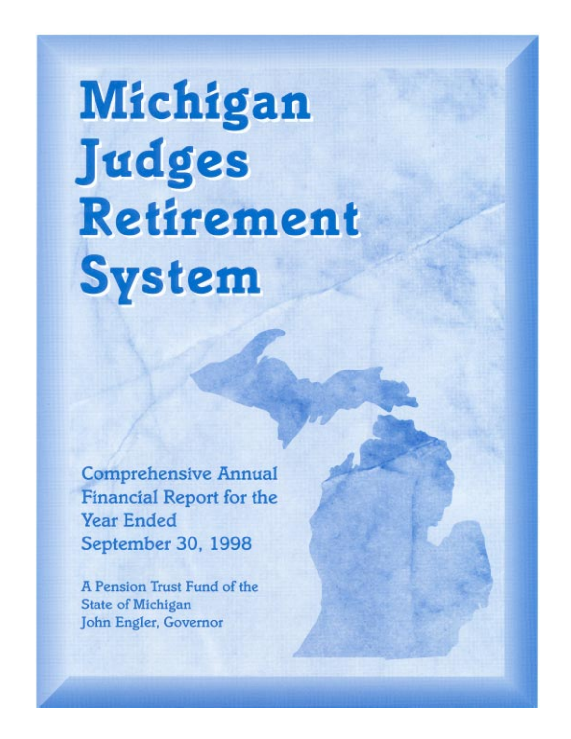# Michigan Judges Retirement System

Comprehensive Annual Financial Report for the Year Ended September 30, 1998

A Pension Trust Fund of the State of Michigan
John Engler, Governor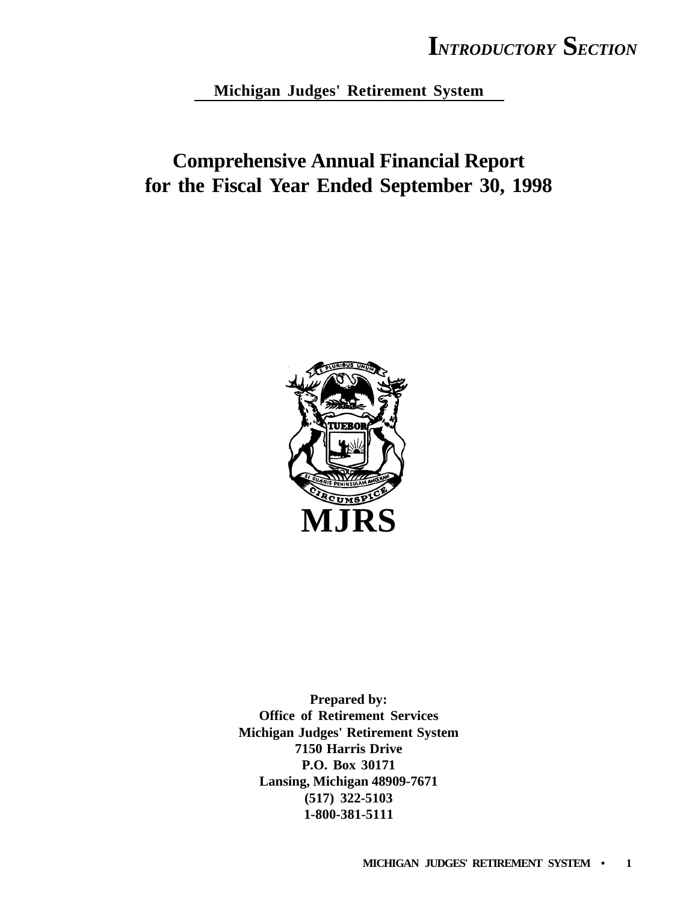**Michigan Judges' Retirement System**

# Comprehensive Annual Financial Report for the Fiscal Year Ended September 30, 1998

**MJRS**

**Prepared by:**
**Office of Retirement Services**
**Michigan Judges' Retirement System**
**7150 Harris Drive**
**P.O. Box 30171**
**Lansing, Michigan 48909-7671**
**(517) 322-5103**
**1-800-381-5111**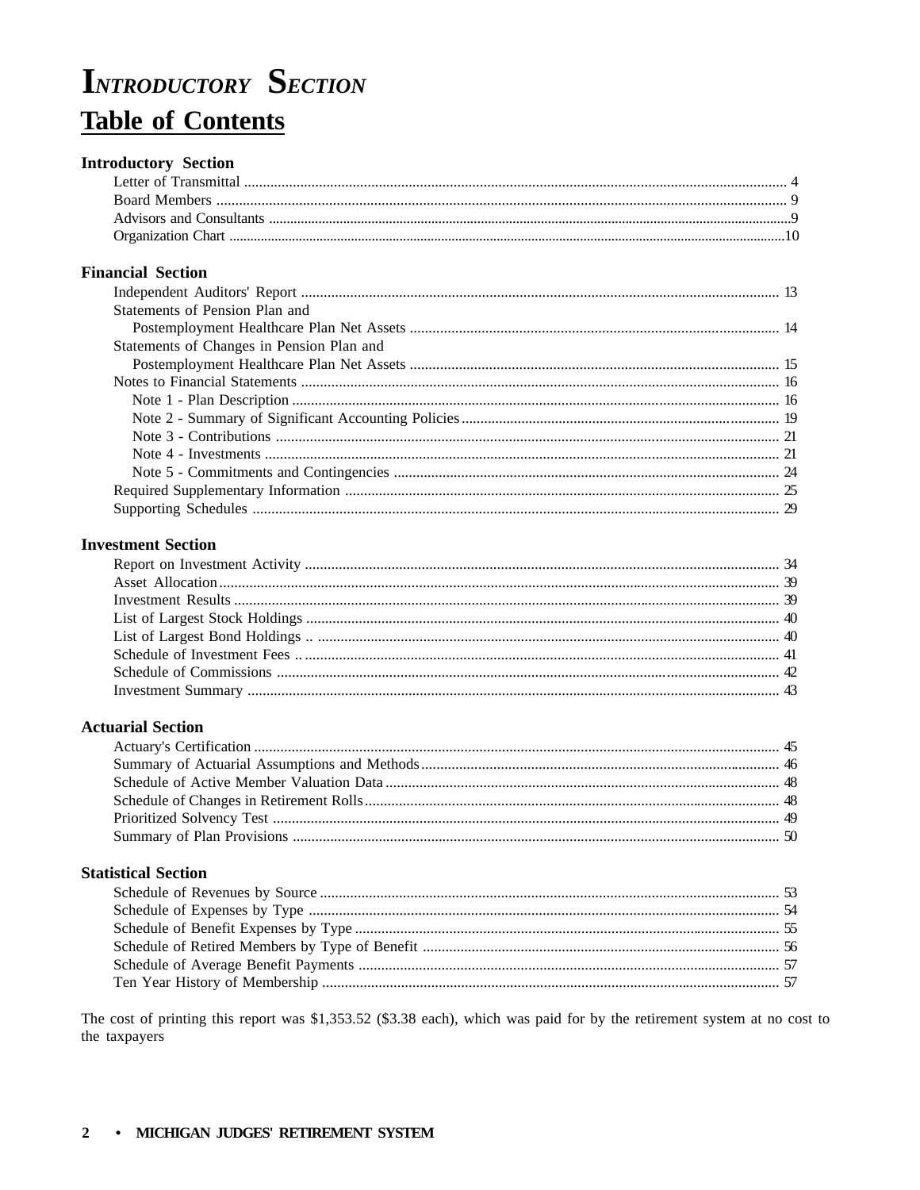# Introductory Section

## Table of Contents

### Introductory Section

- Letter of Transmittal ........ 4
- Board Members ........ 9
- Advisors and Consultants ........ 9
- Organization Chart ........ 10

### Financial Section

- Independent Auditors' Report ........ 13
- Statements of Pension Plan and Postemployment Healthcare Plan Net Assets ........ 14
- Statements of Changes in Pension Plan and Postemployment Healthcare Plan Net Assets ........ 15
- Notes to Financial Statements ........ 16
  - Note 1 - Plan Description ........ 16
  - Note 2 - Summary of Significant Accounting Policies ........ 19
  - Note 3 - Contributions ........ 21
  - Note 4 - Investments ........ 21
  - Note 5 - Commitments and Contingencies ........ 24
- Required Supplementary Information ........ 25
- Supporting Schedules ........ 29

### Investment Section

- Report on Investment Activity ........ 34
- Asset Allocation ........ 39
- Investment Results ........ 39
- List of Largest Stock Holdings ........ 40
- List of Largest Bond Holdings ........ 40
- Schedule of Investment Fees ........ 41
- Schedule of Commissions ........ 42
- Investment Summary ........ 43

### Actuarial Section

- Actuary's Certification ........ 45
- Summary of Actuarial Assumptions and Methods ........ 46
- Schedule of Active Member Valuation Data ........ 48
- Schedule of Changes in Retirement Rolls ........ 48
- Prioritized Solvency Test ........ 49
- Summary of Plan Provisions ........ 50

### Statistical Section

- Schedule of Revenues by Source ........ 53
- Schedule of Expenses by Type ........ 54
- Schedule of Benefit Expenses by Type ........ 55
- Schedule of Retired Members by Type of Benefit ........ 56
- Schedule of Average Benefit Payments ........ 57
- Ten Year History of Membership ........ 57

The cost of printing this report was $1,353.52 ($3.38 each), which was paid for by the retirement system at no cost to the taxpayers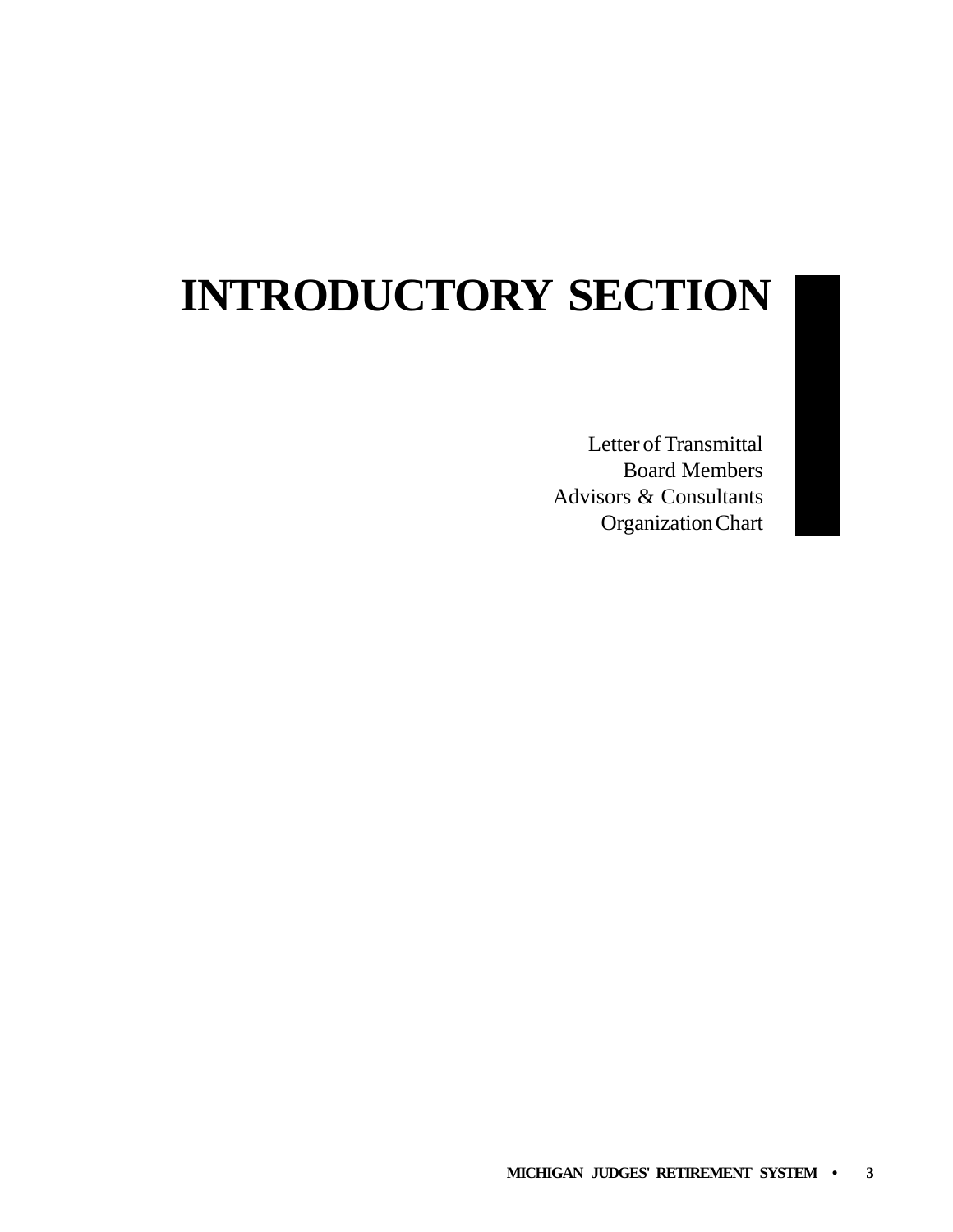# INTRODUCTORY SECTION

Letter of Transmittal
Board Members
Advisors & Consultants
Organization Chart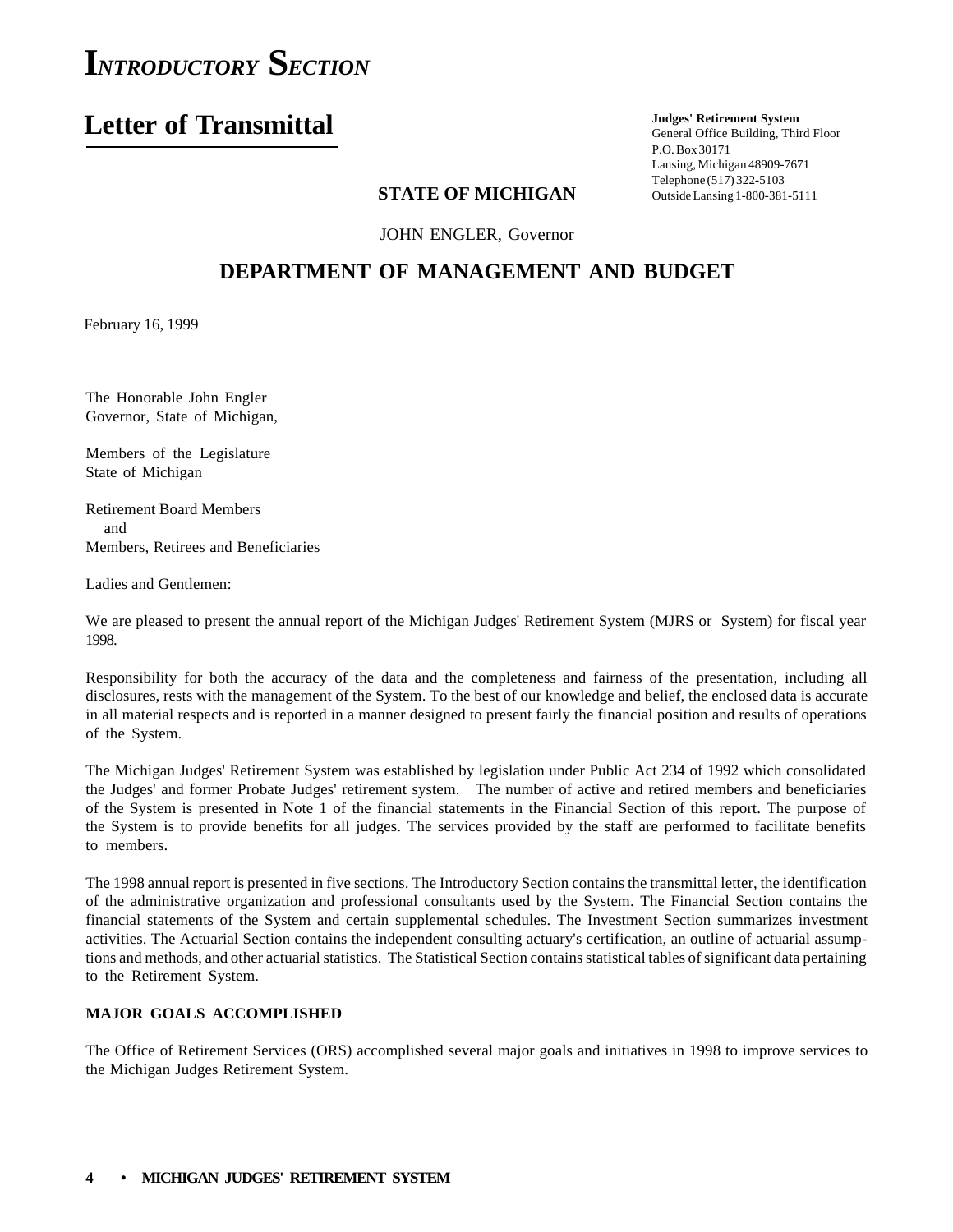# INTRODUCTORY SECTION

## Letter of Transmittal

**Judges' Retirement System**
General Office Building, Third Floor
P.O. Box 30171
Lansing, Michigan 48909-7671
Telephone (517) 322-5103
Outside Lansing 1-800-381-5111

**STATE OF MICHIGAN**

JOHN ENGLER, Governor

**DEPARTMENT OF MANAGEMENT AND BUDGET**

February 16, 1999

The Honorable John Engler
Governor, State of Michigan,

Members of the Legislature
State of Michigan

Retirement Board Members
and
Members, Retirees and Beneficiaries

Ladies and Gentlemen:

We are pleased to present the annual report of the Michigan Judges' Retirement System (MJRS or System) for fiscal year 1998.

Responsibility for both the accuracy of the data and the completeness and fairness of the presentation, including all disclosures, rests with the management of the System. To the best of our knowledge and belief, the enclosed data is accurate in all material respects and is reported in a manner designed to present fairly the financial position and results of operations of the System.

The Michigan Judges' Retirement System was established by legislation under Public Act 234 of 1992 which consolidated the Judges' and former Probate Judges' retirement system. The number of active and retired members and beneficiaries of the System is presented in Note 1 of the financial statements in the Financial Section of this report. The purpose of the System is to provide benefits for all judges. The services provided by the staff are performed to facilitate benefits to members.

The 1998 annual report is presented in five sections. The Introductory Section contains the transmittal letter, the identification of the administrative organization and professional consultants used by the System. The Financial Section contains the financial statements of the System and certain supplemental schedules. The Investment Section summarizes investment activities. The Actuarial Section contains the independent consulting actuary's certification, an outline of actuarial assumptions and methods, and other actuarial statistics. The Statistical Section contains statistical tables of significant data pertaining to the Retirement System.

**MAJOR GOALS ACCOMPLISHED**

The Office of Retirement Services (ORS) accomplished several major goals and initiatives in 1998 to improve services to the Michigan Judges Retirement System.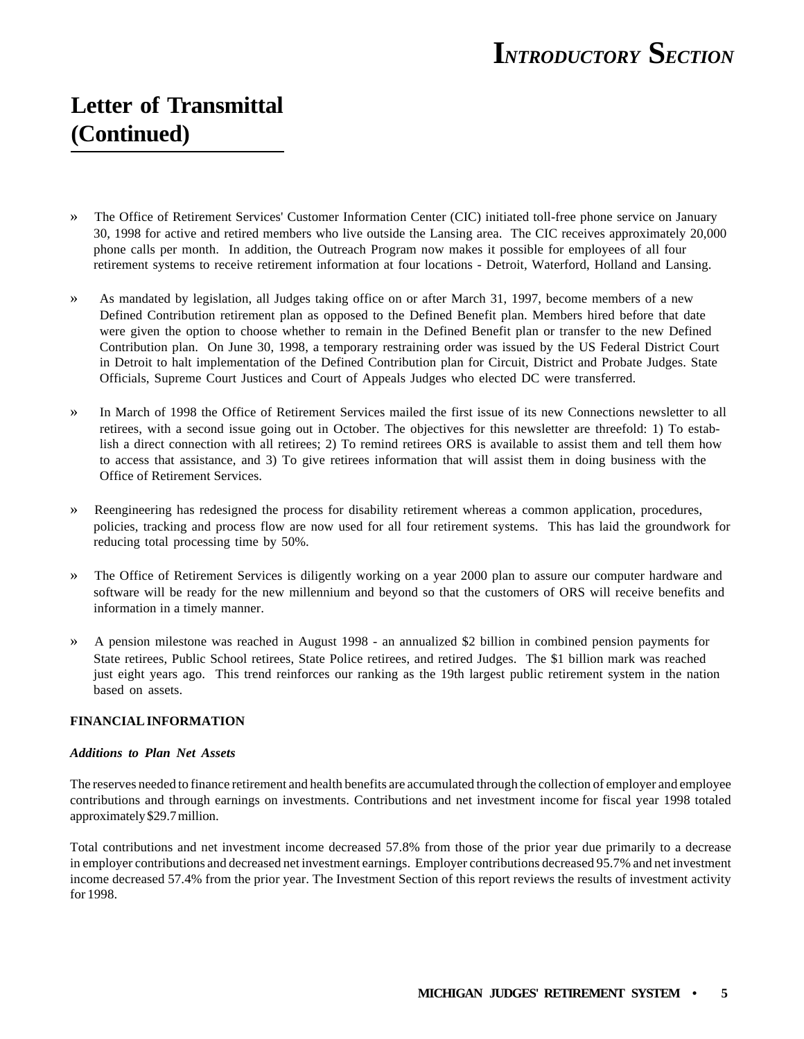# Letter of Transmittal (Continued)

- » The Office of Retirement Services' Customer Information Center (CIC) initiated toll-free phone service on January 30, 1998 for active and retired members who live outside the Lansing area. The CIC receives approximately 20,000 phone calls per month. In addition, the Outreach Program now makes it possible for employees of all four retirement systems to receive retirement information at four locations - Detroit, Waterford, Holland and Lansing.

- » As mandated by legislation, all Judges taking office on or after March 31, 1997, become members of a new Defined Contribution retirement plan as opposed to the Defined Benefit plan. Members hired before that date were given the option to choose whether to remain in the Defined Benefit plan or transfer to the new Defined Contribution plan. On June 30, 1998, a temporary restraining order was issued by the US Federal District Court in Detroit to halt implementation of the Defined Contribution plan for Circuit, District and Probate Judges. State Officials, Supreme Court Justices and Court of Appeals Judges who elected DC were transferred.

- » In March of 1998 the Office of Retirement Services mailed the first issue of its new Connections newsletter to all retirees, with a second issue going out in October. The objectives for this newsletter are threefold: 1) To establish a direct connection with all retirees; 2) To remind retirees ORS is available to assist them and tell them how to access that assistance, and 3) To give retirees information that will assist them in doing business with the Office of Retirement Services.

- » Reengineering has redesigned the process for disability retirement whereas a common application, procedures, policies, tracking and process flow are now used for all four retirement systems. This has laid the groundwork for reducing total processing time by 50%.

- » The Office of Retirement Services is diligently working on a year 2000 plan to assure our computer hardware and software will be ready for the new millennium and beyond so that the customers of ORS will receive benefits and information in a timely manner.

- » A pension milestone was reached in August 1998 - an annualized $2 billion in combined pension payments for State retirees, Public School retirees, State Police retirees, and retired Judges. The $1 billion mark was reached just eight years ago. This trend reinforces our ranking as the 19th largest public retirement system in the nation based on assets.

**FINANCIAL INFORMATION**

***Additions to Plan Net Assets***

The reserves needed to finance retirement and health benefits are accumulated through the collection of employer and employee contributions and through earnings on investments. Contributions and net investment income for fiscal year 1998 totaled approximately $29.7 million.

Total contributions and net investment income decreased 57.8% from those of the prior year due primarily to a decrease in employer contributions and decreased net investment earnings. Employer contributions decreased 95.7% and net investment income decreased 57.4% from the prior year. The Investment Section of this report reviews the results of investment activity for 1998.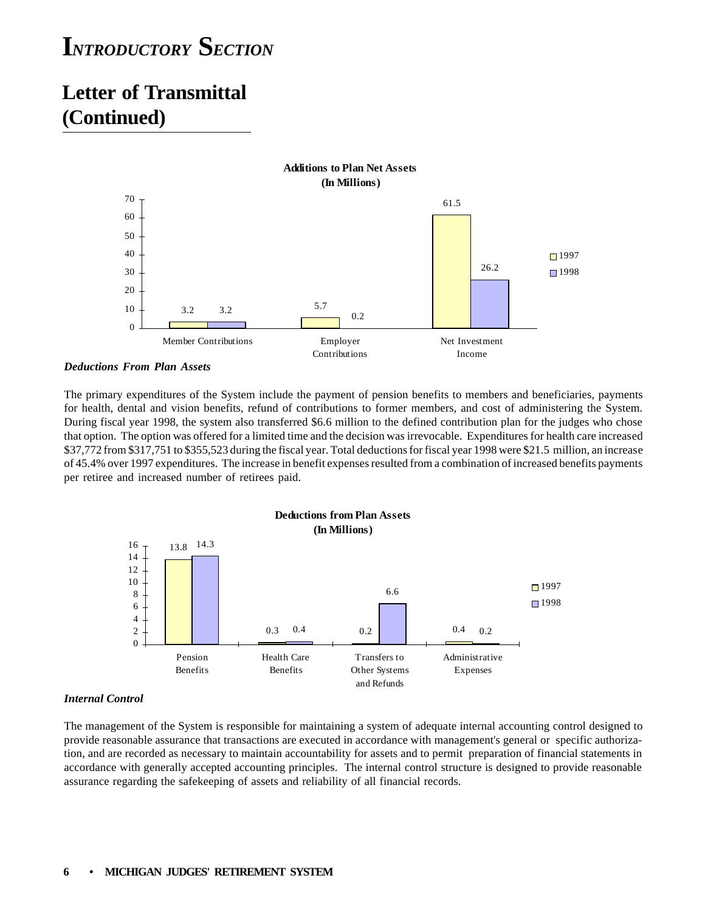# *Introductory Section*

## Letter of Transmittal (Continued)

**Additions to Plan Net Assets (In Millions)**

| | 1997 | 1998 |
|---|---|---|
| Member Contributions | 3.2 | 3.2 |
| Employer Contributions | 5.7 | 0.2 |
| Net Investment Income | 61.5 | 26.2 |

***Deductions From Plan Assets***

The primary expenditures of the System include the payment of pension benefits to members and beneficiaries, payments for health, dental and vision benefits, refund of contributions to former members, and cost of administering the System. During fiscal year 1998, the system also transferred $6.6 million to the defined contribution plan for the judges who chose that option. The option was offered for a limited time and the decision was irrevocable. Expenditures for health care increased $37,772 from $317,751 to $355,523 during the fiscal year. Total deductions for fiscal year 1998 were $21.5 million, an increase of 45.4% over 1997 expenditures. The increase in benefit expenses resulted from a combination of increased benefits payments per retiree and increased number of retirees paid.

**Deductions from Plan Assets (In Millions)**

| | 1997 | 1998 |
|---|---|---|
| Pension Benefits | 13.8 | 14.3 |
| Health Care Benefits | 0.3 | 0.4 |
| Transfers to Other Systems and Refunds | 0.2 | 6.6 |
| Administrative Expenses | 0.4 | 0.2 |

***Internal Control***

The management of the System is responsible for maintaining a system of adequate internal accounting control designed to provide reasonable assurance that transactions are executed in accordance with management's general or specific authorization, and are recorded as necessary to maintain accountability for assets and to permit preparation of financial statements in accordance with generally accepted accounting principles. The internal control structure is designed to provide reasonable assurance regarding the safekeeping of assets and reliability of all financial records.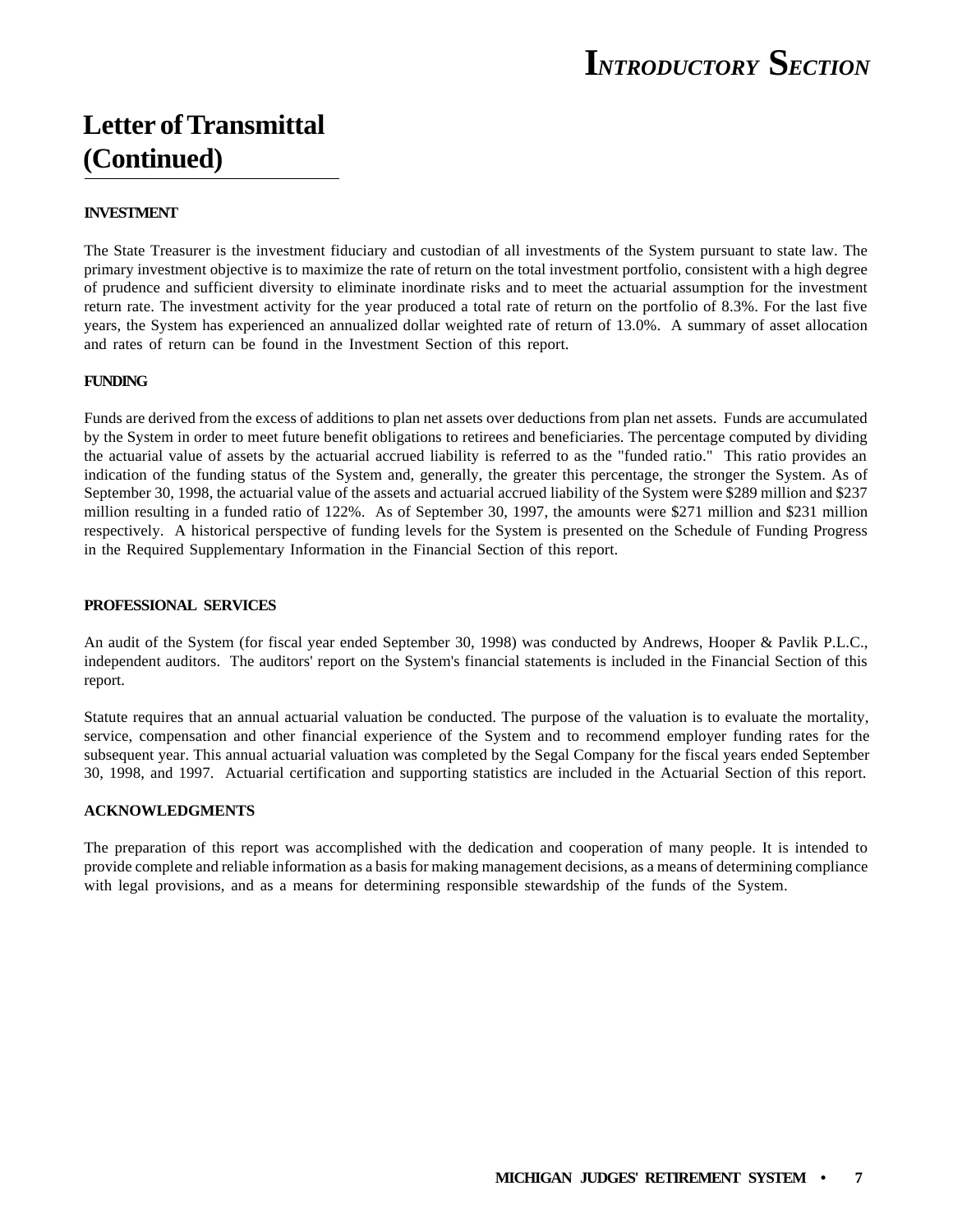# Letter of Transmittal (Continued)

**INVESTMENT**

The State Treasurer is the investment fiduciary and custodian of all investments of the System pursuant to state law. The primary investment objective is to maximize the rate of return on the total investment portfolio, consistent with a high degree of prudence and sufficient diversity to eliminate inordinate risks and to meet the actuarial assumption for the investment return rate. The investment activity for the year produced a total rate of return on the portfolio of 8.3%. For the last five years, the System has experienced an annualized dollar weighted rate of return of 13.0%. A summary of asset allocation and rates of return can be found in the Investment Section of this report.

**FUNDING**

Funds are derived from the excess of additions to plan net assets over deductions from plan net assets. Funds are accumulated by the System in order to meet future benefit obligations to retirees and beneficiaries. The percentage computed by dividing the actuarial value of assets by the actuarial accrued liability is referred to as the "funded ratio." This ratio provides an indication of the funding status of the System and, generally, the greater this percentage, the stronger the System. As of September 30, 1998, the actuarial value of the assets and actuarial accrued liability of the System were $289 million and $237 million resulting in a funded ratio of 122%. As of September 30, 1997, the amounts were $271 million and $231 million respectively. A historical perspective of funding levels for the System is presented on the Schedule of Funding Progress in the Required Supplementary Information in the Financial Section of this report.

**PROFESSIONAL SERVICES**

An audit of the System (for fiscal year ended September 30, 1998) was conducted by Andrews, Hooper & Pavlik P.L.C., independent auditors. The auditors' report on the System's financial statements is included in the Financial Section of this report.

Statute requires that an annual actuarial valuation be conducted. The purpose of the valuation is to evaluate the mortality, service, compensation and other financial experience of the System and to recommend employer funding rates for the subsequent year. This annual actuarial valuation was completed by the Segal Company for the fiscal years ended September 30, 1998, and 1997. Actuarial certification and supporting statistics are included in the Actuarial Section of this report.

**ACKNOWLEDGMENTS**

The preparation of this report was accomplished with the dedication and cooperation of many people. It is intended to provide complete and reliable information as a basis for making management decisions, as a means of determining compliance with legal provisions, and as a means for determining responsible stewardship of the funds of the System.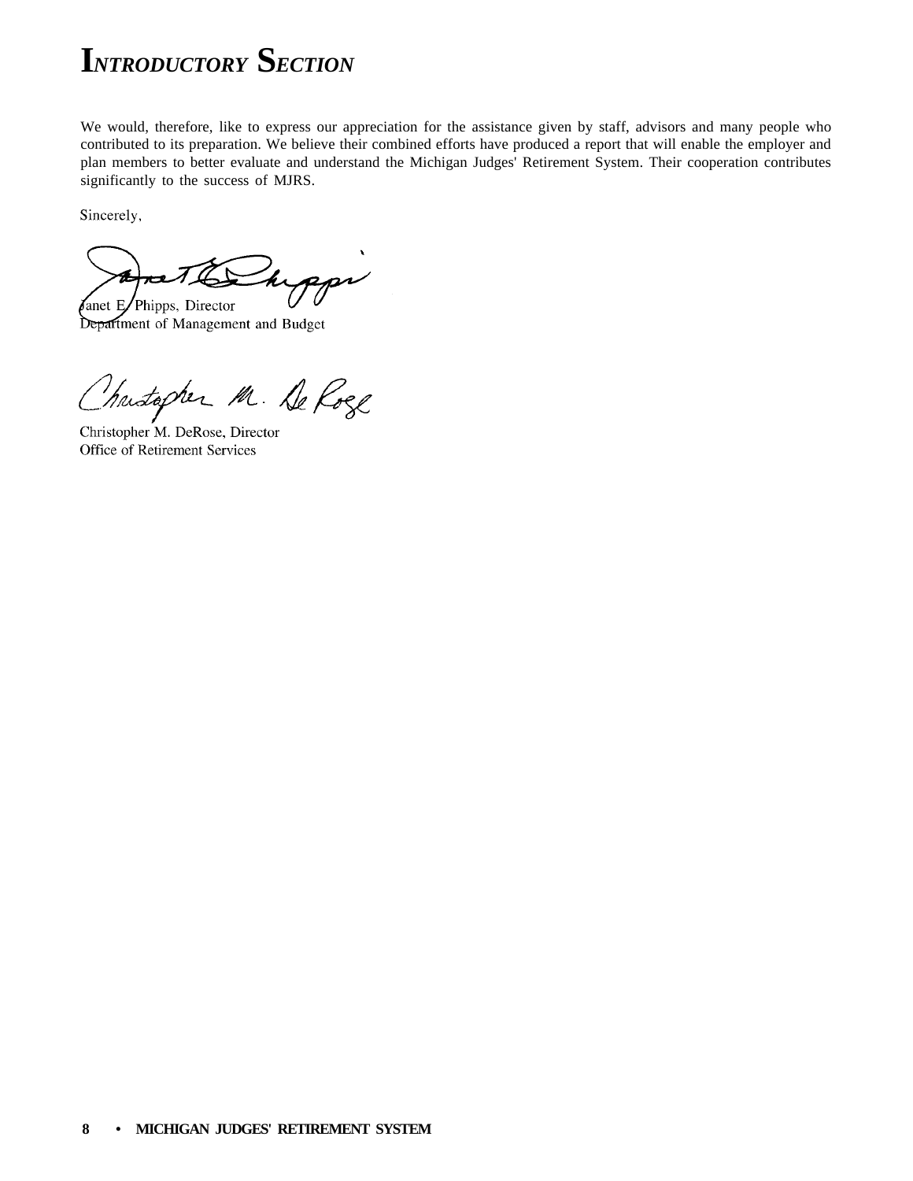# INTRODUCTORY SECTION

We would, therefore, like to express our appreciation for the assistance given by staff, advisors and many people who contributed to its preparation. We believe their combined efforts have produced a report that will enable the employer and plan members to better evaluate and understand the Michigan Judges' Retirement System. Their cooperation contributes significantly to the success of MJRS.

Sincerely,

Janet E. Phipps, Director
Department of Management and Budget

Christopher M. DeRose, Director
Office of Retirement Services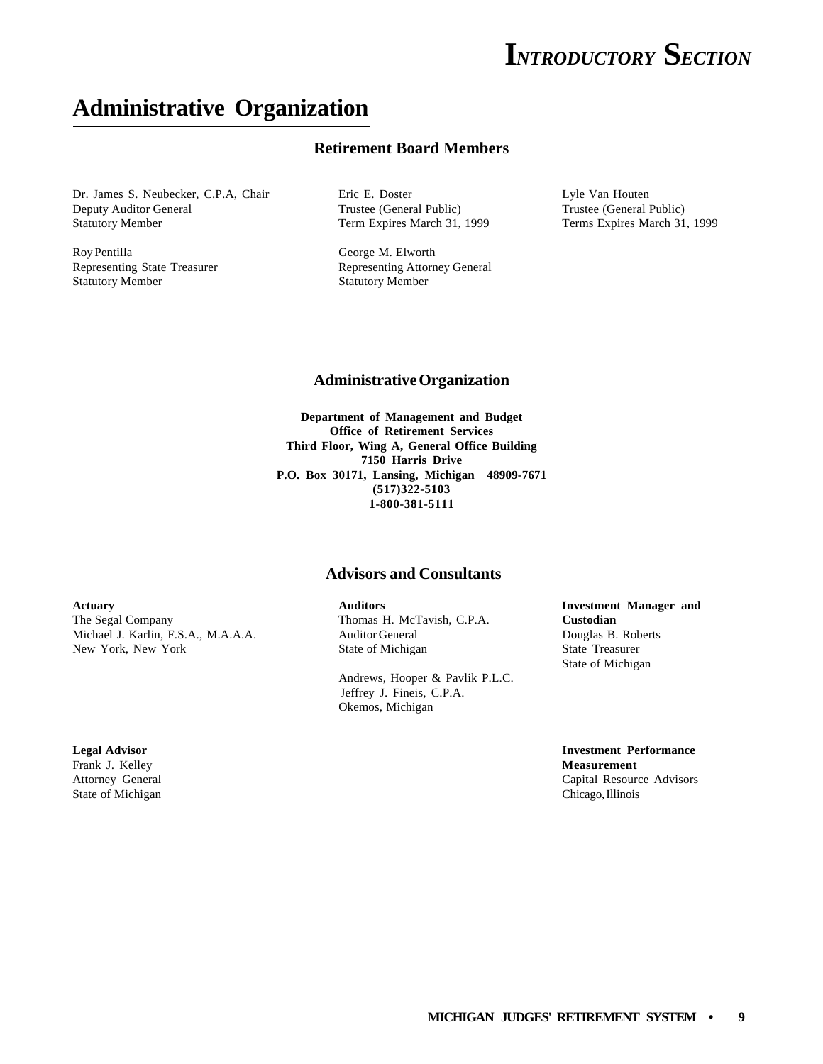# Administrative Organization

## Retirement Board Members

Dr. James S. Neubecker, C.P.A, Chair
Deputy Auditor General
Statutory Member

Roy Pentilla
Representing State Treasurer
Statutory Member

Eric E. Doster
Trustee (General Public)
Term Expires March 31, 1999

George M. Elworth
Representing Attorney General
Statutory Member

Lyle Van Houten
Trustee (General Public)
Terms Expires March 31, 1999

## Administrative Organization

**Department of Management and Budget**
**Office of Retirement Services**
**Third Floor, Wing A, General Office Building**
**7150 Harris Drive**
**P.O. Box 30171, Lansing, Michigan 48909-7671**
**(517)322-5103**
**1-800-381-5111**

## Advisors and Consultants

**Actuary**
The Segal Company
Michael J. Karlin, F.S.A., M.A.A.A.
New York, New York

**Auditors**
Thomas H. McTavish, C.P.A.
Auditor General
State of Michigan

Andrews, Hooper & Pavlik P.L.C.
Jeffrey J. Fineis, C.P.A.
Okemos, Michigan

**Investment Manager and Custodian**
Douglas B. Roberts
State Treasurer
State of Michigan

**Legal Advisor**
Frank J. Kelley
Attorney General
State of Michigan

**Investment Performance Measurement**
Capital Resource Advisors
Chicago, Illinois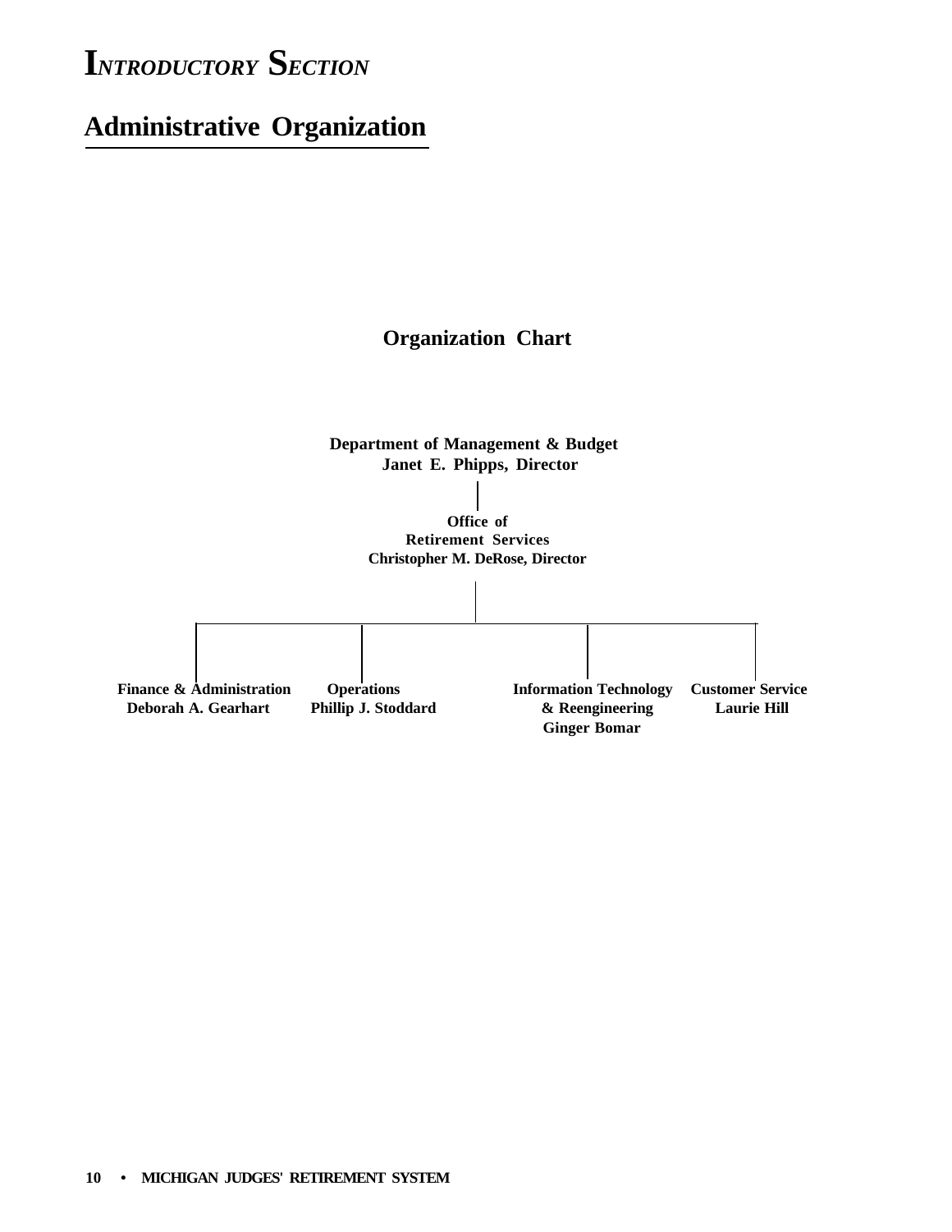# INTRODUCTORY SECTION

## Administrative Organization

### Organization Chart

**Department of Management & Budget**
**Janet E. Phipps, Director**

**Office of Retirement Services**
**Christopher M. DeRose, Director**

- **Finance & Administration** – Deborah A. Gearhart
- **Operations** – Phillip J. Stoddard
- **Information Technology & Reengineering** – Ginger Bomar
- **Customer Service** – Laurie Hill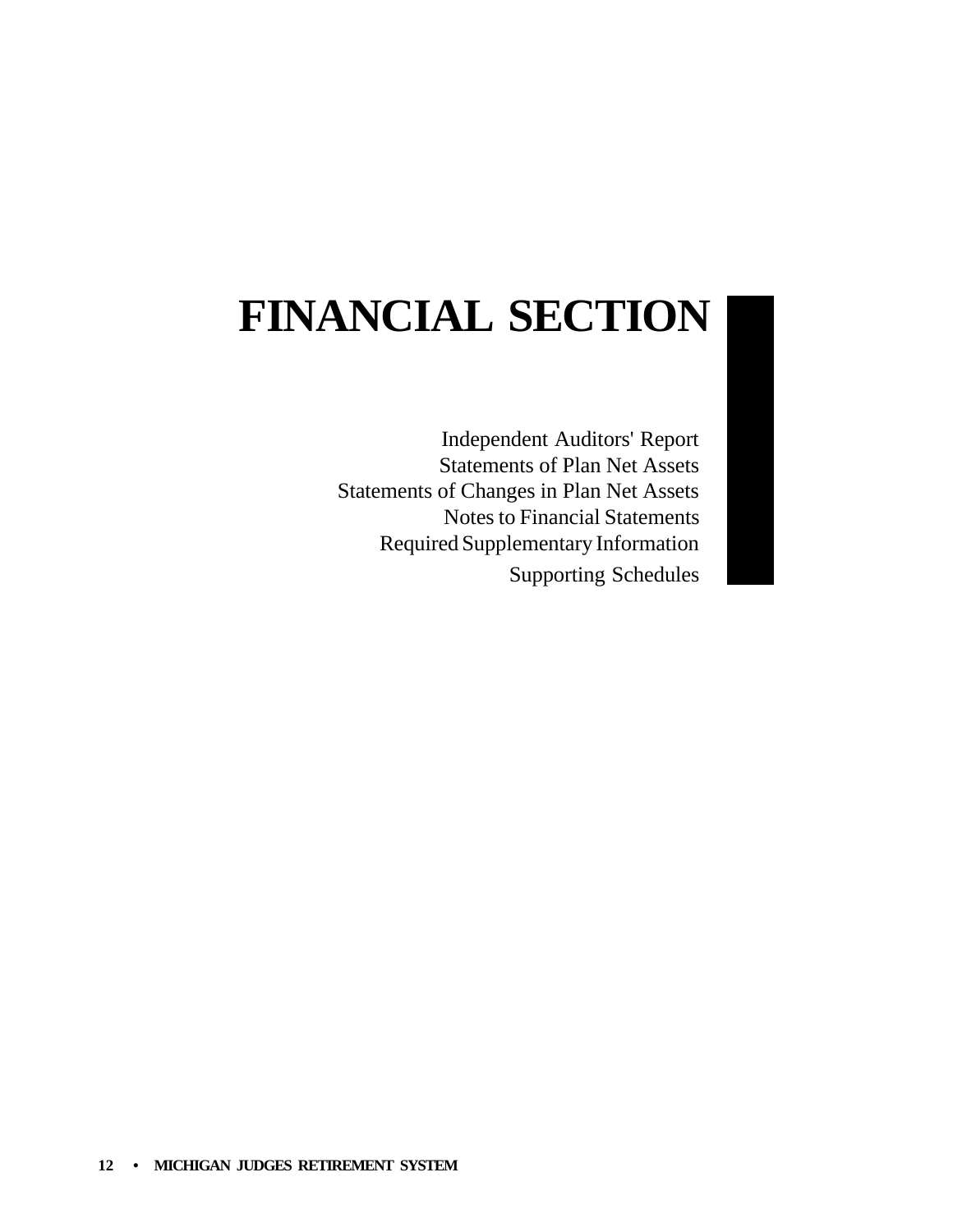# FINANCIAL SECTION

Independent Auditors' Report
Statements of Plan Net Assets
Statements of Changes in Plan Net Assets
Notes to Financial Statements
Required Supplementary Information
Supporting Schedules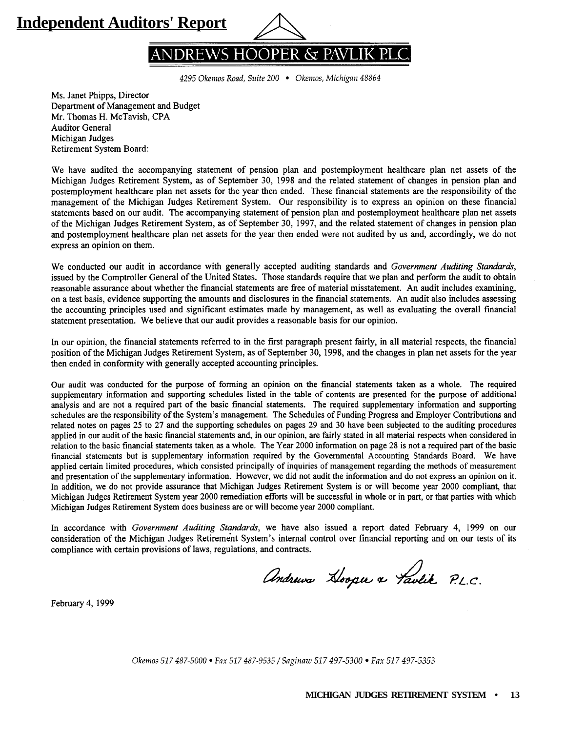# Independent Auditors' Report

ANDREWS HOOPER & PAVLIK P.L.C.

*4295 Okemos Road, Suite 200 • Okemos, Michigan 48864*

Ms. Janet Phipps, Director
Department of Management and Budget
Mr. Thomas H. McTavish, CPA
Auditor General
Michigan Judges
Retirement System Board:

We have audited the accompanying statement of pension plan and postemployment healthcare plan net assets of the Michigan Judges Retirement System, as of September 30, 1998 and the related statement of changes in pension plan and postemployment healthcare plan net assets for the year then ended. These financial statements are the responsibility of the management of the Michigan Judges Retirement System. Our responsibility is to express an opinion on these financial statements based on our audit. The accompanying statement of pension plan and postemployment healthcare plan net assets of the Michigan Judges Retirement System, as of September 30, 1997, and the related statement of changes in pension plan and postemployment healthcare plan net assets for the year then ended were not audited by us and, accordingly, we do not express an opinion on them.

We conducted our audit in accordance with generally accepted auditing standards and *Government Auditing Standards*, issued by the Comptroller General of the United States. Those standards require that we plan and perform the audit to obtain reasonable assurance about whether the financial statements are free of material misstatement. An audit includes examining, on a test basis, evidence supporting the amounts and disclosures in the financial statements. An audit also includes assessing the accounting principles used and significant estimates made by management, as well as evaluating the overall financial statement presentation. We believe that our audit provides a reasonable basis for our opinion.

In our opinion, the financial statements referred to in the first paragraph present fairly, in all material respects, the financial position of the Michigan Judges Retirement System, as of September 30, 1998, and the changes in plan net assets for the year then ended in conformity with generally accepted accounting principles.

Our audit was conducted for the purpose of forming an opinion on the financial statements taken as a whole. The required supplementary information and supporting schedules listed in the table of contents are presented for the purpose of additional analysis and are not a required part of the basic financial statements. The required supplementary information and supporting schedules are the responsibility of the System's management. The Schedules of Funding Progress and Employer Contributions and related notes on pages 25 to 27 and the supporting schedules on pages 29 and 30 have been subjected to the auditing procedures applied in our audit of the basic financial statements and, in our opinion, are fairly stated in all material respects when considered in relation to the basic financial statements taken as a whole. The Year 2000 information on page 28 is not a required part of the basic financial statements but is supplementary information required by the Governmental Accounting Standards Board. We have applied certain limited procedures, which consisted principally of inquiries of management regarding the methods of measurement and presentation of the supplementary information. However, we did not audit the information and do not express an opinion on it. In addition, we do not provide assurance that Michigan Judges Retirement System is or will become year 2000 compliant, that Michigan Judges Retirement System year 2000 remediation efforts will be successful in whole or in part, or that parties with which Michigan Judges Retirement System does business are or will become year 2000 compliant.

In accordance with *Government Auditing Standards*, we have also issued a report dated February 4, 1999 on our consideration of the Michigan Judges Retirement System's internal control over financial reporting and on our tests of its compliance with certain provisions of laws, regulations, and contracts.

Andrews Hooper & Pavlik P.L.C.

February 4, 1999

*Okemos 517 487-5000 • Fax 517 487-9535 / Saginaw 517 497-5300 • Fax 517 497-5353*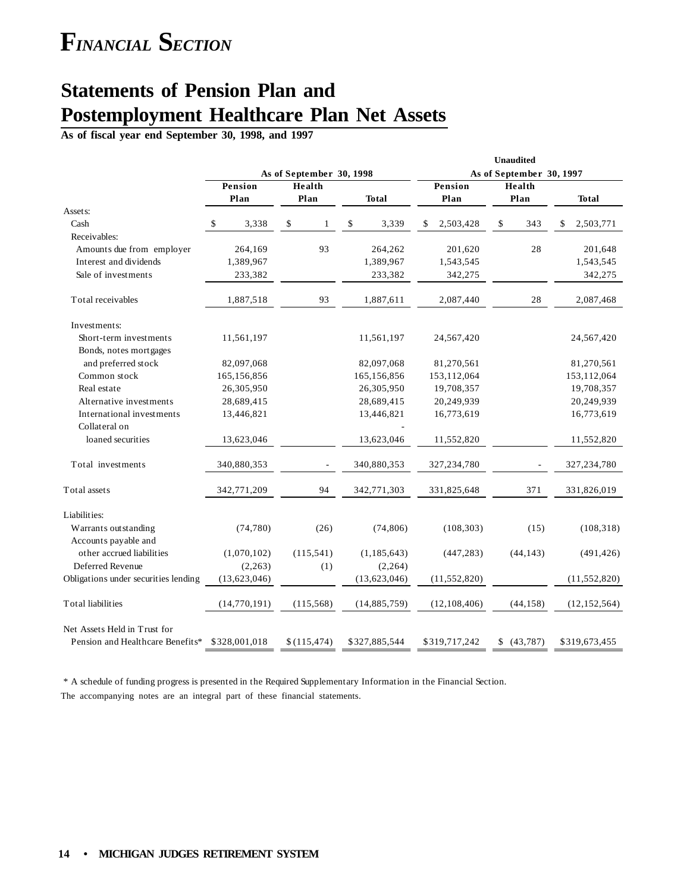# FINANCIAL SECTION

## Statements of Pension Plan and Postemployment Healthcare Plan Net Assets

**As of fiscal year end September 30, 1998, and 1997**

| | As of September 30, 1998 | | | Unaudited As of September 30, 1997 | | |
|---|---|---|---|---|---|---|
| | Pension Plan | Health Plan | Total | Pension Plan | Health Plan | Total |
| Assets: | | | | | | |
| Cash | $ 3,338 | $ 1 | $ 3,339 | $ 2,503,428 | $ 343 | $ 2,503,771 |
| Receivables: | | | | | | |
| Amounts due from employer | 264,169 | 93 | 264,262 | 201,620 | 28 | 201,648 |
| Interest and dividends | 1,389,967 | | 1,389,967 | 1,543,545 | | 1,543,545 |
| Sale of investments | 233,382 | | 233,382 | 342,275 | | 342,275 |
| Total receivables | 1,887,518 | 93 | 1,887,611 | 2,087,440 | 28 | 2,087,468 |
| Investments: | | | | | | |
| Short-term investments | 11,561,197 | | 11,561,197 | 24,567,420 | | 24,567,420 |
| Bonds, notes mortgages and preferred stock | 82,097,068 | | 82,097,068 | 81,270,561 | | 81,270,561 |
| Common stock | 165,156,856 | | 165,156,856 | 153,112,064 | | 153,112,064 |
| Real estate | 26,305,950 | | 26,305,950 | 19,708,357 | | 19,708,357 |
| Alternative investments | 28,689,415 | | 28,689,415 | 20,249,939 | | 20,249,939 |
| International investments | 13,446,821 | | 13,446,821 | 16,773,619 | | 16,773,619 |
| Collateral on loaned securities | 13,623,046 | | 13,623,046 | 11,552,820 | | 11,552,820 |
| Total investments | 340,880,353 | - | 340,880,353 | 327,234,780 | - | 327,234,780 |
| Total assets | 342,771,209 | 94 | 342,771,303 | 331,825,648 | 371 | 331,826,019 |
| Liabilities: | | | | | | |
| Warrants outstanding | (74,780) | (26) | (74,806) | (108,303) | (15) | (108,318) |
| Accounts payable and other accrued liabilities | (1,070,102) | (115,541) | (1,185,643) | (447,283) | (44,143) | (491,426) |
| Deferred Revenue | (2,263) | (1) | (2,264) | | | |
| Obligations under securities lending | (13,623,046) | | (13,623,046) | (11,552,820) | | (11,552,820) |
| Total liabilities | (14,770,191) | (115,568) | (14,885,759) | (12,108,406) | (44,158) | (12,152,564) |
| Net Assets Held in Trust for Pension and Healthcare Benefits* | $328,001,018 | $(115,474) | $327,885,544 | $319,717,242 | $ (43,787) | $319,673,455 |

\* A schedule of funding progress is presented in the Required Supplementary Information in the Financial Section.

The accompanying notes are an integral part of these financial statements.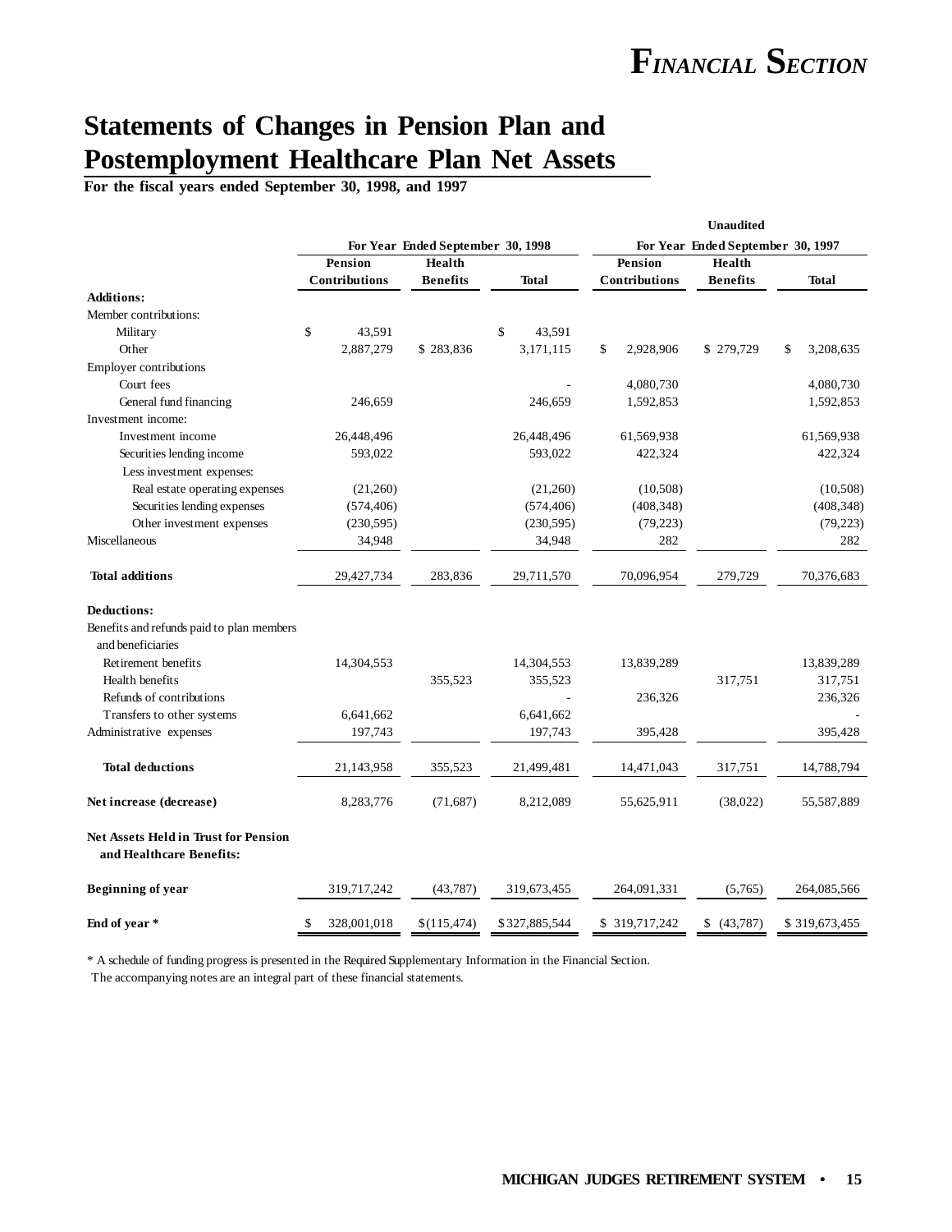# Statements of Changes in Pension Plan and Postemployment Healthcare Plan Net Assets

**For the fiscal years ended September 30, 1998, and 1997**

| | For Year Ended September 30, 1998 | | | Unaudited For Year Ended September 30, 1997 | | |
|---|---|---|---|---|---|---|
| | Pension Contributions | Health Benefits | Total | Pension Contributions | Health Benefits | Total |
| **Additions:** | | | | | | |
| Member contributions: | | | | | | |
| Military | $ 43,591 | | $ 43,591 | | | |
| Other | 2,887,279 | $ 283,836 | 3,171,115 | $ 2,928,906 | $ 279,729 | $ 3,208,635 |
| Employer contributions | | | | | | |
| Court fees | | | - | 4,080,730 | | 4,080,730 |
| General fund financing | 246,659 | | 246,659 | 1,592,853 | | 1,592,853 |
| Investment income: | | | | | | |
| Investment income | 26,448,496 | | 26,448,496 | 61,569,938 | | 61,569,938 |
| Securities lending income | 593,022 | | 593,022 | 422,324 | | 422,324 |
| Less investment expenses: | | | | | | |
| Real estate operating expenses | (21,260) | | (21,260) | (10,508) | | (10,508) |
| Securities lending expenses | (574,406) | | (574,406) | (408,348) | | (408,348) |
| Other investment expenses | (230,595) | | (230,595) | (79,223) | | (79,223) |
| Miscellaneous | 34,948 | | 34,948 | 282 | | 282 |
| **Total additions** | 29,427,734 | 283,836 | 29,711,570 | 70,096,954 | 279,729 | 70,376,683 |
| **Deductions:** | | | | | | |
| Benefits and refunds paid to plan members and beneficiaries | | | | | | |
| Retirement benefits | 14,304,553 | | 14,304,553 | 13,839,289 | | 13,839,289 |
| Health benefits | | 355,523 | 355,523 | | 317,751 | 317,751 |
| Refunds of contributions | | | - | 236,326 | | 236,326 |
| Transfers to other systems | 6,641,662 | | 6,641,662 | | | - |
| Administrative expenses | 197,743 | | 197,743 | 395,428 | | 395,428 |
| **Total deductions** | 21,143,958 | 355,523 | 21,499,481 | 14,471,043 | 317,751 | 14,788,794 |
| **Net increase (decrease)** | 8,283,776 | (71,687) | 8,212,089 | 55,625,911 | (38,022) | 55,587,889 |
| **Net Assets Held in Trust for Pension and Healthcare Benefits:** | | | | | | |
| **Beginning of year** | 319,717,242 | (43,787) | 319,673,455 | 264,091,331 | (5,765) | 264,085,566 |
| **End of year *** | $ 328,001,018 | $(115,474) | $327,885,544 | $ 319,717,242 | $ (43,787) | $ 319,673,455 |

* A schedule of funding progress is presented in the Required Supplementary Information in the Financial Section.
The accompanying notes are an integral part of these financial statements.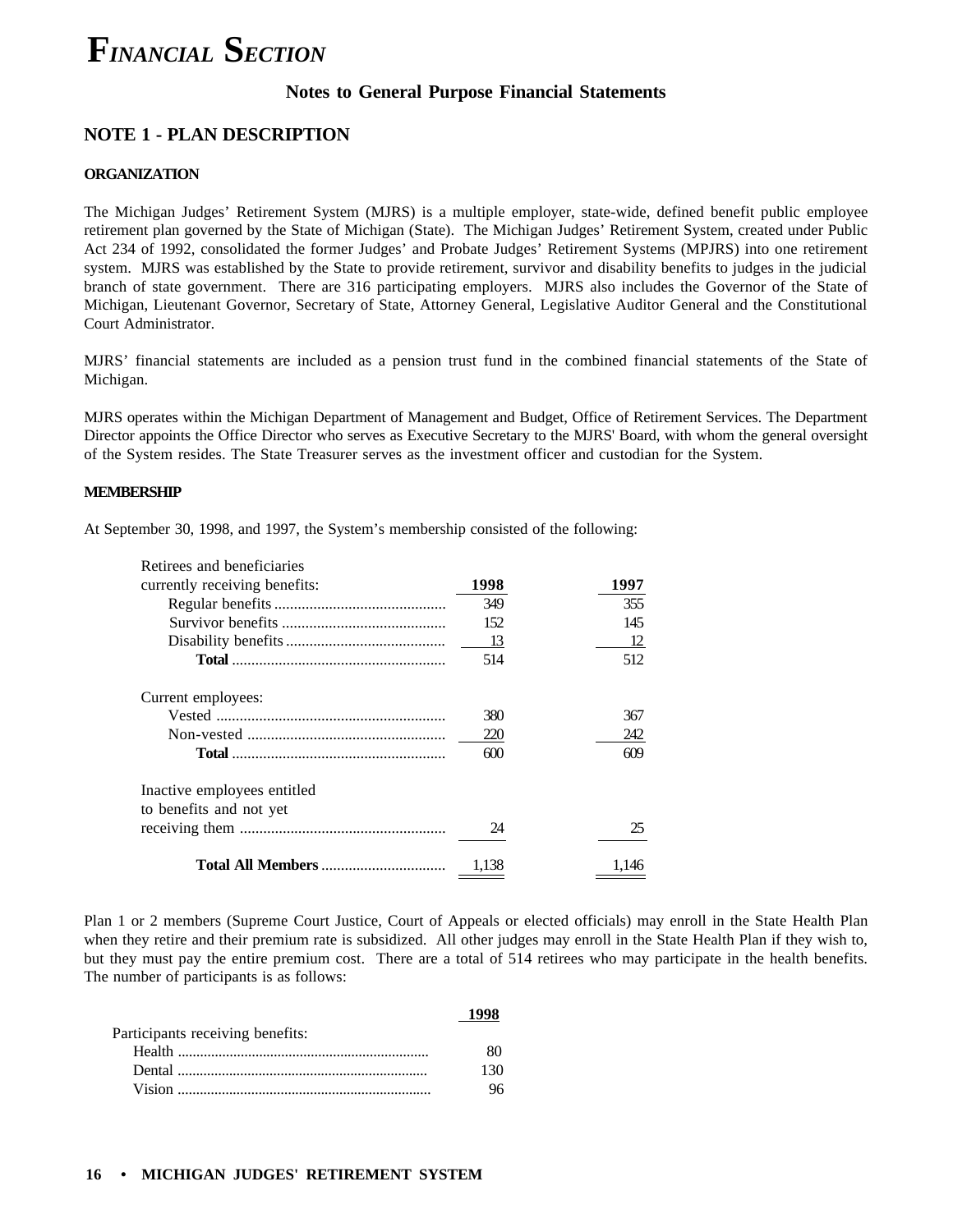# *FINANCIAL SECTION*

## Notes to General Purpose Financial Statements

## NOTE 1 - PLAN DESCRIPTION

### ORGANIZATION

The Michigan Judges' Retirement System (MJRS) is a multiple employer, state-wide, defined benefit public employee retirement plan governed by the State of Michigan (State). The Michigan Judges' Retirement System, created under Public Act 234 of 1992, consolidated the former Judges' and Probate Judges' Retirement Systems (MPJRS) into one retirement system. MJRS was established by the State to provide retirement, survivor and disability benefits to judges in the judicial branch of state government. There are 316 participating employers. MJRS also includes the Governor of the State of Michigan, Lieutenant Governor, Secretary of State, Attorney General, Legislative Auditor General and the Constitutional Court Administrator.

MJRS' financial statements are included as a pension trust fund in the combined financial statements of the State of Michigan.

MJRS operates within the Michigan Department of Management and Budget, Office of Retirement Services. The Department Director appoints the Office Director who serves as Executive Secretary to the MJRS' Board, with whom the general oversight of the System resides. The State Treasurer serves as the investment officer and custodian for the System.

### MEMBERSHIP

At September 30, 1998, and 1997, the System's membership consisted of the following:

| Retirees and beneficiaries currently receiving benefits: | 1998 | 1997 |
|---|---|---|
| Regular benefits | 349 | 355 |
| Survivor benefits | 152 | 145 |
| Disability benefits | 13 | 12 |
| **Total** | 514 | 512 |
| Current employees: | | |
| Vested | 380 | 367 |
| Non-vested | 220 | 242 |
| **Total** | 600 | 609 |
| Inactive employees entitled to benefits and not yet receiving them | 24 | 25 |
| **Total All Members** | 1,138 | 1,146 |

Plan 1 or 2 members (Supreme Court Justice, Court of Appeals or elected officials) may enroll in the State Health Plan when they retire and their premium rate is subsidized. All other judges may enroll in the State Health Plan if they wish to, but they must pay the entire premium cost. There are a total of 514 retirees who may participate in the health benefits. The number of participants is as follows:

| Participants receiving benefits: | 1998 |
|---|---|
| Health | 80 |
| Dental | 130 |
| Vision | 96 |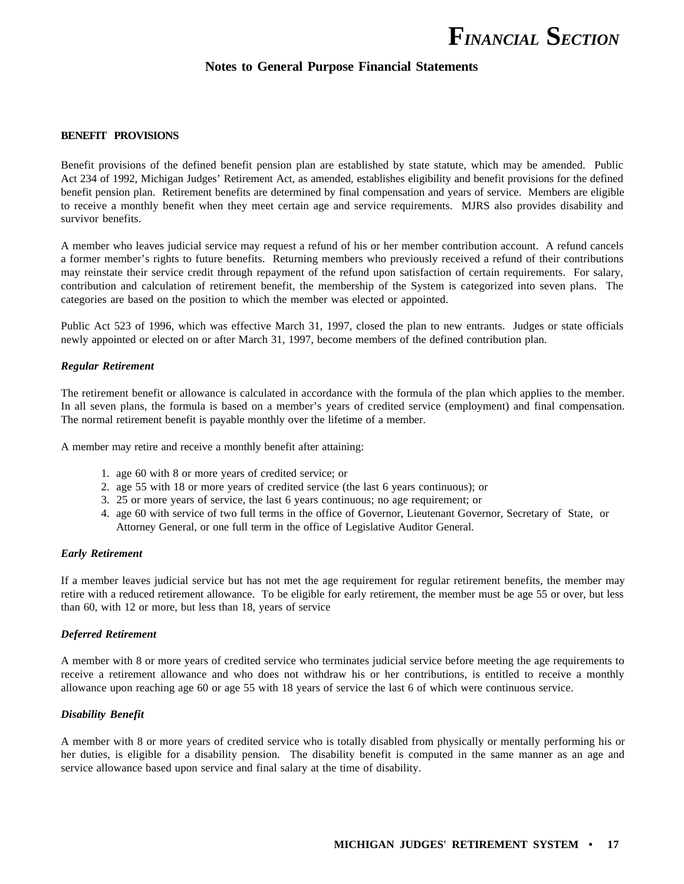## Notes to General Purpose Financial Statements

**BENEFIT PROVISIONS**

Benefit provisions of the defined benefit pension plan are established by state statute, which may be amended. Public Act 234 of 1992, Michigan Judges' Retirement Act, as amended, establishes eligibility and benefit provisions for the defined benefit pension plan. Retirement benefits are determined by final compensation and years of service. Members are eligible to receive a monthly benefit when they meet certain age and service requirements. MJRS also provides disability and survivor benefits.

A member who leaves judicial service may request a refund of his or her member contribution account. A refund cancels a former member's rights to future benefits. Returning members who previously received a refund of their contributions may reinstate their service credit through repayment of the refund upon satisfaction of certain requirements. For salary, contribution and calculation of retirement benefit, the membership of the System is categorized into seven plans. The categories are based on the position to which the member was elected or appointed.

Public Act 523 of 1996, which was effective March 31, 1997, closed the plan to new entrants. Judges or state officials newly appointed or elected on or after March 31, 1997, become members of the defined contribution plan.

***Regular Retirement***

The retirement benefit or allowance is calculated in accordance with the formula of the plan which applies to the member. In all seven plans, the formula is based on a member's years of credited service (employment) and final compensation. The normal retirement benefit is payable monthly over the lifetime of a member.

A member may retire and receive a monthly benefit after attaining:

1. age 60 with 8 or more years of credited service; or
2. age 55 with 18 or more years of credited service (the last 6 years continuous); or
3. 25 or more years of service, the last 6 years continuous; no age requirement; or
4. age 60 with service of two full terms in the office of Governor, Lieutenant Governor, Secretary of State, or Attorney General, or one full term in the office of Legislative Auditor General.

***Early Retirement***

If a member leaves judicial service but has not met the age requirement for regular retirement benefits, the member may retire with a reduced retirement allowance. To be eligible for early retirement, the member must be age 55 or over, but less than 60, with 12 or more, but less than 18, years of service

***Deferred Retirement***

A member with 8 or more years of credited service who terminates judicial service before meeting the age requirements to receive a retirement allowance and who does not withdraw his or her contributions, is entitled to receive a monthly allowance upon reaching age 60 or age 55 with 18 years of service the last 6 of which were continuous service.

***Disability Benefit***

A member with 8 or more years of credited service who is totally disabled from physically or mentally performing his or her duties, is eligible for a disability pension. The disability benefit is computed in the same manner as an age and service allowance based upon service and final salary at the time of disability.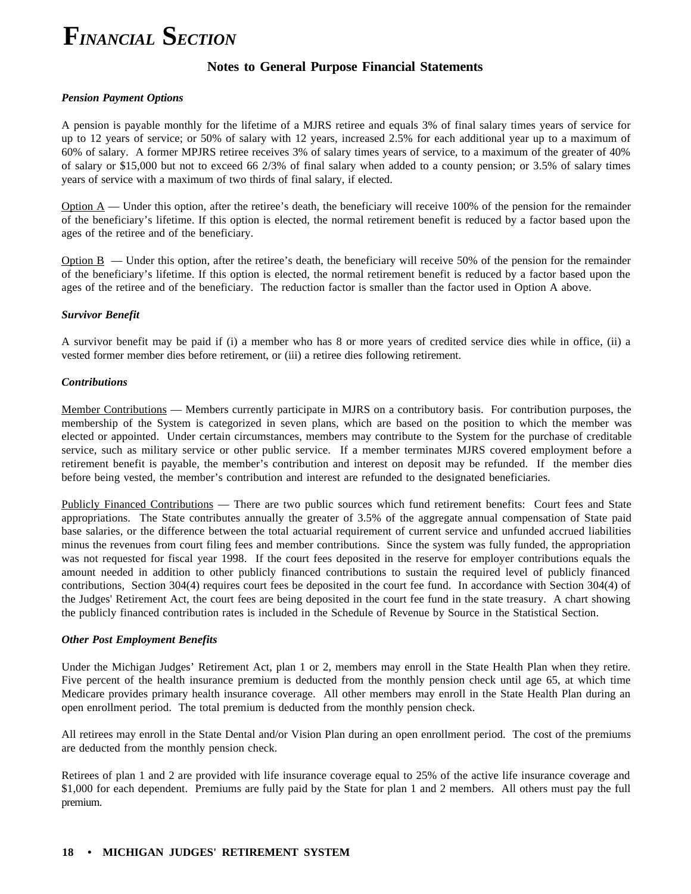# Financial Section

## Notes to General Purpose Financial Statements

***Pension Payment Options***

A pension is payable monthly for the lifetime of a MJRS retiree and equals 3% of final salary times years of service for up to 12 years of service; or 50% of salary with 12 years, increased 2.5% for each additional year up to a maximum of 60% of salary. A former MPJRS retiree receives 3% of salary times years of service, to a maximum of the greater of 40% of salary or $15,000 but not to exceed 66 2/3% of final salary when added to a county pension; or 3.5% of salary times years of service with a maximum of two thirds of final salary, if elected.

Option A — Under this option, after the retiree's death, the beneficiary will receive 100% of the pension for the remainder of the beneficiary's lifetime. If this option is elected, the normal retirement benefit is reduced by a factor based upon the ages of the retiree and of the beneficiary.

Option B — Under this option, after the retiree's death, the beneficiary will receive 50% of the pension for the remainder of the beneficiary's lifetime. If this option is elected, the normal retirement benefit is reduced by a factor based upon the ages of the retiree and of the beneficiary. The reduction factor is smaller than the factor used in Option A above.

***Survivor Benefit***

A survivor benefit may be paid if (i) a member who has 8 or more years of credited service dies while in office, (ii) a vested former member dies before retirement, or (iii) a retiree dies following retirement.

***Contributions***

Member Contributions — Members currently participate in MJRS on a contributory basis. For contribution purposes, the membership of the System is categorized in seven plans, which are based on the position to which the member was elected or appointed. Under certain circumstances, members may contribute to the System for the purchase of creditable service, such as military service or other public service. If a member terminates MJRS covered employment before a retirement benefit is payable, the member's contribution and interest on deposit may be refunded. If the member dies before being vested, the member's contribution and interest are refunded to the designated beneficiaries.

Publicly Financed Contributions — There are two public sources which fund retirement benefits: Court fees and State appropriations. The State contributes annually the greater of 3.5% of the aggregate annual compensation of State paid base salaries, or the difference between the total actuarial requirement of current service and unfunded accrued liabilities minus the revenues from court filing fees and member contributions. Since the system was fully funded, the appropriation was not requested for fiscal year 1998. If the court fees deposited in the reserve for employer contributions equals the amount needed in addition to other publicly financed contributions to sustain the required level of publicly financed contributions, Section 304(4) requires court fees be deposited in the court fee fund. In accordance with Section 304(4) of the Judges' Retirement Act, the court fees are being deposited in the court fee fund in the state treasury. A chart showing the publicly financed contribution rates is included in the Schedule of Revenue by Source in the Statistical Section.

***Other Post Employment Benefits***

Under the Michigan Judges' Retirement Act, plan 1 or 2, members may enroll in the State Health Plan when they retire. Five percent of the health insurance premium is deducted from the monthly pension check until age 65, at which time Medicare provides primary health insurance coverage. All other members may enroll in the State Health Plan during an open enrollment period. The total premium is deducted from the monthly pension check.

All retirees may enroll in the State Dental and/or Vision Plan during an open enrollment period. The cost of the premiums are deducted from the monthly pension check.

Retirees of plan 1 and 2 are provided with life insurance coverage equal to 25% of the active life insurance coverage and $1,000 for each dependent. Premiums are fully paid by the State for plan 1 and 2 members. All others must pay the full premium.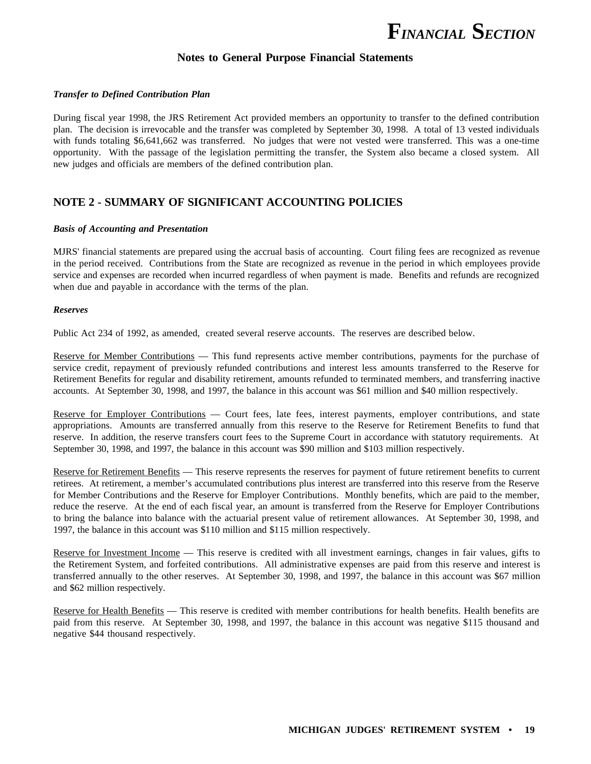### *Transfer to Defined Contribution Plan*

During fiscal year 1998, the JRS Retirement Act provided members an opportunity to transfer to the defined contribution plan. The decision is irrevocable and the transfer was completed by September 30, 1998. A total of 13 vested individuals with funds totaling $6,641,662 was transferred. No judges that were not vested were transferred. This was a one-time opportunity. With the passage of the legislation permitting the transfer, the System also became a closed system. All new judges and officials are members of the defined contribution plan.

## NOTE 2 - SUMMARY OF SIGNIFICANT ACCOUNTING POLICIES

### *Basis of Accounting and Presentation*

MJRS' financial statements are prepared using the accrual basis of accounting. Court filing fees are recognized as revenue in the period received. Contributions from the State are recognized as revenue in the period in which employees provide service and expenses are recorded when incurred regardless of when payment is made. Benefits and refunds are recognized when due and payable in accordance with the terms of the plan.

### *Reserves*

Public Act 234 of 1992, as amended, created several reserve accounts. The reserves are described below.

Reserve for Member Contributions — This fund represents active member contributions, payments for the purchase of service credit, repayment of previously refunded contributions and interest less amounts transferred to the Reserve for Retirement Benefits for regular and disability retirement, amounts refunded to terminated members, and transferring inactive accounts. At September 30, 1998, and 1997, the balance in this account was $61 million and $40 million respectively.

Reserve for Employer Contributions — Court fees, late fees, interest payments, employer contributions, and state appropriations. Amounts are transferred annually from this reserve to the Reserve for Retirement Benefits to fund that reserve. In addition, the reserve transfers court fees to the Supreme Court in accordance with statutory requirements. At September 30, 1998, and 1997, the balance in this account was $90 million and $103 million respectively.

Reserve for Retirement Benefits — This reserve represents the reserves for payment of future retirement benefits to current retirees. At retirement, a member's accumulated contributions plus interest are transferred into this reserve from the Reserve for Member Contributions and the Reserve for Employer Contributions. Monthly benefits, which are paid to the member, reduce the reserve. At the end of each fiscal year, an amount is transferred from the Reserve for Employer Contributions to bring the balance into balance with the actuarial present value of retirement allowances. At September 30, 1998, and 1997, the balance in this account was $110 million and $115 million respectively.

Reserve for Investment Income — This reserve is credited with all investment earnings, changes in fair values, gifts to the Retirement System, and forfeited contributions. All administrative expenses are paid from this reserve and interest is transferred annually to the other reserves. At September 30, 1998, and 1997, the balance in this account was $67 million and $62 million respectively.

Reserve for Health Benefits — This reserve is credited with member contributions for health benefits. Health benefits are paid from this reserve. At September 30, 1998, and 1997, the balance in this account was negative $115 thousand and negative $44 thousand respectively.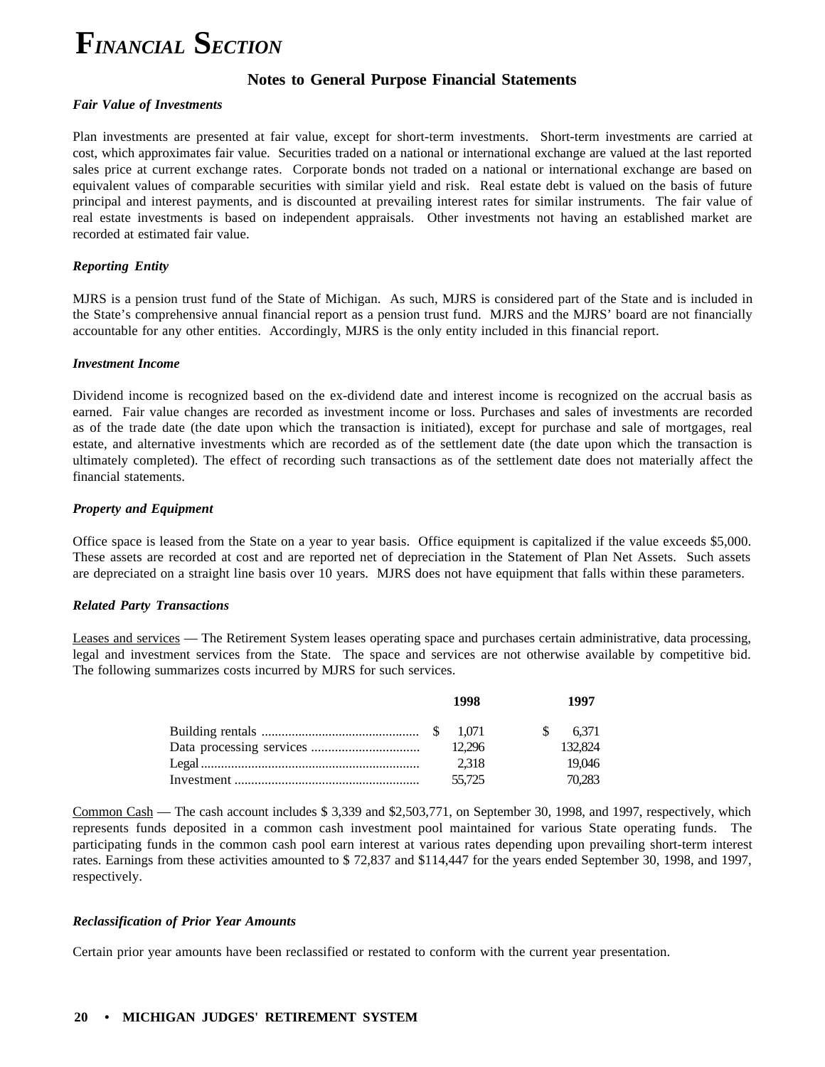# FINANCIAL SECTION

## Notes to General Purpose Financial Statements

### *Fair Value of Investments*

Plan investments are presented at fair value, except for short-term investments. Short-term investments are carried at cost, which approximates fair value. Securities traded on a national or international exchange are valued at the last reported sales price at current exchange rates. Corporate bonds not traded on a national or international exchange are based on equivalent values of comparable securities with similar yield and risk. Real estate debt is valued on the basis of future principal and interest payments, and is discounted at prevailing interest rates for similar instruments. The fair value of real estate investments is based on independent appraisals. Other investments not having an established market are recorded at estimated fair value.

### *Reporting Entity*

MJRS is a pension trust fund of the State of Michigan. As such, MJRS is considered part of the State and is included in the State's comprehensive annual financial report as a pension trust fund. MJRS and the MJRS' board are not financially accountable for any other entities. Accordingly, MJRS is the only entity included in this financial report.

### *Investment Income*

Dividend income is recognized based on the ex-dividend date and interest income is recognized on the accrual basis as earned. Fair value changes are recorded as investment income or loss. Purchases and sales of investments are recorded as of the trade date (the date upon which the transaction is initiated), except for purchase and sale of mortgages, real estate, and alternative investments which are recorded as of the settlement date (the date upon which the transaction is ultimately completed). The effect of recording such transactions as of the settlement date does not materially affect the financial statements.

### *Property and Equipment*

Office space is leased from the State on a year to year basis. Office equipment is capitalized if the value exceeds $5,000. These assets are recorded at cost and are reported net of depreciation in the Statement of Plan Net Assets. Such assets are depreciated on a straight line basis over 10 years. MJRS does not have equipment that falls within these parameters.

### *Related Party Transactions*

Leases and services — The Retirement System leases operating space and purchases certain administrative, data processing, legal and investment services from the State. The space and services are not otherwise available by competitive bid. The following summarizes costs incurred by MJRS for such services.

| | 1998 | 1997 |
|---|---|---|
| Building rentals | $ 1,071 | $ 6,371 |
| Data processing services | 12,296 | 132,824 |
| Legal | 2,318 | 19,046 |
| Investment | 55,725 | 70,283 |

Common Cash — The cash account includes $ 3,339 and $2,503,771, on September 30, 1998, and 1997, respectively, which represents funds deposited in a common cash investment pool maintained for various State operating funds. The participating funds in the common cash pool earn interest at various rates depending upon prevailing short-term interest rates. Earnings from these activities amounted to $ 72,837 and $114,447 for the years ended September 30, 1998, and 1997, respectively.

### *Reclassification of Prior Year Amounts*

Certain prior year amounts have been reclassified or restated to conform with the current year presentation.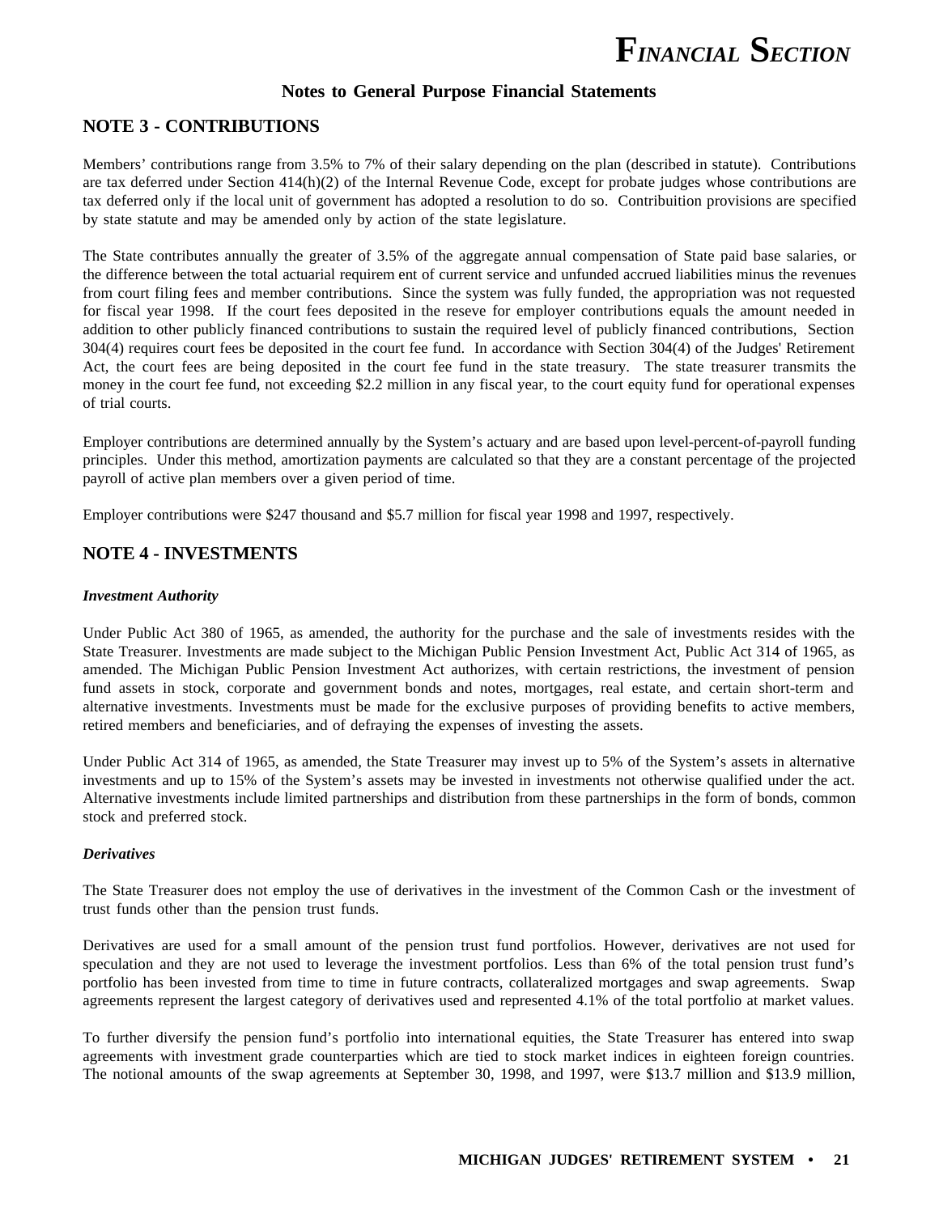## Notes to General Purpose Financial Statements

## NOTE 3 - CONTRIBUTIONS

Members' contributions range from 3.5% to 7% of their salary depending on the plan (described in statute). Contributions are tax deferred under Section 414(h)(2) of the Internal Revenue Code, except for probate judges whose contributions are tax deferred only if the local unit of government has adopted a resolution to do so. Contribuition provisions are specified by state statute and may be amended only by action of the state legislature.

The State contributes annually the greater of 3.5% of the aggregate annual compensation of State paid base salaries, or the difference between the total actuarial requirem ent of current service and unfunded accrued liabilities minus the revenues from court filing fees and member contributions. Since the system was fully funded, the appropriation was not requested for fiscal year 1998. If the court fees deposited in the reseve for employer contributions equals the amount needed in addition to other publicly financed contributions to sustain the required level of publicly financed contributions, Section 304(4) requires court fees be deposited in the court fee fund. In accordance with Section 304(4) of the Judges' Retirement Act, the court fees are being deposited in the court fee fund in the state treasury. The state treasurer transmits the money in the court fee fund, not exceeding $2.2 million in any fiscal year, to the court equity fund for operational expenses of trial courts.

Employer contributions are determined annually by the System's actuary and are based upon level-percent-of-payroll funding principles. Under this method, amortization payments are calculated so that they are a constant percentage of the projected payroll of active plan members over a given period of time.

Employer contributions were $247 thousand and $5.7 million for fiscal year 1998 and 1997, respectively.

## NOTE 4 - INVESTMENTS

### *Investment Authority*

Under Public Act 380 of 1965, as amended, the authority for the purchase and the sale of investments resides with the State Treasurer. Investments are made subject to the Michigan Public Pension Investment Act, Public Act 314 of 1965, as amended. The Michigan Public Pension Investment Act authorizes, with certain restrictions, the investment of pension fund assets in stock, corporate and government bonds and notes, mortgages, real estate, and certain short-term and alternative investments. Investments must be made for the exclusive purposes of providing benefits to active members, retired members and beneficiaries, and of defraying the expenses of investing the assets.

Under Public Act 314 of 1965, as amended, the State Treasurer may invest up to 5% of the System's assets in alternative investments and up to 15% of the System's assets may be invested in investments not otherwise qualified under the act. Alternative investments include limited partnerships and distribution from these partnerships in the form of bonds, common stock and preferred stock.

### *Derivatives*

The State Treasurer does not employ the use of derivatives in the investment of the Common Cash or the investment of trust funds other than the pension trust funds.

Derivatives are used for a small amount of the pension trust fund portfolios. However, derivatives are not used for speculation and they are not used to leverage the investment portfolios. Less than 6% of the total pension trust fund's portfolio has been invested from time to time in future contracts, collateralized mortgages and swap agreements. Swap agreements represent the largest category of derivatives used and represented 4.1% of the total portfolio at market values.

To further diversify the pension fund's portfolio into international equities, the State Treasurer has entered into swap agreements with investment grade counterparties which are tied to stock market indices in eighteen foreign countries. The notional amounts of the swap agreements at September 30, 1998, and 1997, were $13.7 million and $13.9 million,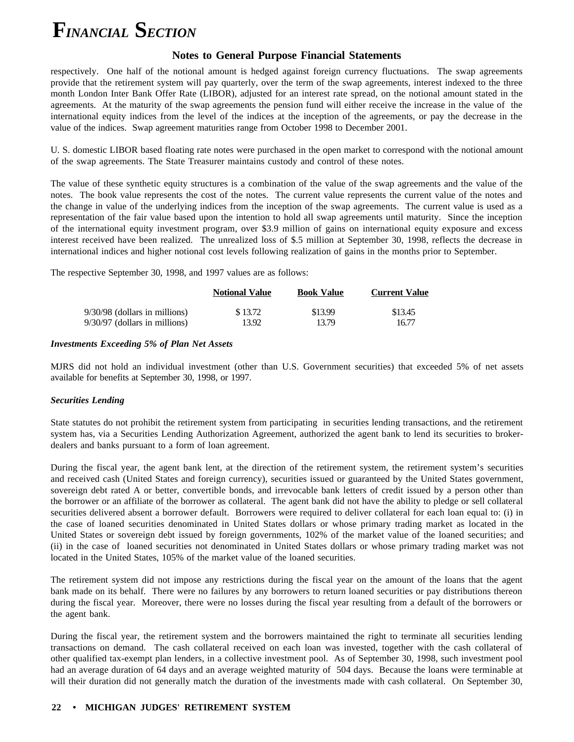respectively. One half of the notional amount is hedged against foreign currency fluctuations. The swap agreements provide that the retirement system will pay quarterly, over the term of the swap agreements, interest indexed to the three month London Inter Bank Offer Rate (LIBOR), adjusted for an interest rate spread, on the notional amount stated in the agreements. At the maturity of the swap agreements the pension fund will either receive the increase in the value of the international equity indices from the level of the indices at the inception of the agreements, or pay the decrease in the value of the indices. Swap agreement maturities range from October 1998 to December 2001.

U. S. domestic LIBOR based floating rate notes were purchased in the open market to correspond with the notional amount of the swap agreements. The State Treasurer maintains custody and control of these notes.

The value of these synthetic equity structures is a combination of the value of the swap agreements and the value of the notes. The book value represents the cost of the notes. The current value represents the current value of the notes and the change in value of the underlying indices from the inception of the swap agreements. The current value is used as a representation of the fair value based upon the intention to hold all swap agreements until maturity. Since the inception of the international equity investment program, over $3.9 million of gains on international equity exposure and excess interest received have been realized. The unrealized loss of $.5 million at September 30, 1998, reflects the decrease in international indices and higher notional cost levels following realization of gains in the months prior to September.

The respective September 30, 1998, and 1997 values are as follows:

| | Notional Value | Book Value | Current Value |
|---|---|---|---|
| 9/30/98 (dollars in millions) | $ 13.72 | $13.99 | $13.45 |
| 9/30/97 (dollars in millions) | 13.92 | 13.79 | 16.77 |

***Investments Exceeding 5% of Plan Net Assets***

MJRS did not hold an individual investment (other than U.S. Government securities) that exceeded 5% of net assets available for benefits at September 30, 1998, or 1997.

***Securities Lending***

State statutes do not prohibit the retirement system from participating in securities lending transactions, and the retirement system has, via a Securities Lending Authorization Agreement, authorized the agent bank to lend its securities to broker-dealers and banks pursuant to a form of loan agreement.

During the fiscal year, the agent bank lent, at the direction of the retirement system, the retirement system's securities and received cash (United States and foreign currency), securities issued or guaranteed by the United States government, sovereign debt rated A or better, convertible bonds, and irrevocable bank letters of credit issued by a person other than the borrower or an affiliate of the borrower as collateral. The agent bank did not have the ability to pledge or sell collateral securities delivered absent a borrower default. Borrowers were required to deliver collateral for each loan equal to: (i) in the case of loaned securities denominated in United States dollars or whose primary trading market as located in the United States or sovereign debt issued by foreign governments, 102% of the market value of the loaned securities; and (ii) in the case of loaned securities not denominated in United States dollars or whose primary trading market was not located in the United States, 105% of the market value of the loaned securities.

The retirement system did not impose any restrictions during the fiscal year on the amount of the loans that the agent bank made on its behalf. There were no failures by any borrowers to return loaned securities or pay distributions thereon during the fiscal year. Moreover, there were no losses during the fiscal year resulting from a default of the borrowers or the agent bank.

During the fiscal year, the retirement system and the borrowers maintained the right to terminate all securities lending transactions on demand. The cash collateral received on each loan was invested, together with the cash collateral of other qualified tax-exempt plan lenders, in a collective investment pool. As of September 30, 1998, such investment pool had an average duration of 64 days and an average weighted maturity of 504 days. Because the loans were terminable at will their duration did not generally match the duration of the investments made with cash collateral. On September 30,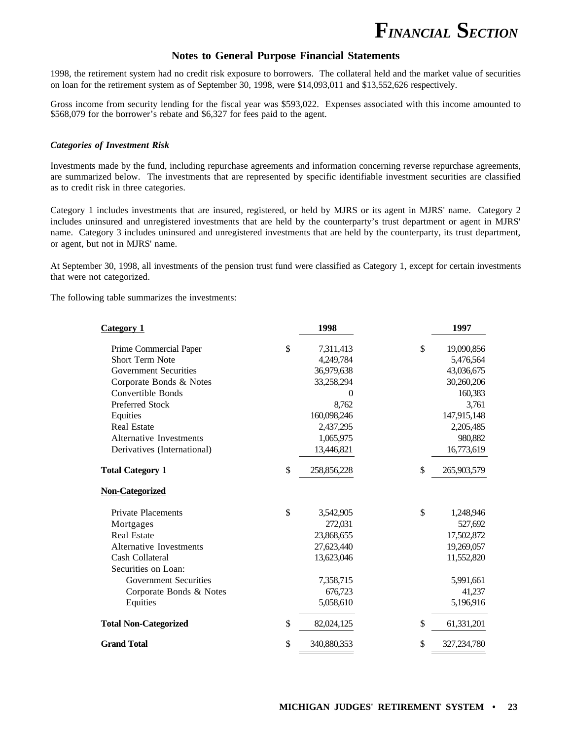## Notes to General Purpose Financial Statements

1998, the retirement system had no credit risk exposure to borrowers. The collateral held and the market value of securities on loan for the retirement system as of September 30, 1998, were $14,093,011 and $13,552,626 respectively.

Gross income from security lending for the fiscal year was $593,022. Expenses associated with this income amounted to $568,079 for the borrower's rebate and $6,327 for fees paid to the agent.

***Categories of Investment Risk***

Investments made by the fund, including repurchase agreements and information concerning reverse repurchase agreements, are summarized below. The investments that are represented by specific identifiable investment securities are classified as to credit risk in three categories.

Category 1 includes investments that are insured, registered, or held by MJRS or its agent in MJRS' name. Category 2 includes uninsured and unregistered investments that are held by the counterparty's trust department or agent in MJRS' name. Category 3 includes uninsured and unregistered investments that are held by the counterparty, its trust department, or agent, but not in MJRS' name.

At September 30, 1998, all investments of the pension trust fund were classified as Category 1, except for certain investments that were not categorized.

The following table summarizes the investments:

| **Category 1** | **1998** | **1997** |
|---|---|---|
| Prime Commercial Paper | $ 7,311,413 | $ 19,090,856 |
| Short Term Note | 4,249,784 | 5,476,564 |
| Government Securities | 36,979,638 | 43,036,675 |
| Corporate Bonds & Notes | 33,258,294 | 30,260,206 |
| Convertible Bonds | 0 | 160,383 |
| Preferred Stock | 8,762 | 3,761 |
| Equities | 160,098,246 | 147,915,148 |
| Real Estate | 2,437,295 | 2,205,485 |
| Alternative Investments | 1,065,975 | 980,882 |
| Derivatives (International) | 13,446,821 | 16,773,619 |
| **Total Category 1** | $ 258,856,228 | $ 265,903,579 |
| **Non-Categorized** | | |
| Private Placements | $ 3,542,905 | $ 1,248,946 |
| Mortgages | 272,031 | 527,692 |
| Real Estate | 23,868,655 | 17,502,872 |
| Alternative Investments | 27,623,440 | 19,269,057 |
| Cash Collateral | 13,623,046 | 11,552,820 |
| Securities on Loan: | | |
| Government Securities | 7,358,715 | 5,991,661 |
| Corporate Bonds & Notes | 676,723 | 41,237 |
| Equities | 5,058,610 | 5,196,916 |
| **Total Non-Categorized** | $ 82,024,125 | $ 61,331,201 |
| **Grand Total** | $ 340,880,353 | $ 327,234,780 |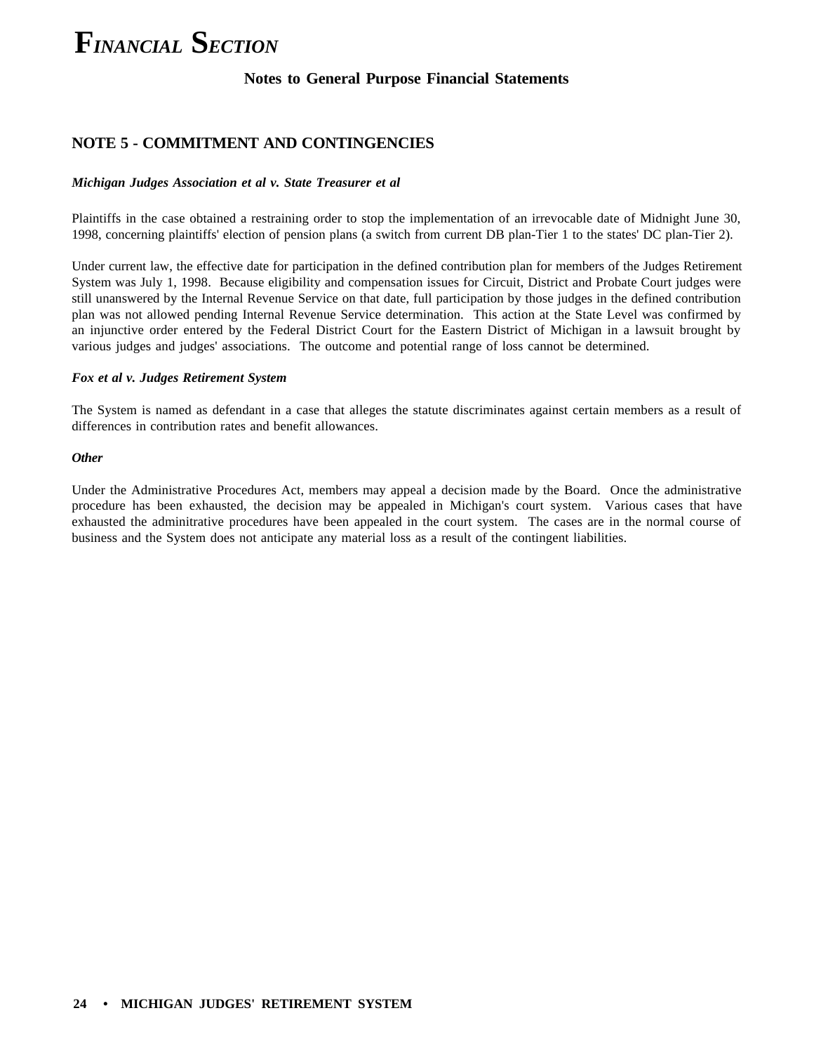## NOTE 5 - COMMITMENT AND CONTINGENCIES

***Michigan Judges Association et al v. State Treasurer et al***

Plaintiffs in the case obtained a restraining order to stop the implementation of an irrevocable date of Midnight June 30, 1998, concerning plaintiffs' election of pension plans (a switch from current DB plan-Tier 1 to the states' DC plan-Tier 2).

Under current law, the effective date for participation in the defined contribution plan for members of the Judges Retirement System was July 1, 1998. Because eligibility and compensation issues for Circuit, District and Probate Court judges were still unanswered by the Internal Revenue Service on that date, full participation by those judges in the defined contribution plan was not allowed pending Internal Revenue Service determination. This action at the State Level was confirmed by an injunctive order entered by the Federal District Court for the Eastern District of Michigan in a lawsuit brought by various judges and judges' associations. The outcome and potential range of loss cannot be determined.

***Fox et al v. Judges Retirement System***

The System is named as defendant in a case that alleges the statute discriminates against certain members as a result of differences in contribution rates and benefit allowances.

***Other***

Under the Administrative Procedures Act, members may appeal a decision made by the Board. Once the administrative procedure has been exhausted, the decision may be appealed in Michigan's court system. Various cases that have exhausted the adminitrative procedures have been appealed in the court system. The cases are in the normal course of business and the System does not anticipate any material loss as a result of the contingent liabilities.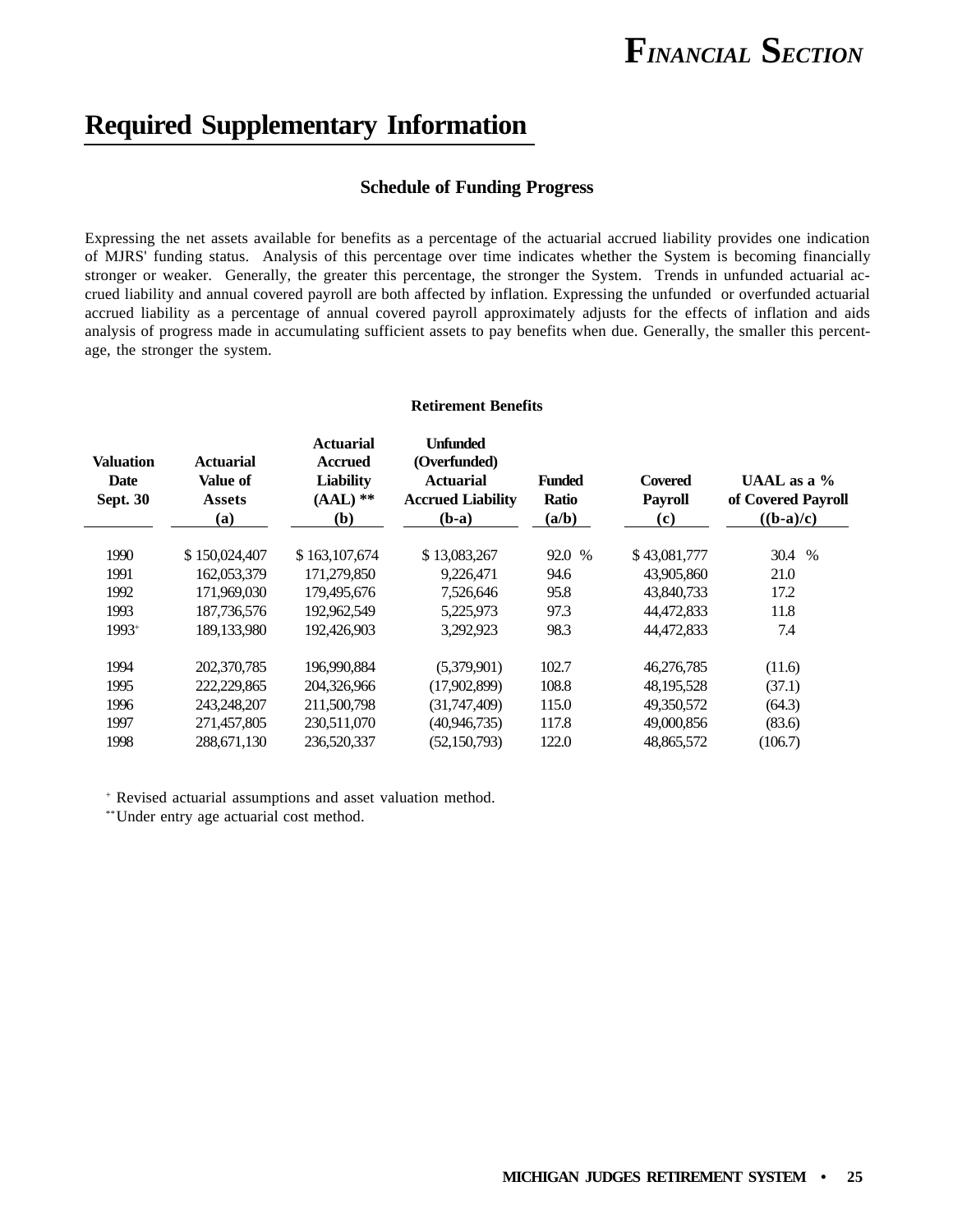# Required Supplementary Information

### Schedule of Funding Progress

Expressing the net assets available for benefits as a percentage of the actuarial accrued liability provides one indication of MJRS' funding status. Analysis of this percentage over time indicates whether the System is becoming financially stronger or weaker. Generally, the greater this percentage, the stronger the System. Trends in unfunded actuarial accrued liability and annual covered payroll are both affected by inflation. Expressing the unfunded or overfunded actuarial accrued liability as a percentage of annual covered payroll approximately adjusts for the effects of inflation and aids analysis of progress made in accumulating sufficient assets to pay benefits when due. Generally, the smaller this percentage, the stronger the system.

**Retirement Benefits**

| Valuation Date Sept. 30 | Actuarial Value of Assets (a) | Actuarial Accrued Liability (AAL) ** (b) | Unfunded (Overfunded) Actuarial Accrued Liability (b-a) | Funded Ratio (a/b) | Covered Payroll (c) | UAAL as a % of Covered Payroll ((b-a)/c) |
|---|---|---|---|---|---|---|
| 1990 | $ 150,024,407 | $ 163,107,674 | $ 13,083,267 | 92.0 % | $ 43,081,777 | 30.4 % |
| 1991 | 162,053,379 | 171,279,850 | 9,226,471 | 94.6 | 43,905,860 | 21.0 |
| 1992 | 171,969,030 | 179,495,676 | 7,526,646 | 95.8 | 43,840,733 | 17.2 |
| 1993 | 187,736,576 | 192,962,549 | 5,225,973 | 97.3 | 44,472,833 | 11.8 |
| 1993+ | 189,133,980 | 192,426,903 | 3,292,923 | 98.3 | 44,472,833 | 7.4 |
| 1994 | 202,370,785 | 196,990,884 | (5,379,901) | 102.7 | 46,276,785 | (11.6) |
| 1995 | 222,229,865 | 204,326,966 | (17,902,899) | 108.8 | 48,195,528 | (37.1) |
| 1996 | 243,248,207 | 211,500,798 | (31,747,409) | 115.0 | 49,350,572 | (64.3) |
| 1997 | 271,457,805 | 230,511,070 | (40,946,735) | 117.8 | 49,000,856 | (83.6) |
| 1998 | 288,671,130 | 236,520,337 | (52,150,793) | 122.0 | 48,865,572 | (106.7) |

+ Revised actuarial assumptions and asset valuation method.

** Under entry age actuarial cost method.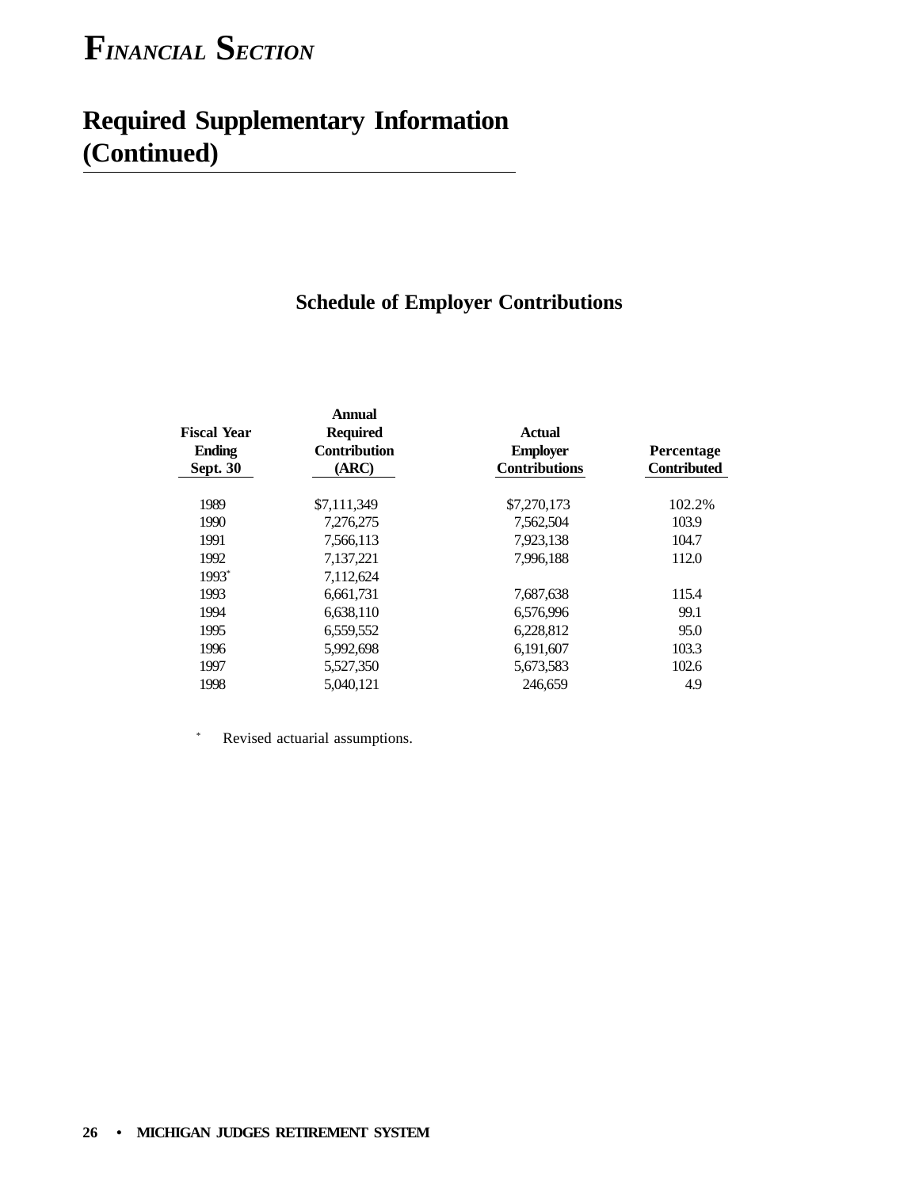# FINANCIAL SECTION

## Required Supplementary Information (Continued)

### Schedule of Employer Contributions

| Fiscal Year Ending Sept. 30 | Annual Required Contribution (ARC) | Actual Employer Contributions | Percentage Contributed |
|---|---|---|---|
| 1989 | $7,111,349 | $7,270,173 | 102.2% |
| 1990 | 7,276,275 | 7,562,504 | 103.9 |
| 1991 | 7,566,113 | 7,923,138 | 104.7 |
| 1992 | 7,137,221 | 7,996,188 | 112.0 |
| 1993* | 7,112,624 | | |
| 1993 | 6,661,731 | 7,687,638 | 115.4 |
| 1994 | 6,638,110 | 6,576,996 | 99.1 |
| 1995 | 6,559,552 | 6,228,812 | 95.0 |
| 1996 | 5,992,698 | 6,191,607 | 103.3 |
| 1997 | 5,527,350 | 5,673,583 | 102.6 |
| 1998 | 5,040,121 | 246,659 | 4.9 |

* Revised actuarial assumptions.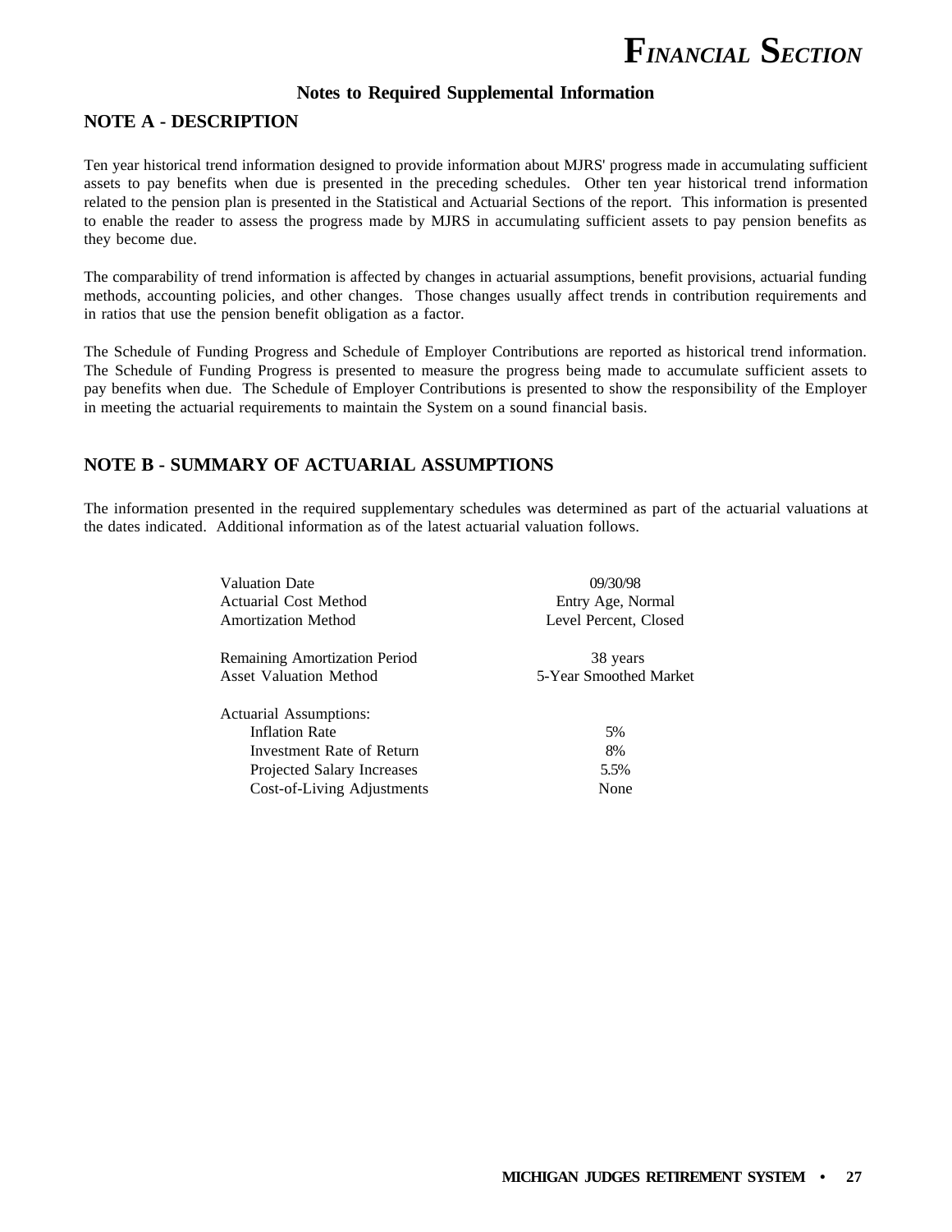## Notes to Required Supplemental Information

### NOTE A - DESCRIPTION

Ten year historical trend information designed to provide information about MJRS' progress made in accumulating sufficient assets to pay benefits when due is presented in the preceding schedules. Other ten year historical trend information related to the pension plan is presented in the Statistical and Actuarial Sections of the report. This information is presented to enable the reader to assess the progress made by MJRS in accumulating sufficient assets to pay pension benefits as they become due.

The comparability of trend information is affected by changes in actuarial assumptions, benefit provisions, actuarial funding methods, accounting policies, and other changes. Those changes usually affect trends in contribution requirements and in ratios that use the pension benefit obligation as a factor.

The Schedule of Funding Progress and Schedule of Employer Contributions are reported as historical trend information. The Schedule of Funding Progress is presented to measure the progress being made to accumulate sufficient assets to pay benefits when due. The Schedule of Employer Contributions is presented to show the responsibility of the Employer in meeting the actuarial requirements to maintain the System on a sound financial basis.

### NOTE B - SUMMARY OF ACTUARIAL ASSUMPTIONS

The information presented in the required supplementary schedules was determined as part of the actuarial valuations at the dates indicated. Additional information as of the latest actuarial valuation follows.

| | |
|---|---|
| Valuation Date | 09/30/98 |
| Actuarial Cost Method | Entry Age, Normal |
| Amortization Method | Level Percent, Closed |
| Remaining Amortization Period | 38 years |
| Asset Valuation Method | 5-Year Smoothed Market |
| Actuarial Assumptions: | |
| Inflation Rate | 5% |
| Investment Rate of Return | 8% |
| Projected Salary Increases | 5.5% |
| Cost-of-Living Adjustments | None |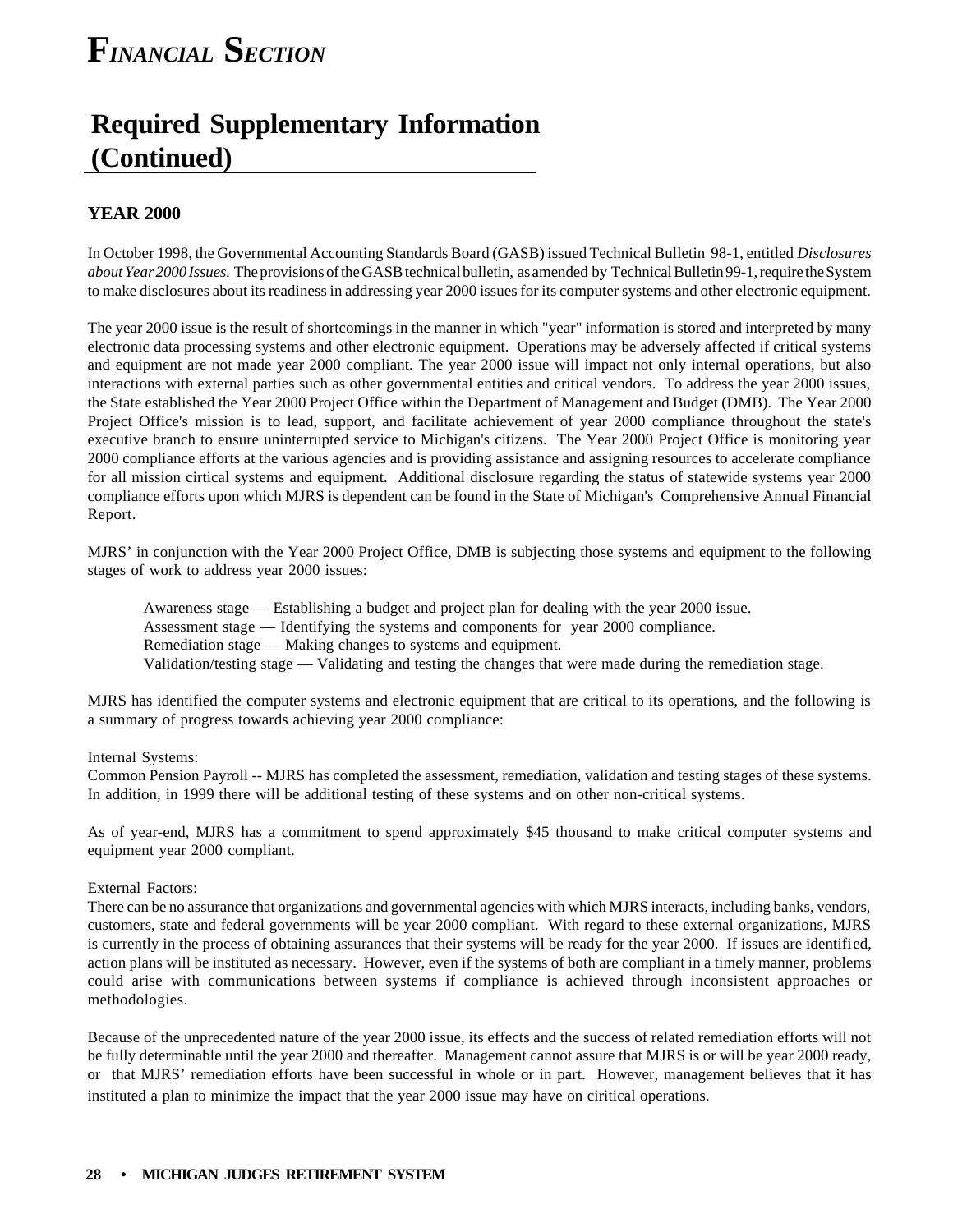# FINANCIAL SECTION

## Required Supplementary Information (Continued)

### YEAR 2000

In October 1998, the Governmental Accounting Standards Board (GASB) issued Technical Bulletin 98-1, entitled *Disclosures about Year 2000 Issues.* The provisions of the GASB technical bulletin, as amended by Technical Bulletin 99-1, require the System to make disclosures about its readiness in addressing year 2000 issues for its computer systems and other electronic equipment.

The year 2000 issue is the result of shortcomings in the manner in which "year" information is stored and interpreted by many electronic data processing systems and other electronic equipment. Operations may be adversely affected if critical systems and equipment are not made year 2000 compliant. The year 2000 issue will impact not only internal operations, but also interactions with external parties such as other governmental entities and critical vendors. To address the year 2000 issues, the State established the Year 2000 Project Office within the Department of Management and Budget (DMB). The Year 2000 Project Office's mission is to lead, support, and facilitate achievement of year 2000 compliance throughout the state's executive branch to ensure uninterrupted service to Michigan's citizens. The Year 2000 Project Office is monitoring year 2000 compliance efforts at the various agencies and is providing assistance and assigning resources to accelerate compliance for all mission cirtical systems and equipment. Additional disclosure regarding the status of statewide systems year 2000 compliance efforts upon which MJRS is dependent can be found in the State of Michigan's Comprehensive Annual Financial Report.

MJRS' in conjunction with the Year 2000 Project Office, DMB is subjecting those systems and equipment to the following stages of work to address year 2000 issues:

Awareness stage — Establishing a budget and project plan for dealing with the year 2000 issue.
Assessment stage — Identifying the systems and components for year 2000 compliance.
Remediation stage — Making changes to systems and equipment.
Validation/testing stage — Validating and testing the changes that were made during the remediation stage.

MJRS has identified the computer systems and electronic equipment that are critical to its operations, and the following is a summary of progress towards achieving year 2000 compliance:

Internal Systems:
Common Pension Payroll -- MJRS has completed the assessment, remediation, validation and testing stages of these systems. In addition, in 1999 there will be additional testing of these systems and on other non-critical systems.

As of year-end, MJRS has a commitment to spend approximately $45 thousand to make critical computer systems and equipment year 2000 compliant.

External Factors:
There can be no assurance that organizations and governmental agencies with which MJRS interacts, including banks, vendors, customers, state and federal governments will be year 2000 compliant. With regard to these external organizations, MJRS is currently in the process of obtaining assurances that their systems will be ready for the year 2000. If issues are identified, action plans will be instituted as necessary. However, even if the systems of both are compliant in a timely manner, problems could arise with communications between systems if compliance is achieved through inconsistent approaches or methodologies.

Because of the unprecedented nature of the year 2000 issue, its effects and the success of related remediation efforts will not be fully determinable until the year 2000 and thereafter. Management cannot assure that MJRS is or will be year 2000 ready, or that MJRS' remediation efforts have been successful in whole or in part. However, management believes that it has instituted a plan to minimize the impact that the year 2000 issue may have on ciritical operations.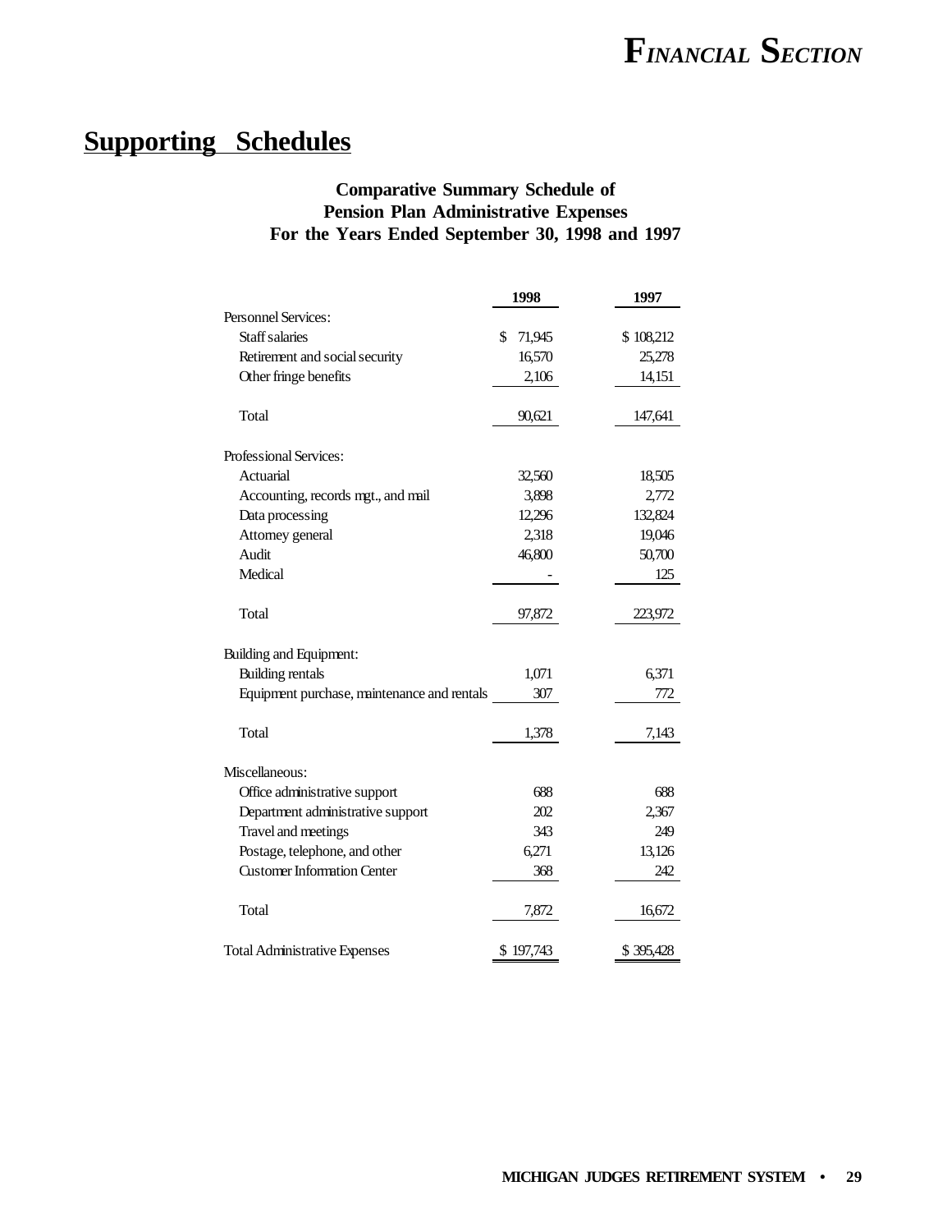# Supporting Schedules

### Comparative Summary Schedule of Pension Plan Administrative Expenses For the Years Ended September 30, 1998 and 1997

| | 1998 | 1997 |
|---|---|---|
| Personnel Services: | | |
| Staff salaries | $ 71,945 | $ 108,212 |
| Retirement and social security | 16,570 | 25,278 |
| Other fringe benefits | 2,106 | 14,151 |
| Total | 90,621 | 147,641 |
| Professional Services: | | |
| Actuarial | 32,560 | 18,505 |
| Accounting, records mgt., and mail | 3,898 | 2,772 |
| Data processing | 12,296 | 132,824 |
| Attorney general | 2,318 | 19,046 |
| Audit | 46,800 | 50,700 |
| Medical | - | 125 |
| Total | 97,872 | 223,972 |
| Building and Equipment: | | |
| Building rentals | 1,071 | 6,371 |
| Equipment purchase, maintenance and rentals | 307 | 772 |
| Total | 1,378 | 7,143 |
| Miscellaneous: | | |
| Office administrative support | 688 | 688 |
| Department administrative support | 202 | 2,367 |
| Travel and meetings | 343 | 249 |
| Postage, telephone, and other | 6,271 | 13,126 |
| Customer Information Center | 368 | 242 |
| Total | 7,872 | 16,672 |
| Total Administrative Expenses | $ 197,743 | $ 395,428 |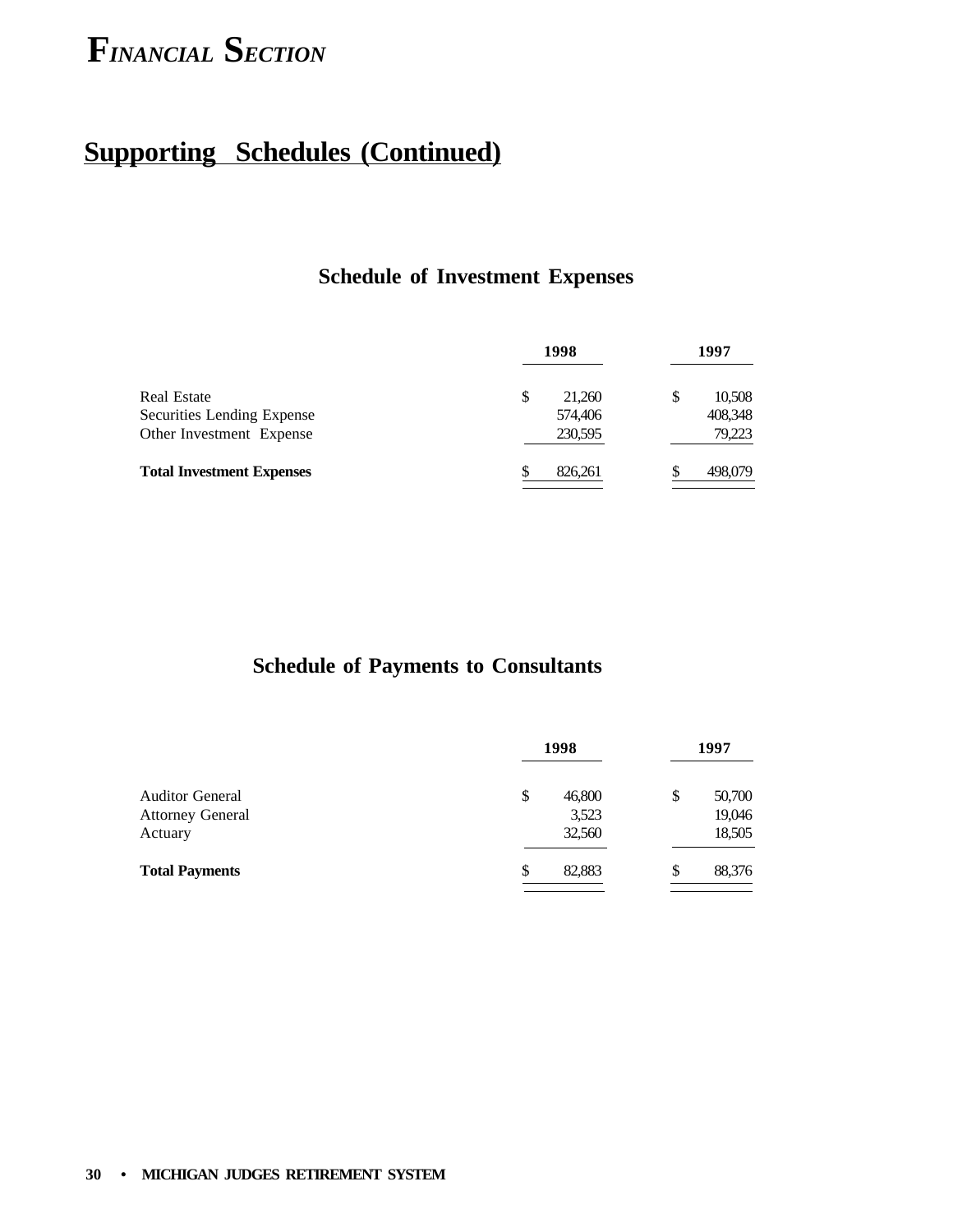# FINANCIAL SECTION

## Supporting Schedules (Continued)

### Schedule of Investment Expenses

| | 1998 | 1997 |
|---|---|---|
| Real Estate | $ 21,260 | $ 10,508 |
| Securities Lending Expense | 574,406 | 408,348 |
| Other Investment Expense | 230,595 | 79,223 |
| **Total Investment Expenses** | $ 826,261 | $ 498,079 |

### Schedule of Payments to Consultants

| | 1998 | 1997 |
|---|---|---|
| Auditor General | $ 46,800 | $ 50,700 |
| Attorney General | 3,523 | 19,046 |
| Actuary | 32,560 | 18,505 |
| **Total Payments** | $ 82,883 | $ 88,376 |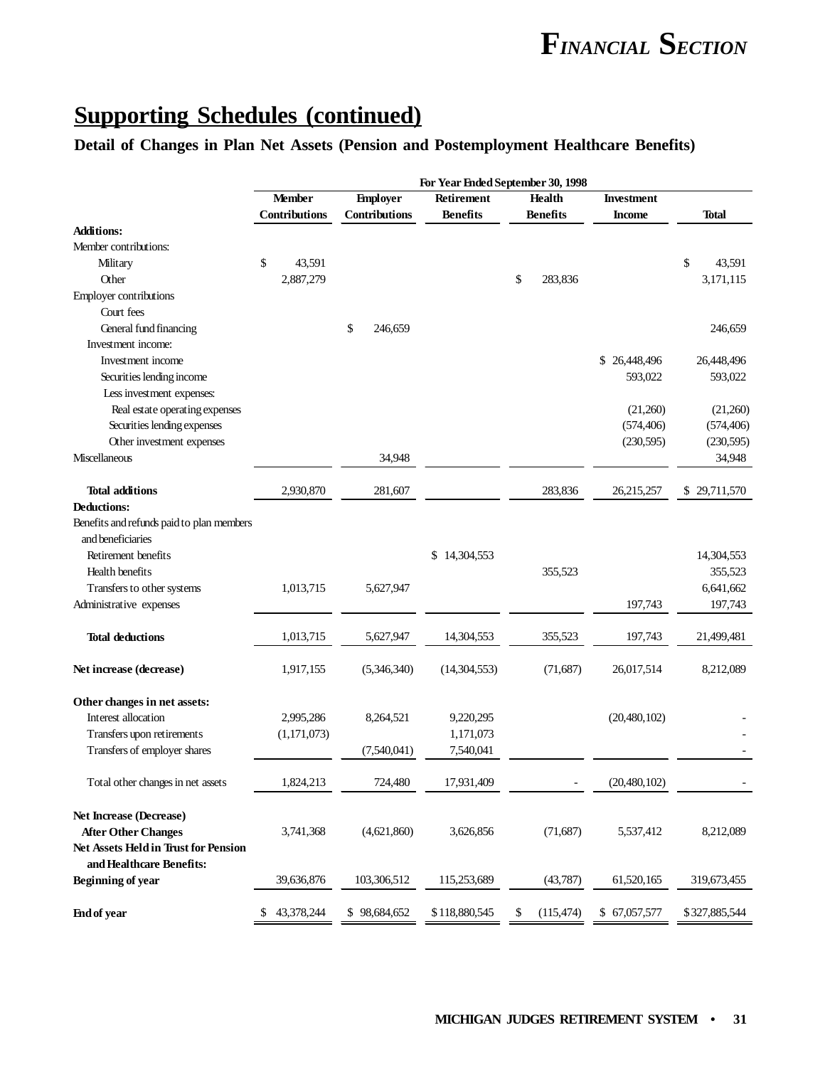# Supporting Schedules (continued)

## Detail of Changes in Plan Net Assets (Pension and Postemployment Healthcare Benefits)

| | For Year Ended September 30, 1998 | | | | | |
|---|---|---|---|---|---|---|
| | Member Contributions | Employer Contributions | Retirement Benefits | Health Benefits | Investment Income | Total |
| **Additions:** | | | | | | |
| Member contributions: | | | | | | |
| Military | $ 43,591 | | | | | $ 43,591 |
| Other | 2,887,279 | | | $ 283,836 | | 3,171,115 |
| Employer contributions | | | | | | |
| Court fees | | | | | | |
| General fund financing | | $ 246,659 | | | | 246,659 |
| Investment income: | | | | | | |
| Investment income | | | | | $ 26,448,496 | 26,448,496 |
| Securities lending income | | | | | 593,022 | 593,022 |
| Less investment expenses: | | | | | | |
| Real estate operating expenses | | | | | (21,260) | (21,260) |
| Securities lending expenses | | | | | (574,406) | (574,406) |
| Other investment expenses | | | | | (230,595) | (230,595) |
| Miscellaneous | | 34,948 | | | | 34,948 |
| **Total additions** | 2,930,870 | 281,607 | | 283,836 | 26,215,257 | $ 29,711,570 |
| **Deductions:** | | | | | | |
| Benefits and refunds paid to plan members and beneficiaries | | | | | | |
| Retirement benefits | | | $ 14,304,553 | | | 14,304,553 |
| Health benefits | | | | 355,523 | | 355,523 |
| Transfers to other systems | 1,013,715 | 5,627,947 | | | | 6,641,662 |
| Administrative expenses | | | | | 197,743 | 197,743 |
| **Total deductions** | 1,013,715 | 5,627,947 | 14,304,553 | 355,523 | 197,743 | 21,499,481 |
| **Net increase (decrease)** | 1,917,155 | (5,346,340) | (14,304,553) | (71,687) | 26,017,514 | 8,212,089 |
| **Other changes in net assets:** | | | | | | |
| Interest allocation | 2,995,286 | 8,264,521 | 9,220,295 | | (20,480,102) | - |
| Transfers upon retirements | (1,171,073) | | 1,171,073 | | | - |
| Transfers of employer shares | | (7,540,041) | 7,540,041 | | | - |
| Total other changes in net assets | 1,824,213 | 724,480 | 17,931,409 | - | (20,480,102) | - |
| **Net Increase (Decrease) After Other Changes** | 3,741,368 | (4,621,860) | 3,626,856 | (71,687) | 5,537,412 | 8,212,089 |
| **Net Assets Held in Trust for Pension and Healthcare Benefits:** | | | | | | |
| **Beginning of year** | 39,636,876 | 103,306,512 | 115,253,689 | (43,787) | 61,520,165 | 319,673,455 |
| **End of year** | $ 43,378,244 | $ 98,684,652 | $ 118,880,545 | $ (115,474) | $ 67,057,577 | $ 327,885,544 |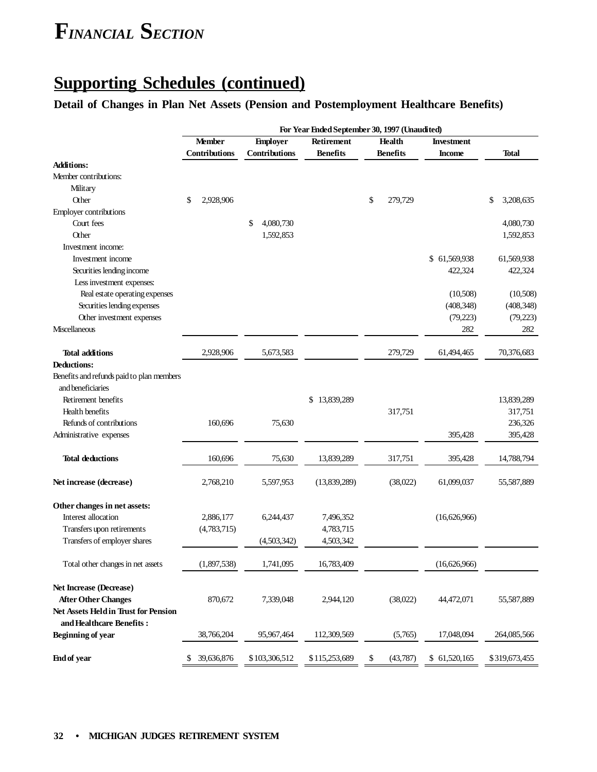# FINANCIAL SECTION

## Supporting Schedules (continued)

### Detail of Changes in Plan Net Assets (Pension and Postemployment Healthcare Benefits)

| | For Year Ended September 30, 1997 (Unaudited) | | | | | |
|---|---|---|---|---|---|---|
| | Member Contributions | Employer Contributions | Retirement Benefits | Health Benefits | Investment Income | Total |
| **Additions:** | | | | | | |
| Member contributions: | | | | | | |
| Military | | | | | | |
| Other | $ 2,928,906 | | | $ 279,729 | | $ 3,208,635 |
| Employer contributions | | | | | | |
| Court fees | | $ 4,080,730 | | | | 4,080,730 |
| Other | | 1,592,853 | | | | 1,592,853 |
| Investment income: | | | | | | |
| Investment income | | | | | $ 61,569,938 | 61,569,938 |
| Securities lending income | | | | | 422,324 | 422,324 |
| Less investment expenses: | | | | | | |
| Real estate operating expenses | | | | | (10,508) | (10,508) |
| Securities lending expenses | | | | | (408,348) | (408,348) |
| Other investment expenses | | | | | (79,223) | (79,223) |
| Miscellaneous | | | | | 282 | 282 |
| **Total additions** | 2,928,906 | 5,673,583 | | 279,729 | 61,494,465 | 70,376,683 |
| **Deductions:** | | | | | | |
| Benefits and refunds paid to plan members and beneficiaries | | | | | | |
| Retirement benefits | | | $ 13,839,289 | | | 13,839,289 |
| Health benefits | | | | 317,751 | | 317,751 |
| Refunds of contributions | 160,696 | 75,630 | | | | 236,326 |
| Administrative expenses | | | | | 395,428 | 395,428 |
| **Total deductions** | 160,696 | 75,630 | 13,839,289 | 317,751 | 395,428 | 14,788,794 |
| **Net increase (decrease)** | 2,768,210 | 5,597,953 | (13,839,289) | (38,022) | 61,099,037 | 55,587,889 |
| **Other changes in net assets:** | | | | | | |
| Interest allocation | 2,886,177 | 6,244,437 | 7,496,352 | | (16,626,966) | |
| Transfers upon retirements | (4,783,715) | | 4,783,715 | | | |
| Transfers of employer shares | | (4,503,342) | 4,503,342 | | | |
| Total other changes in net assets | (1,897,538) | 1,741,095 | 16,783,409 | | (16,626,966) | |
| **Net Increase (Decrease) After Other Changes** | 870,672 | 7,339,048 | 2,944,120 | (38,022) | 44,472,071 | 55,587,889 |
| **Net Assets Held in Trust for Pension and Healthcare Benefits :** | | | | | | |
| **Beginning of year** | 38,766,204 | 95,967,464 | 112,309,569 | (5,765) | 17,048,094 | 264,085,566 |
| **End of year** | $ 39,636,876 | $ 103,306,512 | $ 115,253,689 | $ (43,787) | $ 61,520,165 | $ 319,673,455 |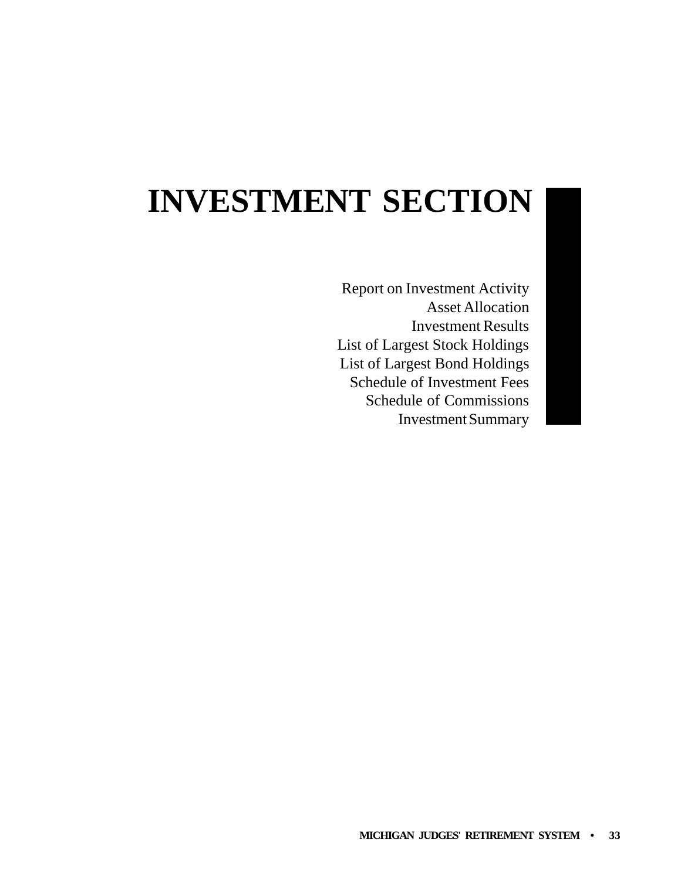# INVESTMENT SECTION

Report on Investment Activity
Asset Allocation
Investment Results
List of Largest Stock Holdings
List of Largest Bond Holdings
Schedule of Investment Fees
Schedule of Commissions
Investment Summary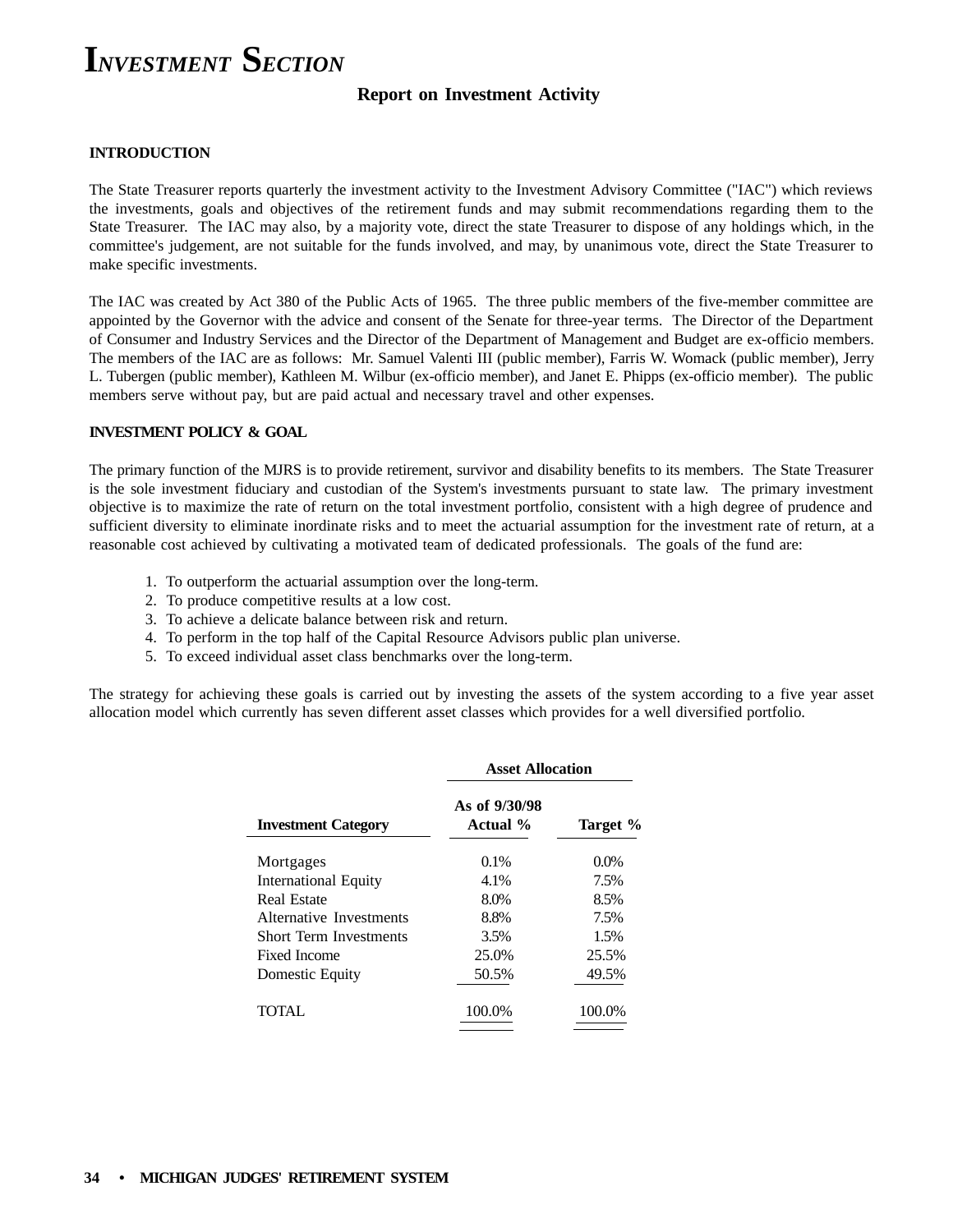# INVESTMENT SECTION

## Report on Investment Activity

### INTRODUCTION

The State Treasurer reports quarterly the investment activity to the Investment Advisory Committee ("IAC") which reviews the investments, goals and objectives of the retirement funds and may submit recommendations regarding them to the State Treasurer. The IAC may also, by a majority vote, direct the state Treasurer to dispose of any holdings which, in the committee's judgement, are not suitable for the funds involved, and may, by unanimous vote, direct the State Treasurer to make specific investments.

The IAC was created by Act 380 of the Public Acts of 1965. The three public members of the five-member committee are appointed by the Governor with the advice and consent of the Senate for three-year terms. The Director of the Department of Consumer and Industry Services and the Director of the Department of Management and Budget are ex-officio members. The members of the IAC are as follows: Mr. Samuel Valenti III (public member), Farris W. Womack (public member), Jerry L. Tubergen (public member), Kathleen M. Wilbur (ex-officio member), and Janet E. Phipps (ex-officio member). The public members serve without pay, but are paid actual and necessary travel and other expenses.

### INVESTMENT POLICY & GOAL

The primary function of the MJRS is to provide retirement, survivor and disability benefits to its members. The State Treasurer is the sole investment fiduciary and custodian of the System's investments pursuant to state law. The primary investment objective is to maximize the rate of return on the total investment portfolio, consistent with a high degree of prudence and sufficient diversity to eliminate inordinate risks and to meet the actuarial assumption for the investment rate of return, at a reasonable cost achieved by cultivating a motivated team of dedicated professionals. The goals of the fund are:

1. To outperform the actuarial assumption over the long-term.
2. To produce competitive results at a low cost.
3. To achieve a delicate balance between risk and return.
4. To perform in the top half of the Capital Resource Advisors public plan universe.
5. To exceed individual asset class benchmarks over the long-term.

The strategy for achieving these goals is carried out by investing the assets of the system according to a five year asset allocation model which currently has seven different asset classes which provides for a well diversified portfolio.

| | Asset Allocation | |
|---|---|---|
| **Investment Category** | **As of 9/30/98 Actual %** | **Target %** |
| Mortgages | 0.1% | 0.0% |
| International Equity | 4.1% | 7.5% |
| Real Estate | 8.0% | 8.5% |
| Alternative Investments | 8.8% | 7.5% |
| Short Term Investments | 3.5% | 1.5% |
| Fixed Income | 25.0% | 25.5% |
| Domestic Equity | 50.5% | 49.5% |
| TOTAL | 100.0% | 100.0% |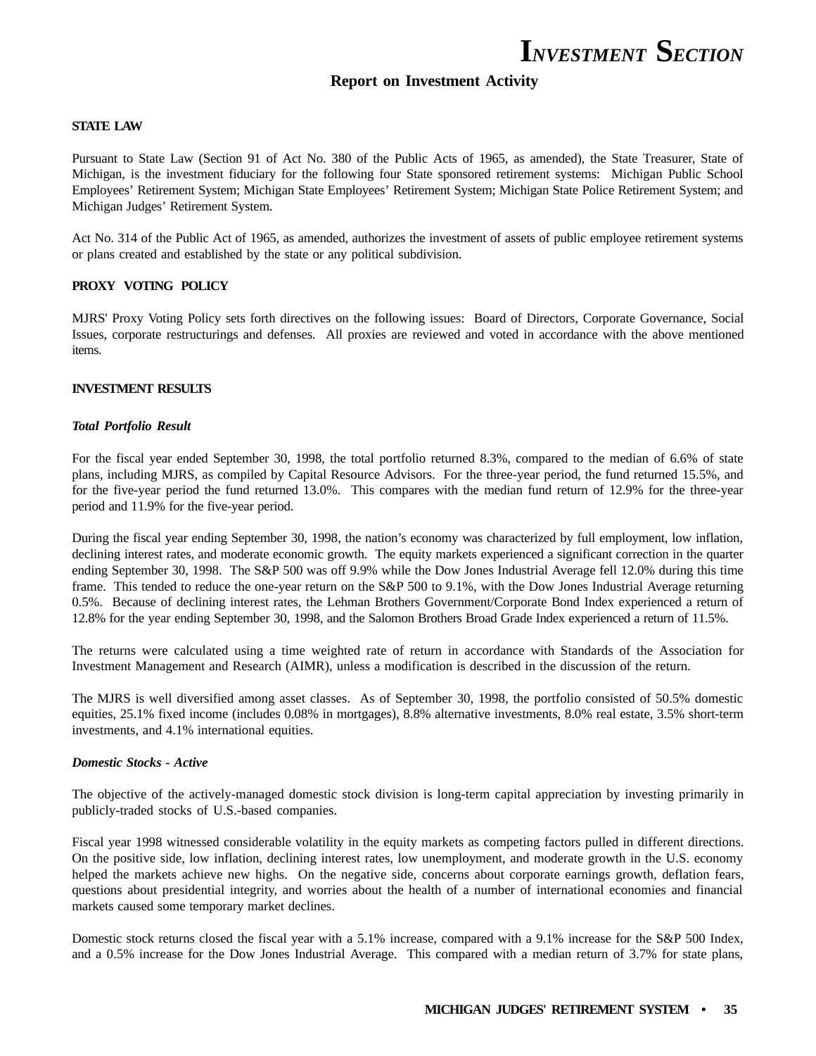# INVESTMENT SECTION

## Report on Investment Activity

**STATE LAW**

Pursuant to State Law (Section 91 of Act No. 380 of the Public Acts of 1965, as amended), the State Treasurer, State of Michigan, is the investment fiduciary for the following four State sponsored retirement systems: Michigan Public School Employees' Retirement System; Michigan State Employees' Retirement System; Michigan State Police Retirement System; and Michigan Judges' Retirement System.

Act No. 314 of the Public Act of 1965, as amended, authorizes the investment of assets of public employee retirement systems or plans created and established by the state or any political subdivision.

**PROXY VOTING POLICY**

MJRS' Proxy Voting Policy sets forth directives on the following issues: Board of Directors, Corporate Governance, Social Issues, corporate restructurings and defenses. All proxies are reviewed and voted in accordance with the above mentioned items.

**INVESTMENT RESULTS**

***Total Portfolio Result***

For the fiscal year ended September 30, 1998, the total portfolio returned 8.3%, compared to the median of 6.6% of state plans, including MJRS, as compiled by Capital Resource Advisors. For the three-year period, the fund returned 15.5%, and for the five-year period the fund returned 13.0%. This compares with the median fund return of 12.9% for the three-year period and 11.9% for the five-year period.

During the fiscal year ending September 30, 1998, the nation's economy was characterized by full employment, low inflation, declining interest rates, and moderate economic growth. The equity markets experienced a significant correction in the quarter ending September 30, 1998. The S&P 500 was off 9.9% while the Dow Jones Industrial Average fell 12.0% during this time frame. This tended to reduce the one-year return on the S&P 500 to 9.1%, with the Dow Jones Industrial Average returning 0.5%. Because of declining interest rates, the Lehman Brothers Government/Corporate Bond Index experienced a return of 12.8% for the year ending September 30, 1998, and the Salomon Brothers Broad Grade Index experienced a return of 11.5%.

The returns were calculated using a time weighted rate of return in accordance with Standards of the Association for Investment Management and Research (AIMR), unless a modification is described in the discussion of the return.

The MJRS is well diversified among asset classes. As of September 30, 1998, the portfolio consisted of 50.5% domestic equities, 25.1% fixed income (includes 0.08% in mortgages), 8.8% alternative investments, 8.0% real estate, 3.5% short-term investments, and 4.1% international equities.

***Domestic Stocks - Active***

The objective of the actively-managed domestic stock division is long-term capital appreciation by investing primarily in publicly-traded stocks of U.S.-based companies.

Fiscal year 1998 witnessed considerable volatility in the equity markets as competing factors pulled in different directions. On the positive side, low inflation, declining interest rates, low unemployment, and moderate growth in the U.S. economy helped the markets achieve new highs. On the negative side, concerns about corporate earnings growth, deflation fears, questions about presidential integrity, and worries about the health of a number of international economies and financial markets caused some temporary market declines.

Domestic stock returns closed the fiscal year with a 5.1% increase, compared with a 9.1% increase for the S&P 500 Index, and a 0.5% increase for the Dow Jones Industrial Average. This compared with a median return of 3.7% for state plans,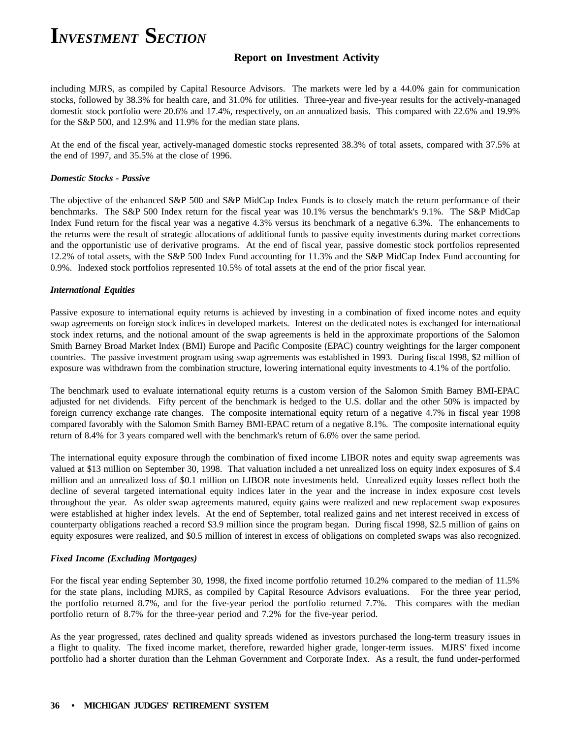including MJRS, as compiled by Capital Resource Advisors. The markets were led by a 44.0% gain for communication stocks, followed by 38.3% for health care, and 31.0% for utilities. Three-year and five-year results for the actively-managed domestic stock portfolio were 20.6% and 17.4%, respectively, on an annualized basis. This compared with 22.6% and 19.9% for the S&P 500, and 12.9% and 11.9% for the median state plans.

At the end of the fiscal year, actively-managed domestic stocks represented 38.3% of total assets, compared with 37.5% at the end of 1997, and 35.5% at the close of 1996.

***Domestic Stocks - Passive***

The objective of the enhanced S&P 500 and S&P MidCap Index Funds is to closely match the return performance of their benchmarks. The S&P 500 Index return for the fiscal year was 10.1% versus the benchmark's 9.1%. The S&P MidCap Index Fund return for the fiscal year was a negative 4.3% versus its benchmark of a negative 6.3%. The enhancements to the returns were the result of strategic allocations of additional funds to passive equity investments during market corrections and the opportunistic use of derivative programs. At the end of fiscal year, passive domestic stock portfolios represented 12.2% of total assets, with the S&P 500 Index Fund accounting for 11.3% and the S&P MidCap Index Fund accounting for 0.9%. Indexed stock portfolios represented 10.5% of total assets at the end of the prior fiscal year.

***International Equities***

Passive exposure to international equity returns is achieved by investing in a combination of fixed income notes and equity swap agreements on foreign stock indices in developed markets. Interest on the dedicated notes is exchanged for international stock index returns, and the notional amount of the swap agreements is held in the approximate proportions of the Salomon Smith Barney Broad Market Index (BMI) Europe and Pacific Composite (EPAC) country weightings for the larger component countries. The passive investment program using swap agreements was established in 1993. During fiscal 1998, $2 million of exposure was withdrawn from the combination structure, lowering international equity investments to 4.1% of the portfolio.

The benchmark used to evaluate international equity returns is a custom version of the Salomon Smith Barney BMI-EPAC adjusted for net dividends. Fifty percent of the benchmark is hedged to the U.S. dollar and the other 50% is impacted by foreign currency exchange rate changes. The composite international equity return of a negative 4.7% in fiscal year 1998 compared favorably with the Salomon Smith Barney BMI-EPAC return of a negative 8.1%. The composite international equity return of 8.4% for 3 years compared well with the benchmark's return of 6.6% over the same period.

The international equity exposure through the combination of fixed income LIBOR notes and equity swap agreements was valued at $13 million on September 30, 1998. That valuation included a net unrealized loss on equity index exposures of $.4 million and an unrealized loss of $0.1 million on LIBOR note investments held. Unrealized equity losses reflect both the decline of several targeted international equity indices later in the year and the increase in index exposure cost levels throughout the year. As older swap agreements matured, equity gains were realized and new replacement swap exposures were established at higher index levels. At the end of September, total realized gains and net interest received in excess of counterparty obligations reached a record $3.9 million since the program began. During fiscal 1998, $2.5 million of gains on equity exposures were realized, and $0.5 million of interest in excess of obligations on completed swaps was also recognized.

***Fixed Income (Excluding Mortgages)***

For the fiscal year ending September 30, 1998, the fixed income portfolio returned 10.2% compared to the median of 11.5% for the state plans, including MJRS, as compiled by Capital Resource Advisors evaluations. For the three year period, the portfolio returned 8.7%, and for the five-year period the portfolio returned 7.7%. This compares with the median portfolio return of 8.7% for the three-year period and 7.2% for the five-year period.

As the year progressed, rates declined and quality spreads widened as investors purchased the long-term treasury issues in a flight to quality. The fixed income market, therefore, rewarded higher grade, longer-term issues. MJRS' fixed income portfolio had a shorter duration than the Lehman Government and Corporate Index. As a result, the fund under-performed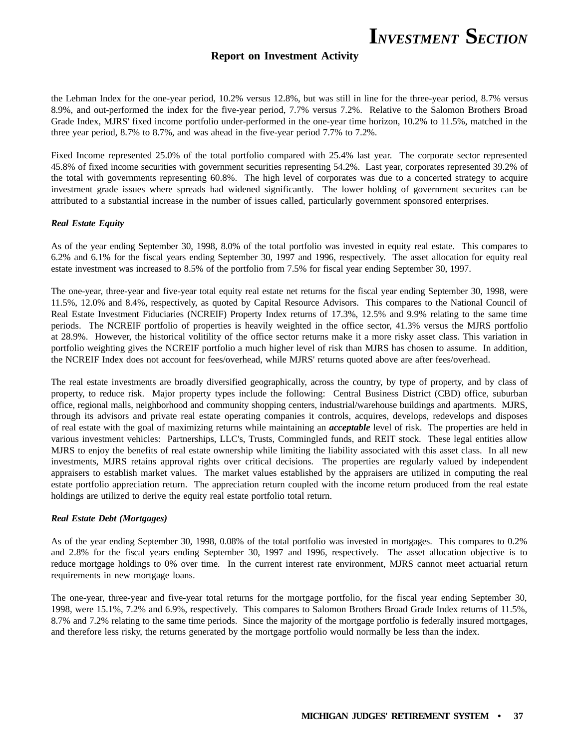the Lehman Index for the one-year period, 10.2% versus 12.8%, but was still in line for the three-year period, 8.7% versus 8.9%, and out-performed the index for the five-year period, 7.7% versus 7.2%. Relative to the Salomon Brothers Broad Grade Index, MJRS' fixed income portfolio under-performed in the one-year time horizon, 10.2% to 11.5%, matched in the three year period, 8.7% to 8.7%, and was ahead in the five-year period 7.7% to 7.2%.

Fixed Income represented 25.0% of the total portfolio compared with 25.4% last year. The corporate sector represented 45.8% of fixed income securities with government securities representing 54.2%. Last year, corporates represented 39.2% of the total with governments representing 60.8%. The high level of corporates was due to a concerted strategy to acquire investment grade issues where spreads had widened significantly. The lower holding of government securites can be attributed to a substantial increase in the number of issues called, particularly government sponsored enterprises.

***Real Estate Equity***

As of the year ending September 30, 1998, 8.0% of the total portfolio was invested in equity real estate. This compares to 6.2% and 6.1% for the fiscal years ending September 30, 1997 and 1996, respectively. The asset allocation for equity real estate investment was increased to 8.5% of the portfolio from 7.5% for fiscal year ending September 30, 1997.

The one-year, three-year and five-year total equity real estate net returns for the fiscal year ending September 30, 1998, were 11.5%, 12.0% and 8.4%, respectively, as quoted by Capital Resource Advisors. This compares to the National Council of Real Estate Investment Fiduciaries (NCREIF) Property Index returns of 17.3%, 12.5% and 9.9% relating to the same time periods. The NCREIF portfolio of properties is heavily weighted in the office sector, 41.3% versus the MJRS portfolio at 28.9%. However, the historical volitility of the office sector returns make it a more risky asset class. This variation in portfolio weighting gives the NCREIF portfolio a much higher level of risk than MJRS has chosen to assume. In addition, the NCREIF Index does not account for fees/overhead, while MJRS' returns quoted above are after fees/overhead.

The real estate investments are broadly diversified geographically, across the country, by type of property, and by class of property, to reduce risk. Major property types include the following: Central Business District (CBD) office, suburban office, regional malls, neighborhood and community shopping centers, industrial/warehouse buildings and apartments. MJRS, through its advisors and private real estate operating companies it controls, acquires, develops, redevelops and disposes of real estate with the goal of maximizing returns while maintaining an ***acceptable*** level of risk. The properties are held in various investment vehicles: Partnerships, LLC's, Trusts, Commingled funds, and REIT stock. These legal entities allow MJRS to enjoy the benefits of real estate ownership while limiting the liability associated with this asset class. In all new investments, MJRS retains approval rights over critical decisions. The properties are regularly valued by independent appraisers to establish market values. The market values established by the appraisers are utilized in computing the real estate portfolio appreciation return. The appreciation return coupled with the income return produced from the real estate holdings are utilized to derive the equity real estate portfolio total return.

***Real Estate Debt (Mortgages)***

As of the year ending September 30, 1998, 0.08% of the total portfolio was invested in mortgages. This compares to 0.2% and 2.8% for the fiscal years ending September 30, 1997 and 1996, respectively. The asset allocation objective is to reduce mortgage holdings to 0% over time. In the current interest rate environment, MJRS cannot meet actuarial return requirements in new mortgage loans.

The one-year, three-year and five-year total returns for the mortgage portfolio, for the fiscal year ending September 30, 1998, were 15.1%, 7.2% and 6.9%, respectively. This compares to Salomon Brothers Broad Grade Index returns of 11.5%, 8.7% and 7.2% relating to the same time periods. Since the majority of the mortgage portfolio is federally insured mortgages, and therefore less risky, the returns generated by the mortgage portfolio would normally be less than the index.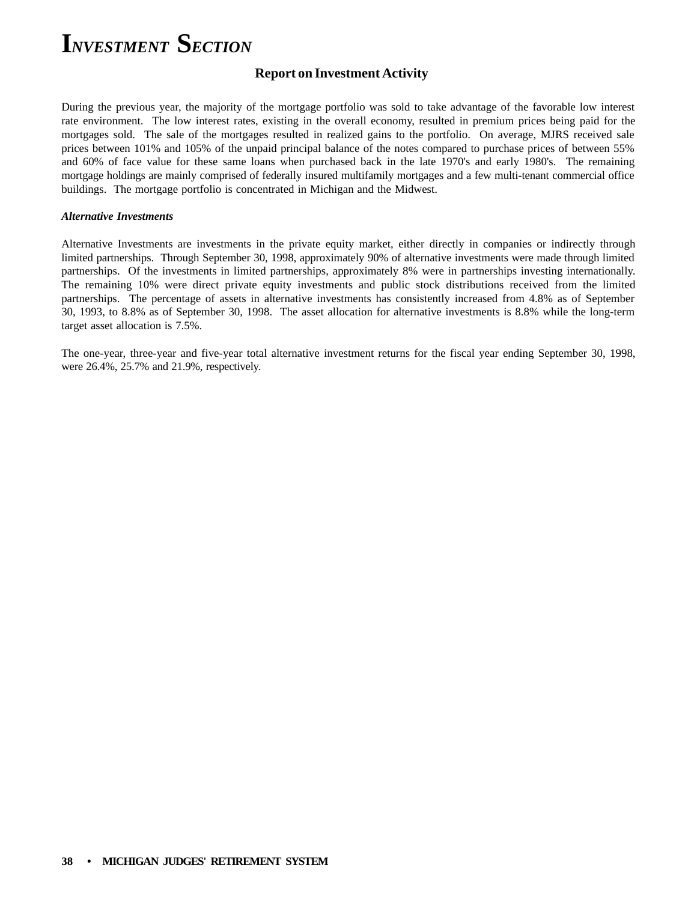# INVESTMENT SECTION

## Report on Investment Activity

During the previous year, the majority of the mortgage portfolio was sold to take advantage of the favorable low interest rate environment. The low interest rates, existing in the overall economy, resulted in premium prices being paid for the mortgages sold. The sale of the mortgages resulted in realized gains to the portfolio. On average, MJRS received sale prices between 101% and 105% of the unpaid principal balance of the notes compared to purchase prices of between 55% and 60% of face value for these same loans when purchased back in the late 1970's and early 1980's. The remaining mortgage holdings are mainly comprised of federally insured multifamily mortgages and a few multi-tenant commercial office buildings. The mortgage portfolio is concentrated in Michigan and the Midwest.

***Alternative Investments***

Alternative Investments are investments in the private equity market, either directly in companies or indirectly through limited partnerships. Through September 30, 1998, approximately 90% of alternative investments were made through limited partnerships. Of the investments in limited partnerships, approximately 8% were in partnerships investing internationally. The remaining 10% were direct private equity investments and public stock distributions received from the limited partnerships. The percentage of assets in alternative investments has consistently increased from 4.8% as of September 30, 1993, to 8.8% as of September 30, 1998. The asset allocation for alternative investments is 8.8% while the long-term target asset allocation is 7.5%.

The one-year, three-year and five-year total alternative investment returns for the fiscal year ending September 30, 1998, were 26.4%, 25.7% and 21.9%, respectively.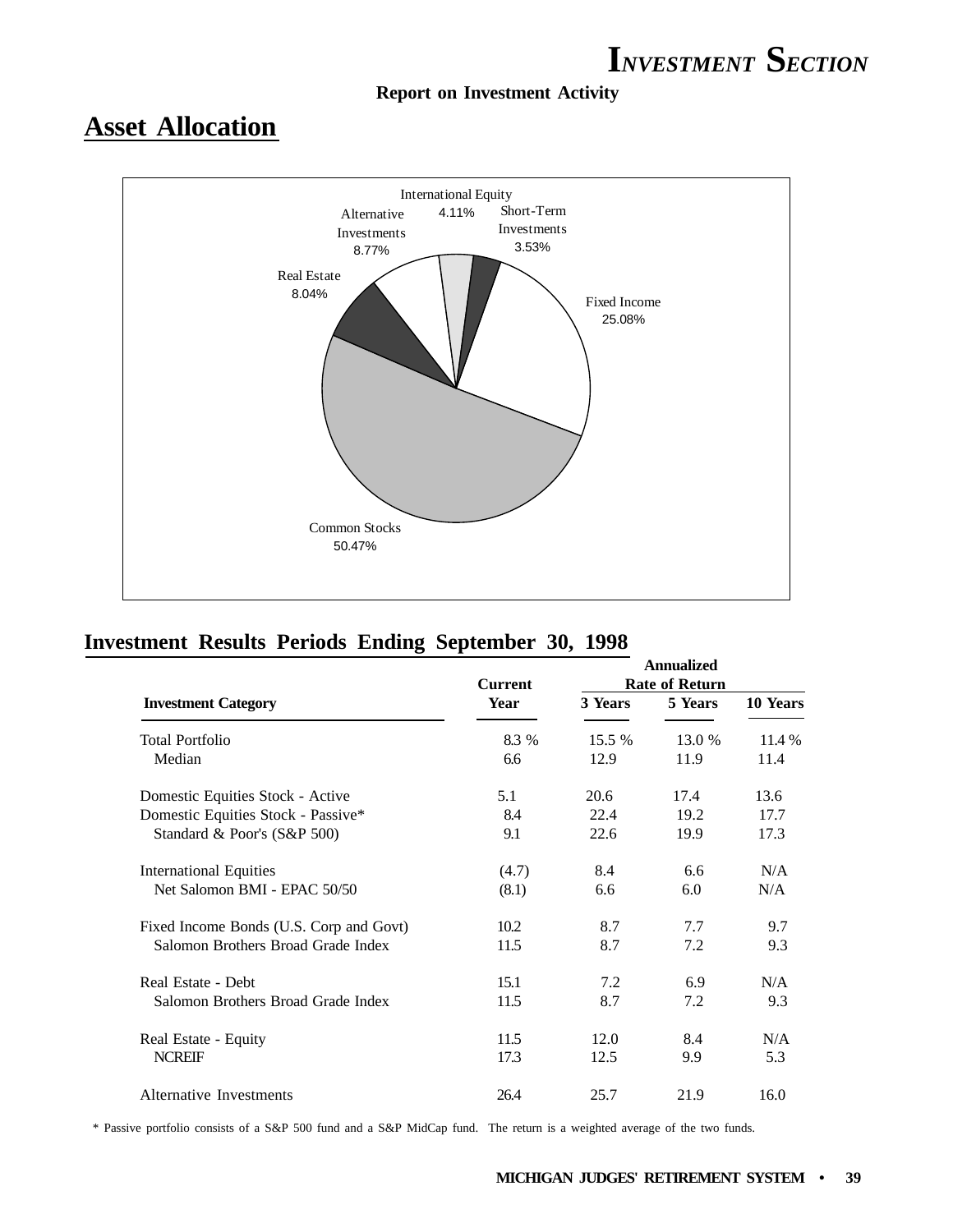# INVESTMENT SECTION

**Report on Investment Activity**

## Asset Allocation

International Equity 4.11%
Short-Term Investments 3.53%
Alternative Investments 8.77%
Real Estate 8.04%
Fixed Income 25.08%
Common Stocks 50.47%

## Investment Results Periods Ending September 30, 1998

| Investment Category | Current Year | Annualized Rate of Return | | |
|---|---|---|---|---|
| | | 3 Years | 5 Years | 10 Years |
| Total Portfolio | 8.3 % | 15.5 % | 13.0 % | 11.4 % |
| Median | 6.6 | 12.9 | 11.9 | 11.4 |
| Domestic Equities Stock - Active | 5.1 | 20.6 | 17.4 | 13.6 |
| Domestic Equities Stock - Passive* | 8.4 | 22.4 | 19.2 | 17.7 |
| Standard & Poor's (S&P 500) | 9.1 | 22.6 | 19.9 | 17.3 |
| International Equities | (4.7) | 8.4 | 6.6 | N/A |
| Net Salomon BMI - EPAC 50/50 | (8.1) | 6.6 | 6.0 | N/A |
| Fixed Income Bonds (U.S. Corp and Govt) | 10.2 | 8.7 | 7.7 | 9.7 |
| Salomon Brothers Broad Grade Index | 11.5 | 8.7 | 7.2 | 9.3 |
| Real Estate - Debt | 15.1 | 7.2 | 6.9 | N/A |
| Salomon Brothers Broad Grade Index | 11.5 | 8.7 | 7.2 | 9.3 |
| Real Estate - Equity | 11.5 | 12.0 | 8.4 | N/A |
| NCREIF | 17.3 | 12.5 | 9.9 | 5.3 |
| Alternative Investments | 26.4 | 25.7 | 21.9 | 16.0 |

* Passive portfolio consists of a S&P 500 fund and a S&P MidCap fund. The return is a weighted average of the two funds.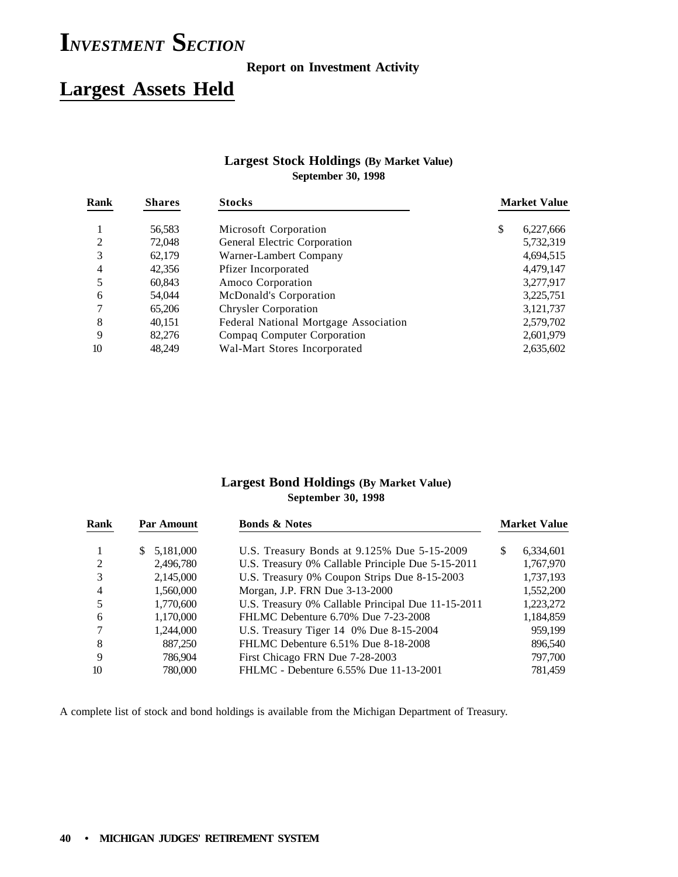# INVESTMENT SECTION

**Report on Investment Activity**

## Largest Assets Held

### Largest Stock Holdings (By Market Value)
**September 30, 1998**

| Rank | Shares | Stocks | Market Value |
|---|---|---|---|
| 1 | 56,583 | Microsoft Corporation | $ 6,227,666 |
| 2 | 72,048 | General Electric Corporation | 5,732,319 |
| 3 | 62,179 | Warner-Lambert Company | 4,694,515 |
| 4 | 42,356 | Pfizer Incorporated | 4,479,147 |
| 5 | 60,843 | Amoco Corporation | 3,277,917 |
| 6 | 54,044 | McDonald's Corporation | 3,225,751 |
| 7 | 65,206 | Chrysler Corporation | 3,121,737 |
| 8 | 40,151 | Federal National Mortgage Association | 2,579,702 |
| 9 | 82,276 | Compaq Computer Corporation | 2,601,979 |
| 10 | 48,249 | Wal-Mart Stores Incorporated | 2,635,602 |

### Largest Bond Holdings (By Market Value)
**September 30, 1998**

| Rank | Par Amount | Bonds & Notes | Market Value |
|---|---|---|---|
| 1 | $ 5,181,000 | U.S. Treasury Bonds at 9.125% Due 5-15-2009 | $ 6,334,601 |
| 2 | 2,496,780 | U.S. Treasury 0% Callable Principle Due 5-15-2011 | 1,767,970 |
| 3 | 2,145,000 | U.S. Treasury 0% Coupon Strips Due 8-15-2003 | 1,737,193 |
| 4 | 1,560,000 | Morgan, J.P. FRN Due 3-13-2000 | 1,552,200 |
| 5 | 1,770,600 | U.S. Treasury 0% Callable Principal Due 11-15-2011 | 1,223,272 |
| 6 | 1,170,000 | FHLMC Debenture 6.70% Due 7-23-2008 | 1,184,859 |
| 7 | 1,244,000 | U.S. Treasury Tiger 14 0% Due 8-15-2004 | 959,199 |
| 8 | 887,250 | FHLMC Debenture 6.51% Due 8-18-2008 | 896,540 |
| 9 | 786,904 | First Chicago FRN Due 7-28-2003 | 797,700 |
| 10 | 780,000 | FHLMC - Debenture 6.55% Due 11-13-2001 | 781,459 |

A complete list of stock and bond holdings is available from the Michigan Department of Treasury.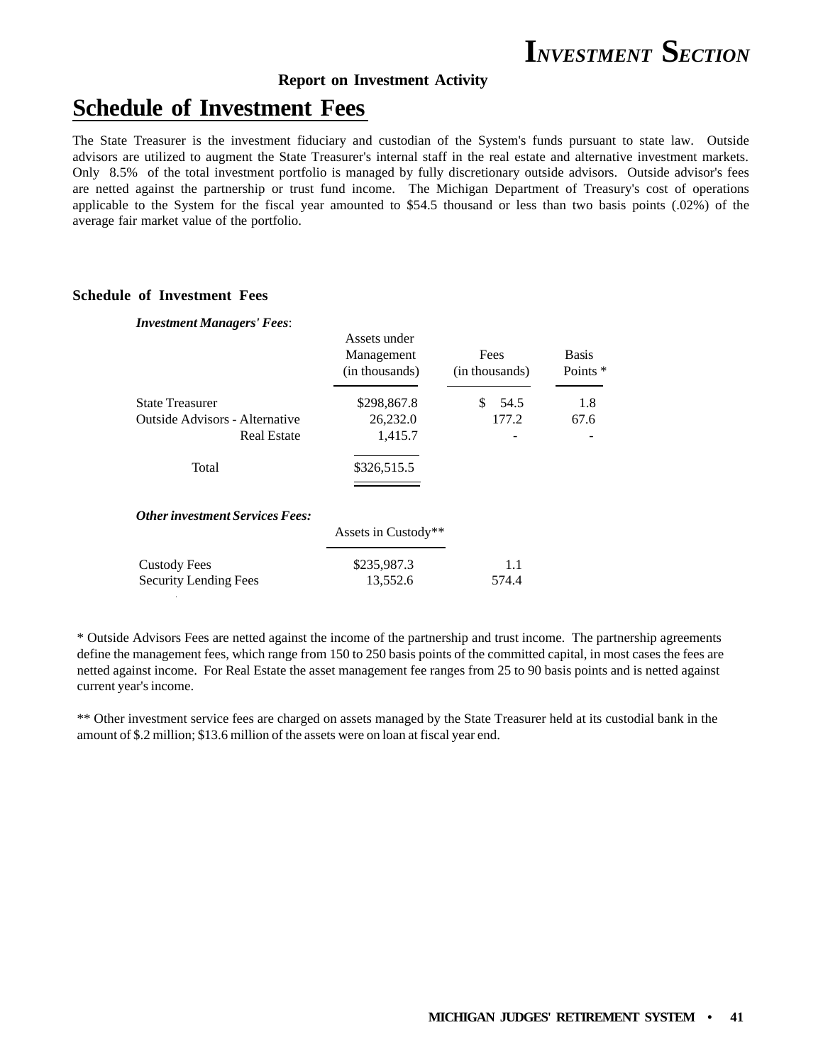**Report on Investment Activity**

# Schedule of Investment Fees

The State Treasurer is the investment fiduciary and custodian of the System's funds pursuant to state law. Outside advisors are utilized to augment the State Treasurer's internal staff in the real estate and alternative investment markets. Only 8.5% of the total investment portfolio is managed by fully discretionary outside advisors. Outside advisor's fees are netted against the partnership or trust fund income. The Michigan Department of Treasury's cost of operations applicable to the System for the fiscal year amounted to $54.5 thousand or less than two basis points (.02%) of the average fair market value of the portfolio.

### Schedule of Investment Fees

***Investment Managers' Fees***:

| | Assets under Management (in thousands) | Fees (in thousands) | Basis Points * |
|---|---|---|---|
| State Treasurer | $298,867.8 | $ 54.5 | 1.8 |
| Outside Advisors - Alternative | 26,232.0 | 177.2 | 67.6 |
| Real Estate | 1,415.7 | - | - |
| Total | $326,515.5 | | |

***Other investment Services Fees:***

| | Assets in Custody** | |
|---|---|---|
| Custody Fees | $235,987.3 | 1.1 |
| Security Lending Fees | 13,552.6 | 574.4 |

* Outside Advisors Fees are netted against the income of the partnership and trust income. The partnership agreements define the management fees, which range from 150 to 250 basis points of the committed capital, in most cases the fees are netted against income. For Real Estate the asset management fee ranges from 25 to 90 basis points and is netted against current year's income.

** Other investment service fees are charged on assets managed by the State Treasurer held at its custodial bank in the amount of $.2 million; $13.6 million of the assets were on loan at fiscal year end.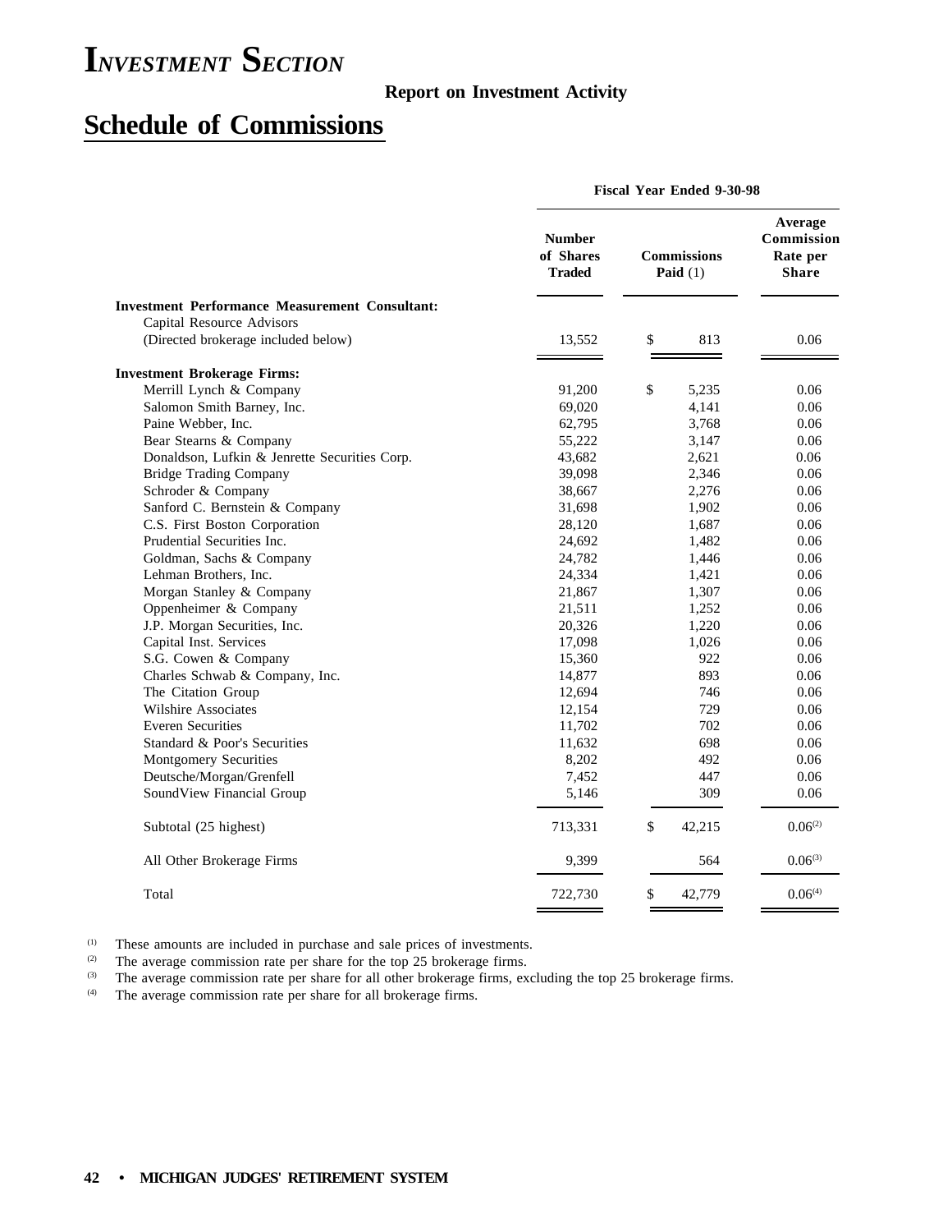# *Investment Section*

**Report on Investment Activity**

## Schedule of Commissions

| | Fiscal Year Ended 9-30-98 | | |
|---|---|---|---|
| | **Number of Shares Traded** | **Commissions Paid (1)** | **Average Commission Rate per Share** |
| **Investment Performance Measurement Consultant:** | | | |
| Capital Resource Advisors | | | |
| (Directed brokerage included below) | 13,552 | $ 813 | 0.06 |
| **Investment Brokerage Firms:** | | | |
| Merrill Lynch & Company | 91,200 | $ 5,235 | 0.06 |
| Salomon Smith Barney, Inc. | 69,020 | 4,141 | 0.06 |
| Paine Webber, Inc. | 62,795 | 3,768 | 0.06 |
| Bear Stearns & Company | 55,222 | 3,147 | 0.06 |
| Donaldson, Lufkin & Jenrette Securities Corp. | 43,682 | 2,621 | 0.06 |
| Bridge Trading Company | 39,098 | 2,346 | 0.06 |
| Schroder & Company | 38,667 | 2,276 | 0.06 |
| Sanford C. Bernstein & Company | 31,698 | 1,902 | 0.06 |
| C.S. First Boston Corporation | 28,120 | 1,687 | 0.06 |
| Prudential Securities Inc. | 24,692 | 1,482 | 0.06 |
| Goldman, Sachs & Company | 24,782 | 1,446 | 0.06 |
| Lehman Brothers, Inc. | 24,334 | 1,421 | 0.06 |
| Morgan Stanley & Company | 21,867 | 1,307 | 0.06 |
| Oppenheimer & Company | 21,511 | 1,252 | 0.06 |
| J.P. Morgan Securities, Inc. | 20,326 | 1,220 | 0.06 |
| Capital Inst. Services | 17,098 | 1,026 | 0.06 |
| S.G. Cowen & Company | 15,360 | 922 | 0.06 |
| Charles Schwab & Company, Inc. | 14,877 | 893 | 0.06 |
| The Citation Group | 12,694 | 746 | 0.06 |
| Wilshire Associates | 12,154 | 729 | 0.06 |
| Everen Securities | 11,702 | 702 | 0.06 |
| Standard & Poor's Securities | 11,632 | 698 | 0.06 |
| Montgomery Securities | 8,202 | 492 | 0.06 |
| Deutsche/Morgan/Grenfell | 7,452 | 447 | 0.06 |
| SoundView Financial Group | 5,146 | 309 | 0.06 |
| Subtotal (25 highest) | 713,331 | $ 42,215 | 0.06[2] |
| All Other Brokerage Firms | 9,399 | 564 | 0.06[3] |
| Total | 722,730 | $ 42,779 | 0.06[4] |

[1] These amounts are included in purchase and sale prices of investments.
[2] The average commission rate per share for the top 25 brokerage firms.
[3] The average commission rate per share for all other brokerage firms, excluding the top 25 brokerage firms.
[4] The average commission rate per share for all brokerage firms.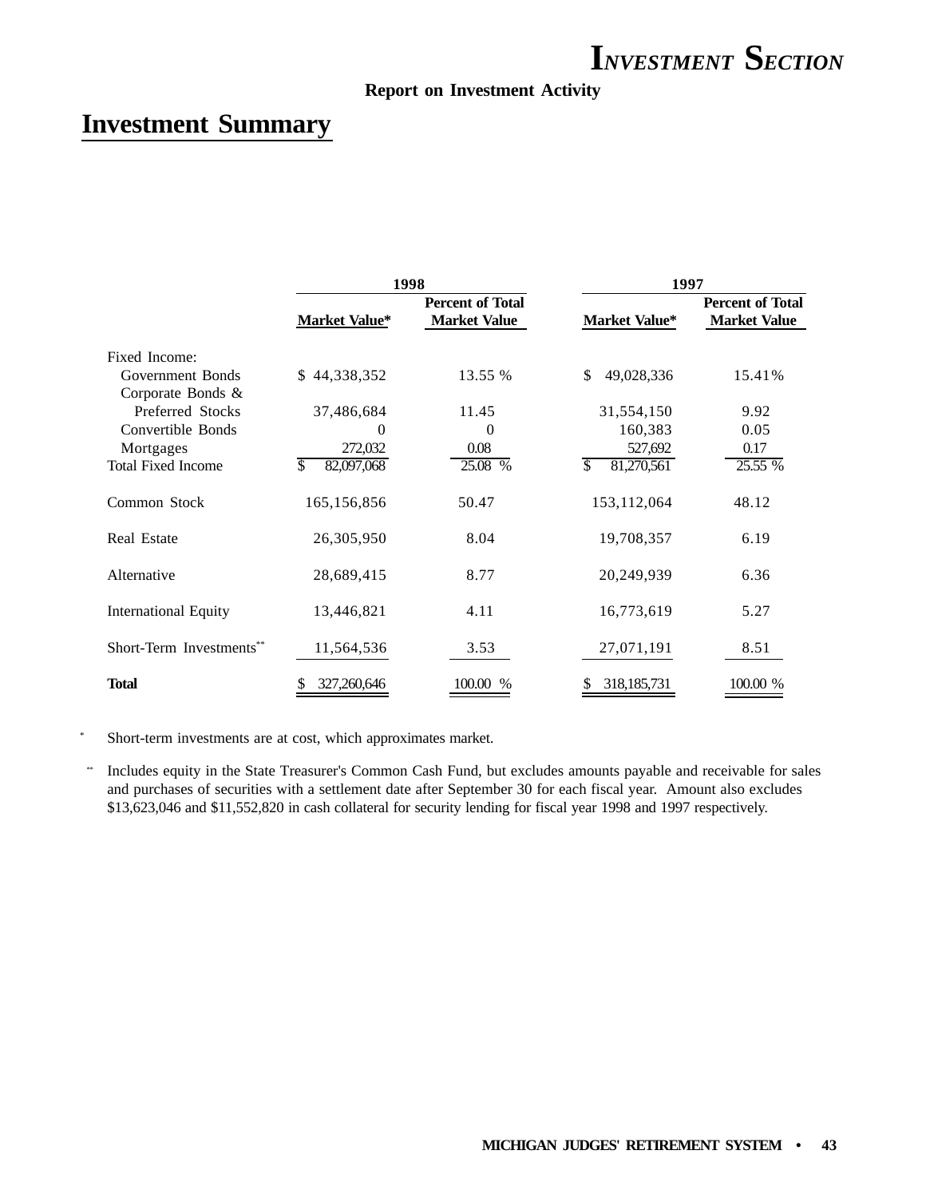# INVESTMENT SECTION

**Report on Investment Activity**

## Investment Summary

| | 1998 | | 1997 | |
|---|---|---|---|---|
| | **Market Value*** | **Percent of Total Market Value** | **Market Value*** | **Percent of Total Market Value** |
| Fixed Income: | | | | |
| Government Bonds | $ 44,338,352 | 13.55 % | $ 49,028,336 | 15.41% |
| Corporate Bonds & Preferred Stocks | 37,486,684 | 11.45 | 31,554,150 | 9.92 |
| Convertible Bonds | 0 | 0 | 160,383 | 0.05 |
| Mortgages | 272,032 | 0.08 | 527,692 | 0.17 |
| Total Fixed Income | $ 82,097,068 | 25.08 % | $ 81,270,561 | 25.55 % |
| Common Stock | 165,156,856 | 50.47 | 153,112,064 | 48.12 |
| Real Estate | 26,305,950 | 8.04 | 19,708,357 | 6.19 |
| Alternative | 28,689,415 | 8.77 | 20,249,939 | 6.36 |
| International Equity | 13,446,821 | 4.11 | 16,773,619 | 5.27 |
| Short-Term Investments** | 11,564,536 | 3.53 | 27,071,191 | 8.51 |
| **Total** | $ 327,260,646 | 100.00 % | $ 318,185,731 | 100.00 % |

\* Short-term investments are at cost, which approximates market.

\*\* Includes equity in the State Treasurer's Common Cash Fund, but excludes amounts payable and receivable for sales and purchases of securities with a settlement date after September 30 for each fiscal year. Amount also excludes $13,623,046 and $11,552,820 in cash collateral for security lending for fiscal year 1998 and 1997 respectively.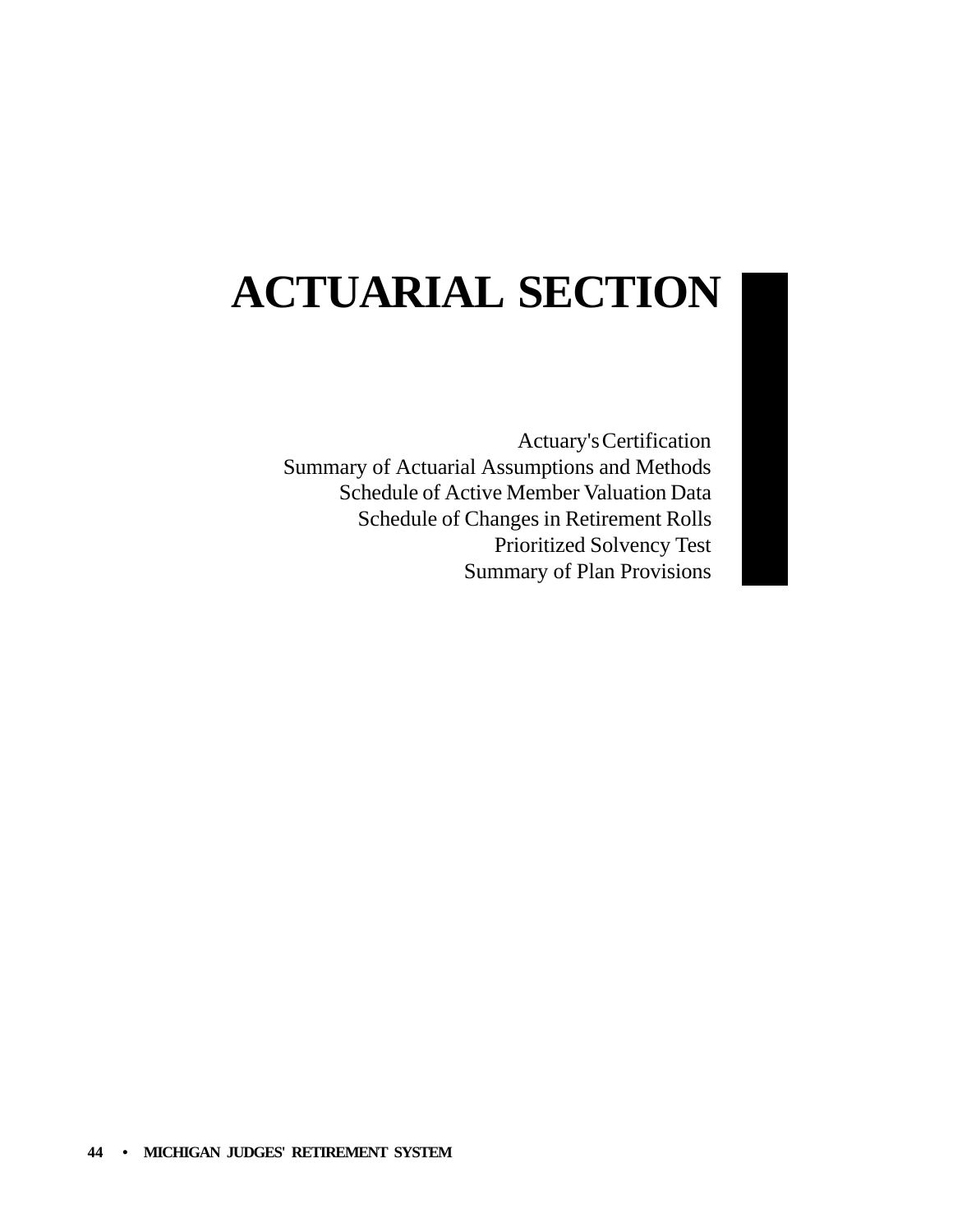# ACTUARIAL SECTION

Actuary's Certification
Summary of Actuarial Assumptions and Methods
Schedule of Active Member Valuation Data
Schedule of Changes in Retirement Rolls
Prioritized Solvency Test
Summary of Plan Provisions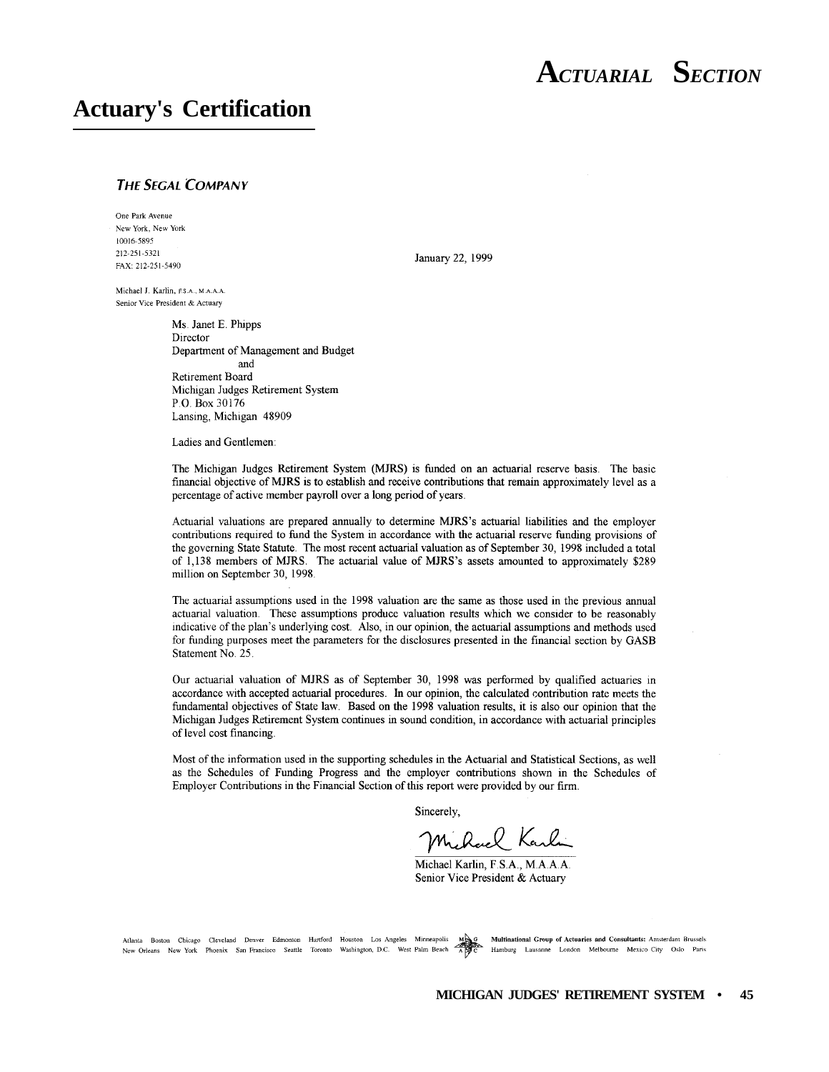# Actuarial Section

## Actuary's Certification

***The Segal Company***

One Park Avenue
New York, New York
10016-5895
212-251-5321
FAX: 212-251-5490

January 22, 1999

Michael J. Karlin, F.S.A., M.A.A.A.
Senior Vice President & Actuary

Ms. Janet E. Phipps
Director
Department of Management and Budget
and
Retirement Board
Michigan Judges Retirement System
P.O. Box 30176
Lansing, Michigan 48909

Ladies and Gentlemen:

The Michigan Judges Retirement System (MJRS) is funded on an actuarial reserve basis. The basic financial objective of MJRS is to establish and receive contributions that remain approximately level as a percentage of active member payroll over a long period of years.

Actuarial valuations are prepared annually to determine MJRS's actuarial liabilities and the employer contributions required to fund the System in accordance with the actuarial reserve funding provisions of the governing State Statute. The most recent actuarial valuation as of September 30, 1998 included a total of 1,138 members of MJRS. The actuarial value of MJRS's assets amounted to approximately $289 million on September 30, 1998.

The actuarial assumptions used in the 1998 valuation are the same as those used in the previous annual actuarial valuation. These assumptions produce valuation results which we consider to be reasonably indicative of the plan's underlying cost. Also, in our opinion, the actuarial assumptions and methods used for funding purposes meet the parameters for the disclosures presented in the financial section by GASB Statement No. 25.

Our actuarial valuation of MJRS as of September 30, 1998 was performed by qualified actuaries in accordance with accepted actuarial procedures. In our opinion, the calculated contribution rate meets the fundamental objectives of State law. Based on the 1998 valuation results, it is also our opinion that the Michigan Judges Retirement System continues in sound condition, in accordance with actuarial principles of level cost financing.

Most of the information used in the supporting schedules in the Actuarial and Statistical Sections, as well as the Schedules of Funding Progress and the employer contributions shown in the Schedules of Employer Contributions in the Financial Section of this report were provided by our firm.

Sincerely,

Michael Karlin

Michael Karlin, F.S.A., M.A.A.A.
Senior Vice President & Actuary

Atlanta Boston Chicago Cleveland Denver Edmonton Hartford Houston Los Angeles Minneapolis New Orleans New York Phoenix San Francisco Seattle Toronto Washington, D.C. West Palm Beach

**Multinational Group of Actuaries and Consultants:** Amsterdam Brussels Hamburg Lausanne London Melbourne Mexico City Oslo Paris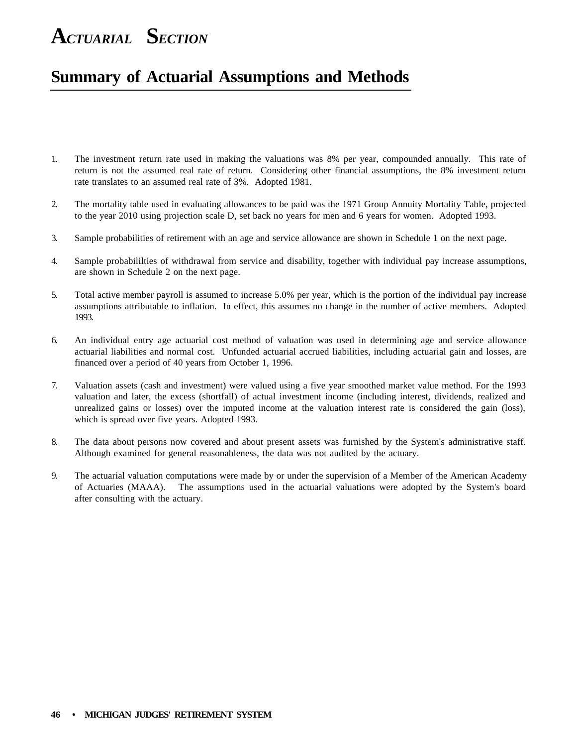# ACTUARIAL SECTION

## Summary of Actuarial Assumptions and Methods

1. The investment return rate used in making the valuations was 8% per year, compounded annually. This rate of return is not the assumed real rate of return. Considering other financial assumptions, the 8% investment return rate translates to an assumed real rate of 3%. Adopted 1981.

2. The mortality table used in evaluating allowances to be paid was the 1971 Group Annuity Mortality Table, projected to the year 2010 using projection scale D, set back no years for men and 6 years for women. Adopted 1993.

3. Sample probabilities of retirement with an age and service allowance are shown in Schedule 1 on the next page.

4. Sample probabililties of withdrawal from service and disability, together with individual pay increase assumptions, are shown in Schedule 2 on the next page.

5. Total active member payroll is assumed to increase 5.0% per year, which is the portion of the individual pay increase assumptions attributable to inflation. In effect, this assumes no change in the number of active members. Adopted 1993.

6. An individual entry age actuarial cost method of valuation was used in determining age and service allowance actuarial liabilities and normal cost. Unfunded actuarial accrued liabilities, including actuarial gain and losses, are financed over a period of 40 years from October 1, 1996.

7. Valuation assets (cash and investment) were valued using a five year smoothed market value method. For the 1993 valuation and later, the excess (shortfall) of actual investment income (including interest, dividends, realized and unrealized gains or losses) over the imputed income at the valuation interest rate is considered the gain (loss), which is spread over five years. Adopted 1993.

8. The data about persons now covered and about present assets was furnished by the System's administrative staff. Although examined for general reasonableness, the data was not audited by the actuary.

9. The actuarial valuation computations were made by or under the supervision of a Member of the American Academy of Actuaries (MAAA). The assumptions used in the actuarial valuations were adopted by the System's board after consulting with the actuary.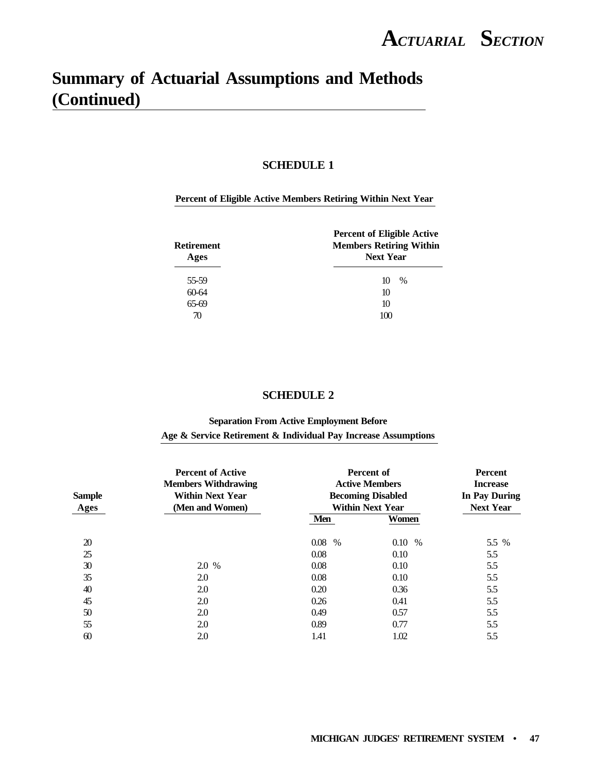# Summary of Actuarial Assumptions and Methods (Continued)

### SCHEDULE 1

**Percent of Eligible Active Members Retiring Within Next Year**

| Retirement Ages | Percent of Eligible Active Members Retiring Within Next Year |
|---|---|
| 55-59 | 10 % |
| 60-64 | 10 |
| 65-69 | 10 |
| 70 | 100 |

### SCHEDULE 2

**Separation From Active Employment Before Age & Service Retirement & Individual Pay Increase Assumptions**

| Sample Ages | Percent of Active Members Withdrawing Within Next Year (Men and Women) | Percent of Active Members Becoming Disabled Within Next Year | | Percent Increase In Pay During Next Year |
|---|---|---|---|---|
| | | Men | Women | |
| 20 | | 0.08 % | 0.10 % | 5.5 % |
| 25 | | 0.08 | 0.10 | 5.5 |
| 30 | 2.0 % | 0.08 | 0.10 | 5.5 |
| 35 | 2.0 | 0.08 | 0.10 | 5.5 |
| 40 | 2.0 | 0.20 | 0.36 | 5.5 |
| 45 | 2.0 | 0.26 | 0.41 | 5.5 |
| 50 | 2.0 | 0.49 | 0.57 | 5.5 |
| 55 | 2.0 | 0.89 | 0.77 | 5.5 |
| 60 | 2.0 | 1.41 | 1.02 | 5.5 |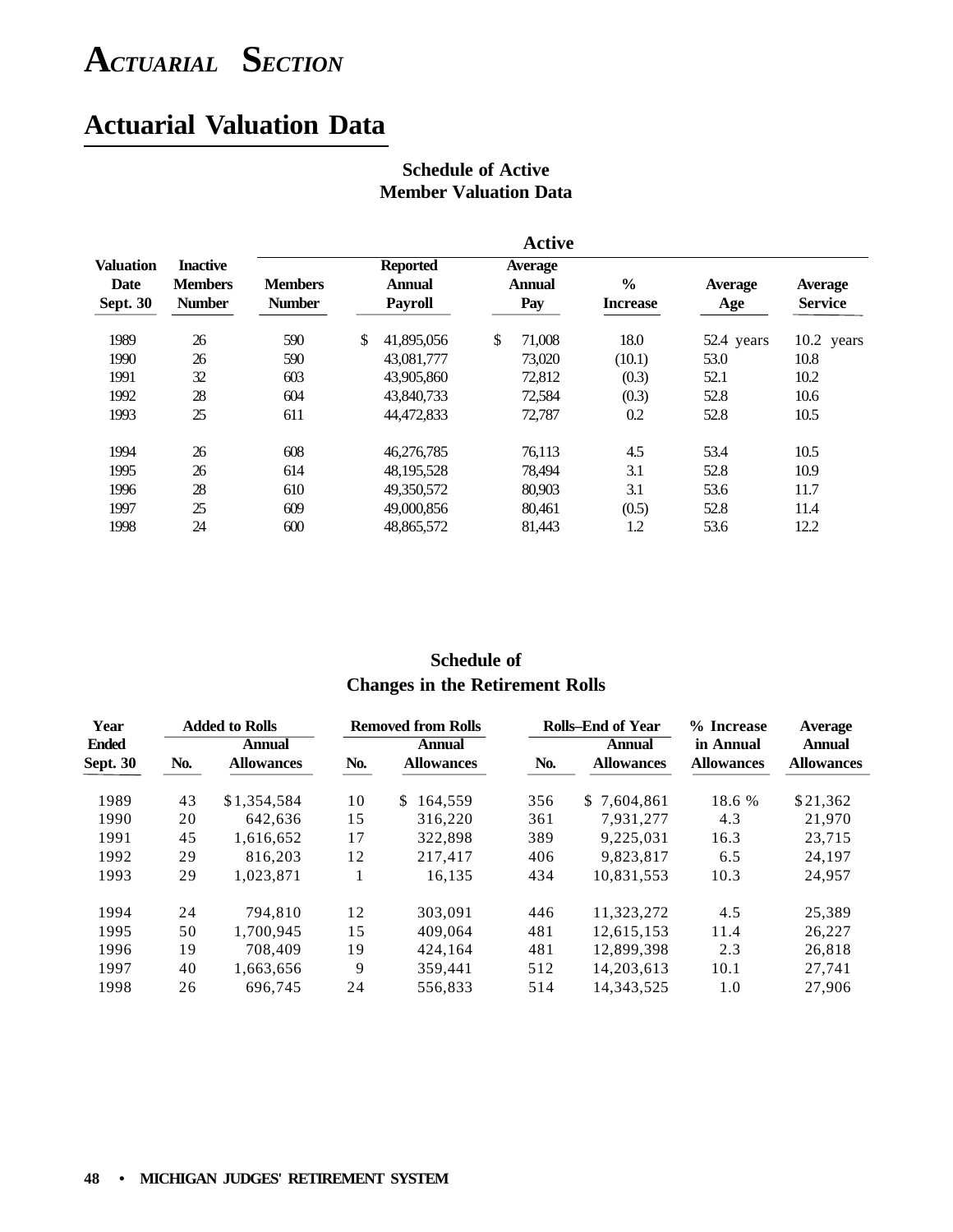# Actuarial Section

## Actuarial Valuation Data

### Schedule of Active Member Valuation Data

| Valuation Date Sept. 30 | Inactive Members Number | Active | | | | | |
|---|---|---|---|---|---|---|---|
| | | Members Number | Reported Annual Payroll | Average Annual Pay | % Increase | Average Age | Average Service |
| 1989 | 26 | 590 | $ 41,895,056 | $ 71,008 | 18.0 | 52.4 years | 10.2 years |
| 1990 | 26 | 590 | 43,081,777 | 73,020 | (10.1) | 53.0 | 10.8 |
| 1991 | 32 | 603 | 43,905,860 | 72,812 | (0.3) | 52.1 | 10.2 |
| 1992 | 28 | 604 | 43,840,733 | 72,584 | (0.3) | 52.8 | 10.6 |
| 1993 | 25 | 611 | 44,472,833 | 72,787 | 0.2 | 52.8 | 10.5 |
| 1994 | 26 | 608 | 46,276,785 | 76,113 | 4.5 | 53.4 | 10.5 |
| 1995 | 26 | 614 | 48,195,528 | 78,494 | 3.1 | 52.8 | 10.9 |
| 1996 | 28 | 610 | 49,350,572 | 80,903 | 3.1 | 53.6 | 11.7 |
| 1997 | 25 | 609 | 49,000,856 | 80,461 | (0.5) | 52.8 | 11.4 |
| 1998 | 24 | 600 | 48,865,572 | 81,443 | 1.2 | 53.6 | 12.2 |

### Schedule of Changes in the Retirement Rolls

| Year Ended Sept. 30 | Added to Rolls | | Removed from Rolls | | Rolls–End of Year | | % Increase in Annual Allowances | Average Annual Allowances |
|---|---|---|---|---|---|---|---|---|
| | No. | Annual Allowances | No. | Annual Allowances | No. | Annual Allowances | | |
| 1989 | 43 | $1,354,584 | 10 | $ 164,559 | 356 | $ 7,604,861 | 18.6 % | $21,362 |
| 1990 | 20 | 642,636 | 15 | 316,220 | 361 | 7,931,277 | 4.3 | 21,970 |
| 1991 | 45 | 1,616,652 | 17 | 322,898 | 389 | 9,225,031 | 16.3 | 23,715 |
| 1992 | 29 | 816,203 | 12 | 217,417 | 406 | 9,823,817 | 6.5 | 24,197 |
| 1993 | 29 | 1,023,871 | 1 | 16,135 | 434 | 10,831,553 | 10.3 | 24,957 |
| 1994 | 24 | 794,810 | 12 | 303,091 | 446 | 11,323,272 | 4.5 | 25,389 |
| 1995 | 50 | 1,700,945 | 15 | 409,064 | 481 | 12,615,153 | 11.4 | 26,227 |
| 1996 | 19 | 708,409 | 19 | 424,164 | 481 | 12,899,398 | 2.3 | 26,818 |
| 1997 | 40 | 1,663,656 | 9 | 359,441 | 512 | 14,203,613 | 10.1 | 27,741 |
| 1998 | 26 | 696,745 | 24 | 556,833 | 514 | 14,343,525 | 1.0 | 27,906 |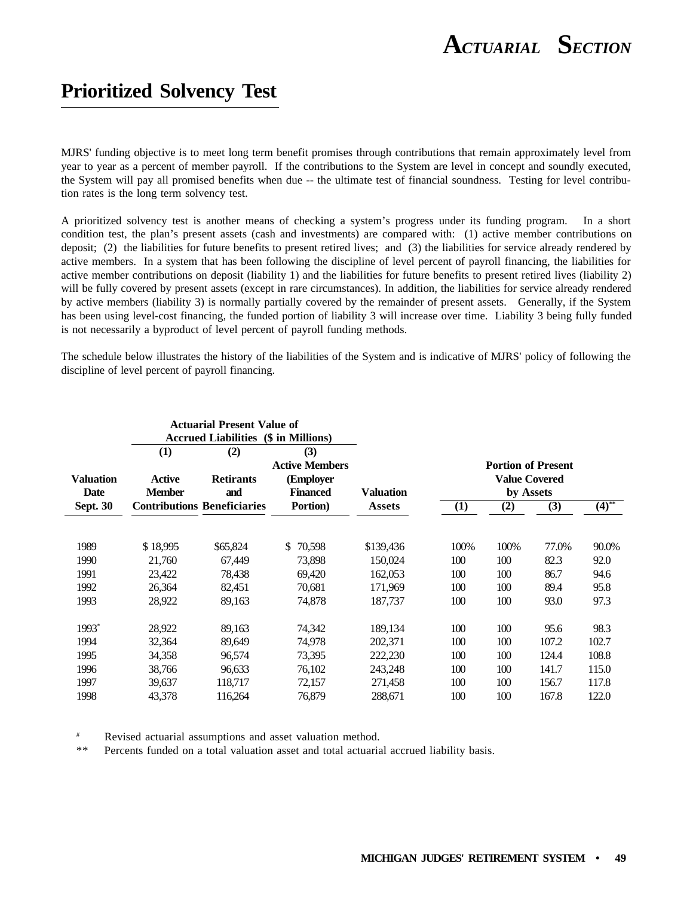# Prioritized Solvency Test

MJRS' funding objective is to meet long term benefit promises through contributions that remain approximately level from year to year as a percent of member payroll. If the contributions to the System are level in concept and soundly executed, the System will pay all promised benefits when due -- the ultimate test of financial soundness. Testing for level contribution rates is the long term solvency test.

A prioritized solvency test is another means of checking a system's progress under its funding program. In a short condition test, the plan's present assets (cash and investments) are compared with: (1) active member contributions on deposit; (2) the liabilities for future benefits to present retired lives; and (3) the liabilities for service already rendered by active members. In a system that has been following the discipline of level percent of payroll financing, the liabilities for active member contributions on deposit (liability 1) and the liabilities for future benefits to present retired lives (liability 2) will be fully covered by present assets (except in rare circumstances). In addition, the liabilities for service already rendered by active members (liability 3) is normally partially covered by the remainder of present assets. Generally, if the System has been using level-cost financing, the funded portion of liability 3 will increase over time. Liability 3 being fully funded is not necessarily a byproduct of level percent of payroll funding methods.

The schedule below illustrates the history of the liabilities of the System and is indicative of MJRS' policy of following the discipline of level percent of payroll financing.

| | Actuarial Present Value of Accrued Liabilities ($ in Millions) | | | | | | | |
|---|---|---|---|---|---|---|---|---|
| | (1) | (2) | (3) | | | | | |
| Valuation Date Sept. 30 | Active Member Contributions | Retirants and Beneficiaries | Active Members (Employer Financed Portion) | Valuation Assets | Portion of Present Value Covered by Assets (1) | (2) | (3) | (4)** |
| 1989 | $ 18,995 | $65,824 | $ 70,598 | $139,436 | 100% | 100% | 77.0% | 90.0% |
| 1990 | 21,760 | 67,449 | 73,898 | 150,024 | 100 | 100 | 82.3 | 92.0 |
| 1991 | 23,422 | 78,438 | 69,420 | 162,053 | 100 | 100 | 86.7 | 94.6 |
| 1992 | 26,364 | 82,451 | 70,681 | 171,969 | 100 | 100 | 89.4 | 95.8 |
| 1993 | 28,922 | 89,163 | 74,878 | 187,737 | 100 | 100 | 93.0 | 97.3 |
| 1993* | 28,922 | 89,163 | 74,342 | 189,134 | 100 | 100 | 95.6 | 98.3 |
| 1994 | 32,364 | 89,649 | 74,978 | 202,371 | 100 | 100 | 107.2 | 102.7 |
| 1995 | 34,358 | 96,574 | 73,395 | 222,230 | 100 | 100 | 124.4 | 108.8 |
| 1996 | 38,766 | 96,633 | 76,102 | 243,248 | 100 | 100 | 141.7 | 115.0 |
| 1997 | 39,637 | 118,717 | 72,157 | 271,458 | 100 | 100 | 156.7 | 117.8 |
| 1998 | 43,378 | 116,264 | 76,879 | 288,671 | 100 | 100 | 167.8 | 122.0 |

\# Revised actuarial assumptions and asset valuation method.

** Percents funded on a total valuation asset and total actuarial accrued liability basis.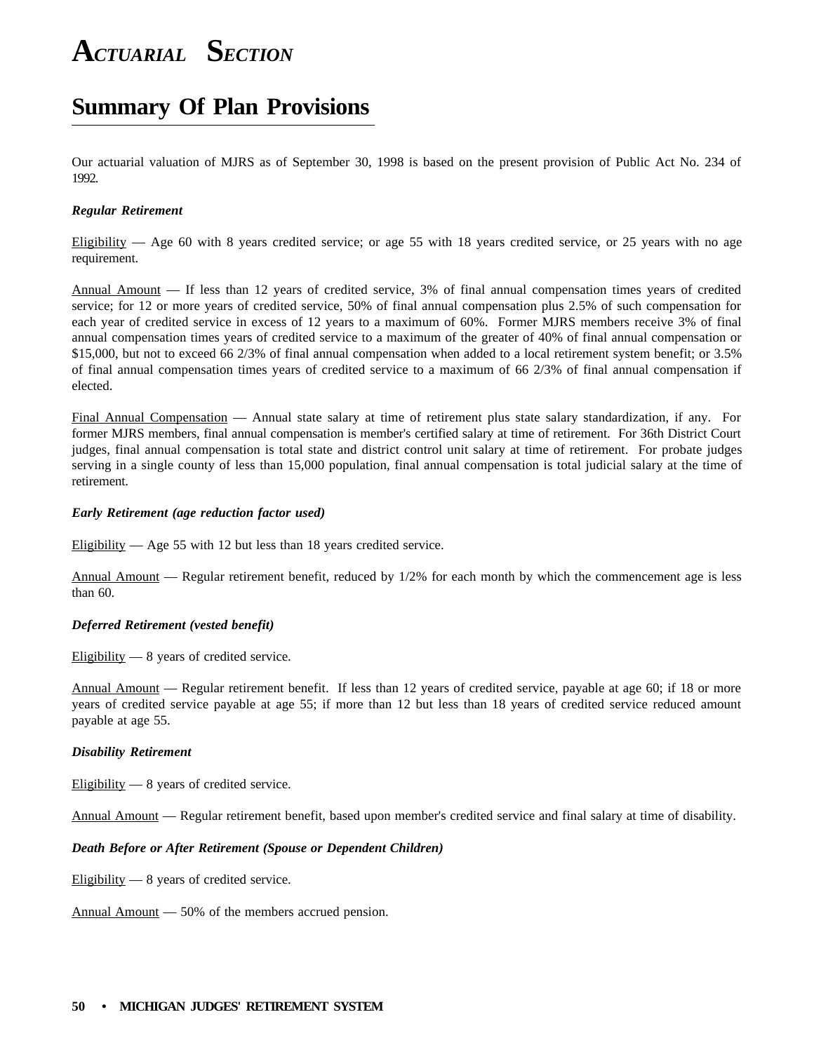# Actuarial Section

## Summary Of Plan Provisions

Our actuarial valuation of MJRS as of September 30, 1998 is based on the present provision of Public Act No. 234 of 1992.

***Regular Retirement***

Eligibility — Age 60 with 8 years credited service; or age 55 with 18 years credited service, or 25 years with no age requirement.

Annual Amount — If less than 12 years of credited service, 3% of final annual compensation times years of credited service; for 12 or more years of credited service, 50% of final annual compensation plus 2.5% of such compensation for each year of credited service in excess of 12 years to a maximum of 60%. Former MJRS members receive 3% of final annual compensation times years of credited service to a maximum of the greater of 40% of final annual compensation or $15,000, but not to exceed 66 2/3% of final annual compensation when added to a local retirement system benefit; or 3.5% of final annual compensation times years of credited service to a maximum of 66 2/3% of final annual compensation if elected.

Final Annual Compensation — Annual state salary at time of retirement plus state salary standardization, if any. For former MJRS members, final annual compensation is member's certified salary at time of retirement. For 36th District Court judges, final annual compensation is total state and district control unit salary at time of retirement. For probate judges serving in a single county of less than 15,000 population, final annual compensation is total judicial salary at the time of retirement.

***Early Retirement (age reduction factor used)***

Eligibility — Age 55 with 12 but less than 18 years credited service.

Annual Amount — Regular retirement benefit, reduced by 1/2% for each month by which the commencement age is less than 60.

***Deferred Retirement (vested benefit)***

Eligibility — 8 years of credited service.

Annual Amount — Regular retirement benefit. If less than 12 years of credited service, payable at age 60; if 18 or more years of credited service payable at age 55; if more than 12 but less than 18 years of credited service reduced amount payable at age 55.

***Disability Retirement***

Eligibility — 8 years of credited service.

Annual Amount — Regular retirement benefit, based upon member's credited service and final salary at time of disability.

***Death Before or After Retirement (Spouse or Dependent Children)***

Eligibility — 8 years of credited service.

Annual Amount — 50% of the members accrued pension.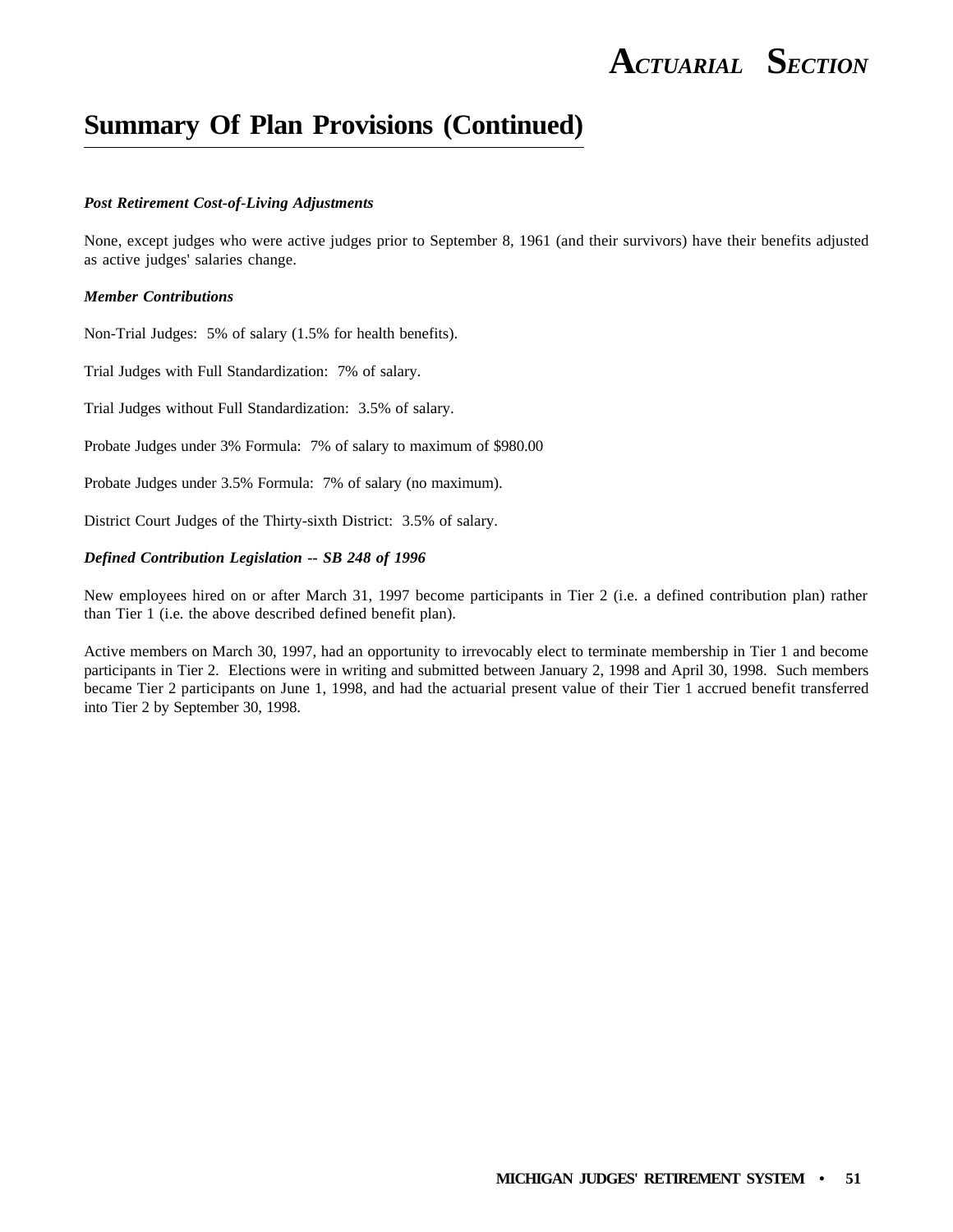## Summary Of Plan Provisions (Continued)

***Post Retirement Cost-of-Living Adjustments***

None, except judges who were active judges prior to September 8, 1961 (and their survivors) have their benefits adjusted as active judges' salaries change.

***Member Contributions***

Non-Trial Judges: 5% of salary (1.5% for health benefits).

Trial Judges with Full Standardization: 7% of salary.

Trial Judges without Full Standardization: 3.5% of salary.

Probate Judges under 3% Formula: 7% of salary to maximum of $980.00

Probate Judges under 3.5% Formula: 7% of salary (no maximum).

District Court Judges of the Thirty-sixth District: 3.5% of salary.

***Defined Contribution Legislation -- SB 248 of 1996***

New employees hired on or after March 31, 1997 become participants in Tier 2 (i.e. a defined contribution plan) rather than Tier 1 (i.e. the above described defined benefit plan).

Active members on March 30, 1997, had an opportunity to irrevocably elect to terminate membership in Tier 1 and become participants in Tier 2. Elections were in writing and submitted between January 2, 1998 and April 30, 1998. Such members became Tier 2 participants on June 1, 1998, and had the actuarial present value of their Tier 1 accrued benefit transferred into Tier 2 by September 30, 1998.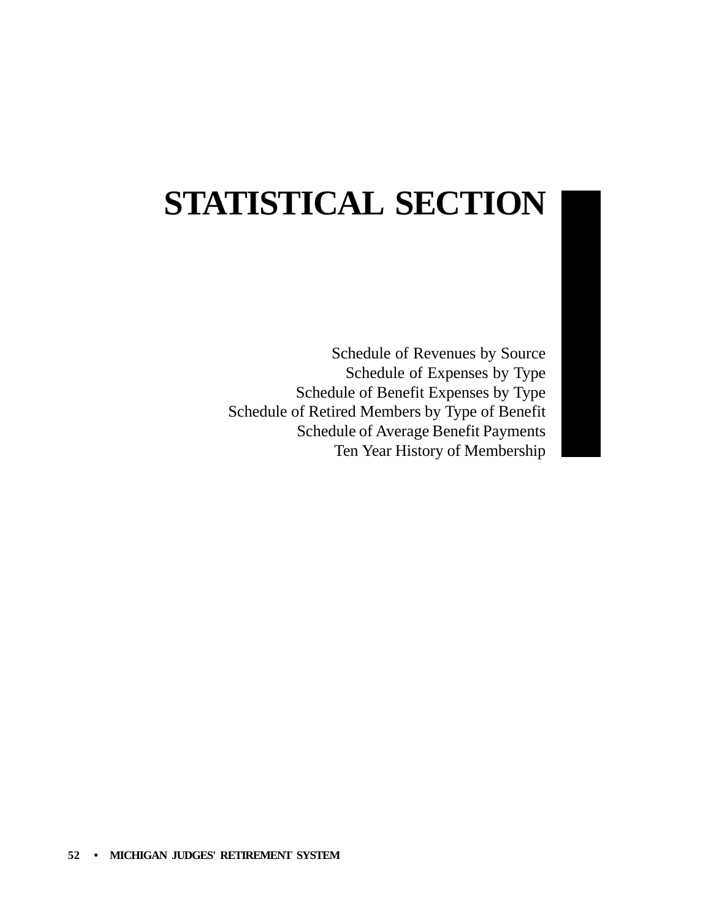# STATISTICAL SECTION

Schedule of Revenues by Source
Schedule of Expenses by Type
Schedule of Benefit Expenses by Type
Schedule of Retired Members by Type of Benefit
Schedule of Average Benefit Payments
Ten Year History of Membership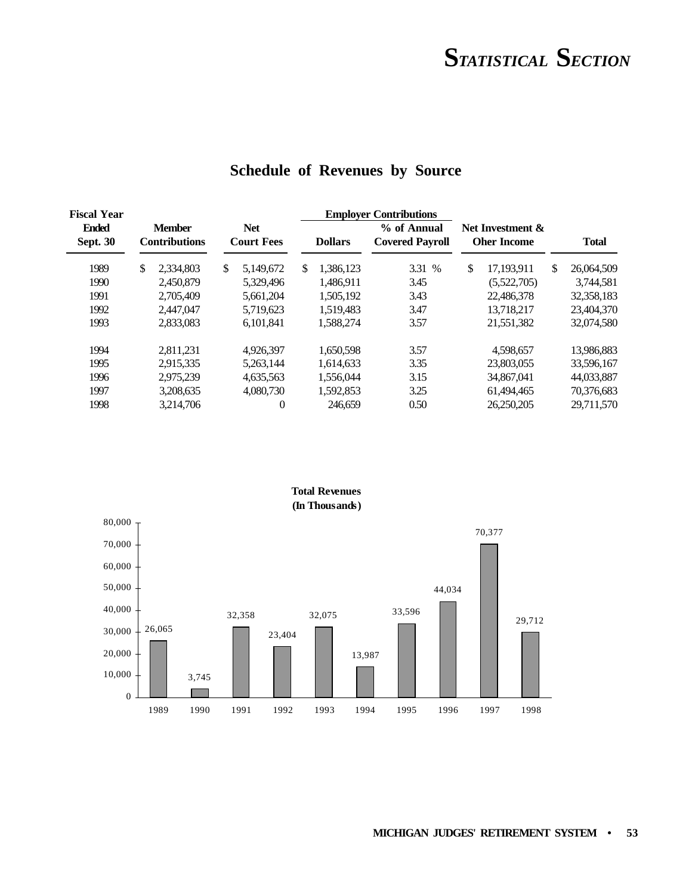# Schedule of Revenues by Source

| Fiscal Year Ended Sept. 30 | Member Contributions | Net Court Fees | Employer Contributions | | Net Investment & Oher Income | Total |
|---|---|---|---|---|---|---|
| | | | Dollars | % of Annual Covered Payroll | | |
| 1989 | $ 2,334,803 | $ 5,149,672 | $ 1,386,123 | 3.31 % | $ 17,193,911 | $ 26,064,509 |
| 1990 | 2,450,879 | 5,329,496 | 1,486,911 | 3.45 | (5,522,705) | 3,744,581 |
| 1991 | 2,705,409 | 5,661,204 | 1,505,192 | 3.43 | 22,486,378 | 32,358,183 |
| 1992 | 2,447,047 | 5,719,623 | 1,519,483 | 3.47 | 13,718,217 | 23,404,370 |
| 1993 | 2,833,083 | 6,101,841 | 1,588,274 | 3.57 | 21,551,382 | 32,074,580 |
| 1994 | 2,811,231 | 4,926,397 | 1,650,598 | 3.57 | 4,598,657 | 13,986,883 |
| 1995 | 2,915,335 | 5,263,144 | 1,614,633 | 3.35 | 23,803,055 | 33,596,167 |
| 1996 | 2,975,239 | 4,635,563 | 1,556,044 | 3.15 | 34,867,041 | 44,033,887 |
| 1997 | 3,208,635 | 4,080,730 | 1,592,853 | 3.25 | 61,494,465 | 70,376,683 |
| 1998 | 3,214,706 | 0 | 246,659 | 0.50 | 26,250,205 | 29,711,570 |

**Total Revenues (In Thousands)**

| Year | Total Revenues (In Thousands) |
|---|---|
| 1989 | 26,065 |
| 1990 | 3,745 |
| 1991 | 32,358 |
| 1992 | 23,404 |
| 1993 | 32,075 |
| 1994 | 13,987 |
| 1995 | 33,596 |
| 1996 | 44,034 |
| 1997 | 70,377 |
| 1998 | 29,712 |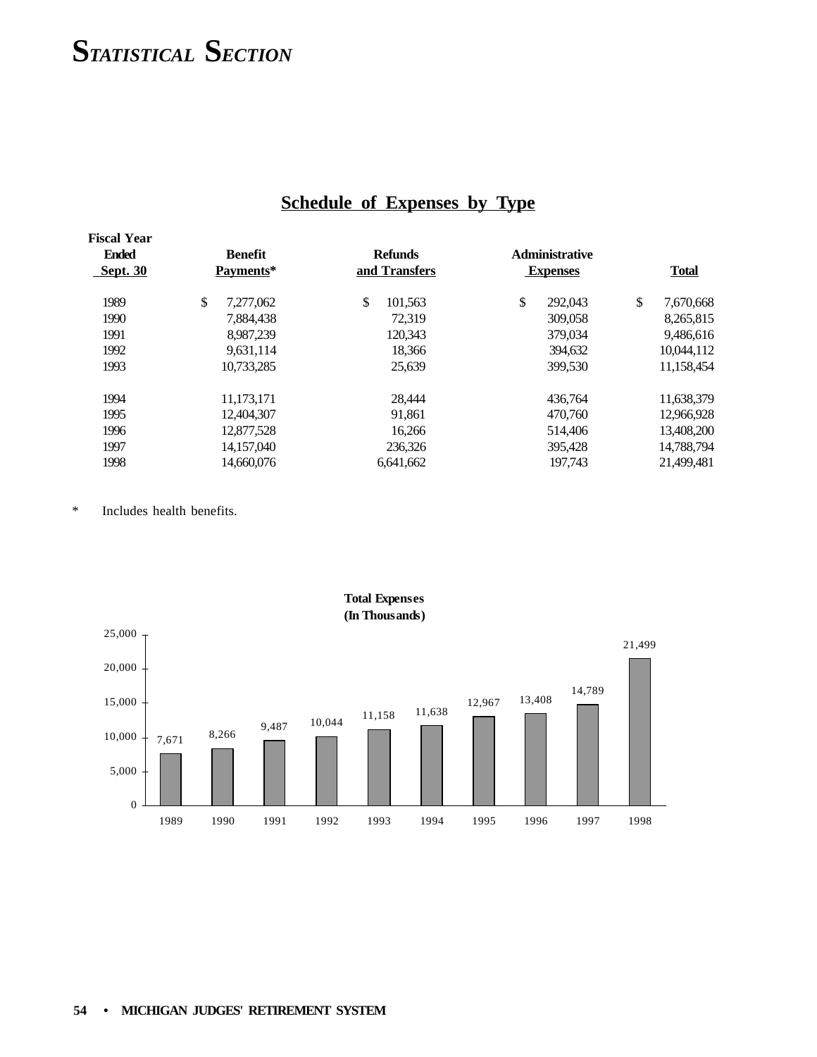# STATISTICAL SECTION

## Schedule of Expenses by Type

| Fiscal Year Ended Sept. 30 | Benefit Payments* | Refunds and Transfers | Administrative Expenses | Total |
|---|---|---|---|---|
| 1989 | $ 7,277,062 | $ 101,563 | $ 292,043 | $ 7,670,668 |
| 1990 | 7,884,438 | 72,319 | 309,058 | 8,265,815 |
| 1991 | 8,987,239 | 120,343 | 379,034 | 9,486,616 |
| 1992 | 9,631,114 | 18,366 | 394,632 | 10,044,112 |
| 1993 | 10,733,285 | 25,639 | 399,530 | 11,158,454 |
| 1994 | 11,173,171 | 28,444 | 436,764 | 11,638,379 |
| 1995 | 12,404,307 | 91,861 | 470,760 | 12,966,928 |
| 1996 | 12,877,528 | 16,266 | 514,406 | 13,408,200 |
| 1997 | 14,157,040 | 236,326 | 395,428 | 14,788,794 |
| 1998 | 14,660,076 | 6,641,662 | 197,743 | 21,499,481 |

\* Includes health benefits.

**Total Expenses (In Thousands)**

| Year | Total Expenses |
|---|---|
| 1989 | 7,671 |
| 1990 | 8,266 |
| 1991 | 9,487 |
| 1992 | 10,044 |
| 1993 | 11,158 |
| 1994 | 11,638 |
| 1995 | 12,967 |
| 1996 | 13,408 |
| 1997 | 14,789 |
| 1998 | 21,499 |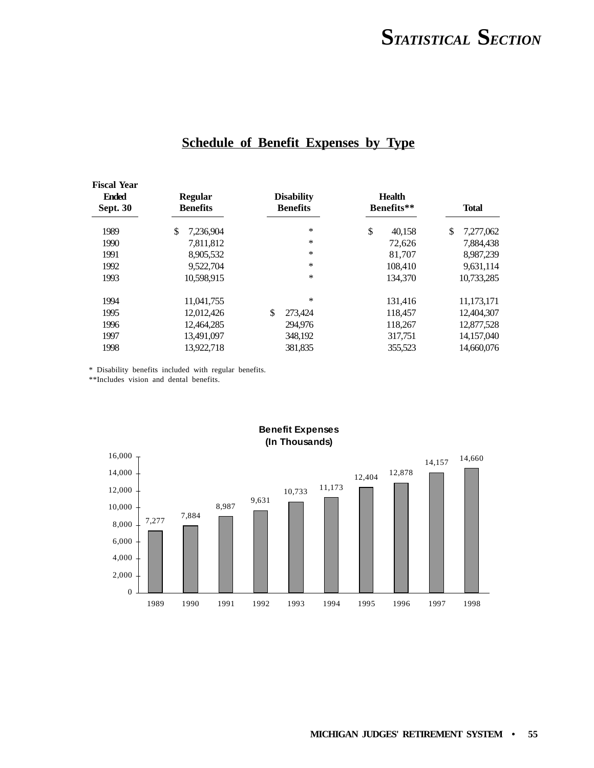## Schedule of Benefit Expenses by Type

| Fiscal Year Ended Sept. 30 | Regular Benefits | Disability Benefits | Health Benefits** | Total |
|---|---|---|---|---|
| 1989 | $ 7,236,904 | * | $ 40,158 | $ 7,277,062 |
| 1990 | 7,811,812 | * | 72,626 | 7,884,438 |
| 1991 | 8,905,532 | * | 81,707 | 8,987,239 |
| 1992 | 9,522,704 | * | 108,410 | 9,631,114 |
| 1993 | 10,598,915 | * | 134,370 | 10,733,285 |
| 1994 | 11,041,755 | * | 131,416 | 11,173,171 |
| 1995 | 12,012,426 | $ 273,424 | 118,457 | 12,404,307 |
| 1996 | 12,464,285 | 294,976 | 118,267 | 12,877,528 |
| 1997 | 13,491,097 | 348,192 | 317,751 | 14,157,040 |
| 1998 | 13,922,718 | 381,835 | 355,523 | 14,660,076 |

* Disability benefits included with regular benefits.
**Includes vision and dental benefits.

**Benefit Expenses (In Thousands)**

| Year | Benefit Expenses (In Thousands) |
|---|---|
| 1989 | 7,277 |
| 1990 | 7,884 |
| 1991 | 8,987 |
| 1992 | 9,631 |
| 1993 | 10,733 |
| 1994 | 11,173 |
| 1995 | 12,404 |
| 1996 | 12,878 |
| 1997 | 14,157 |
| 1998 | 14,660 |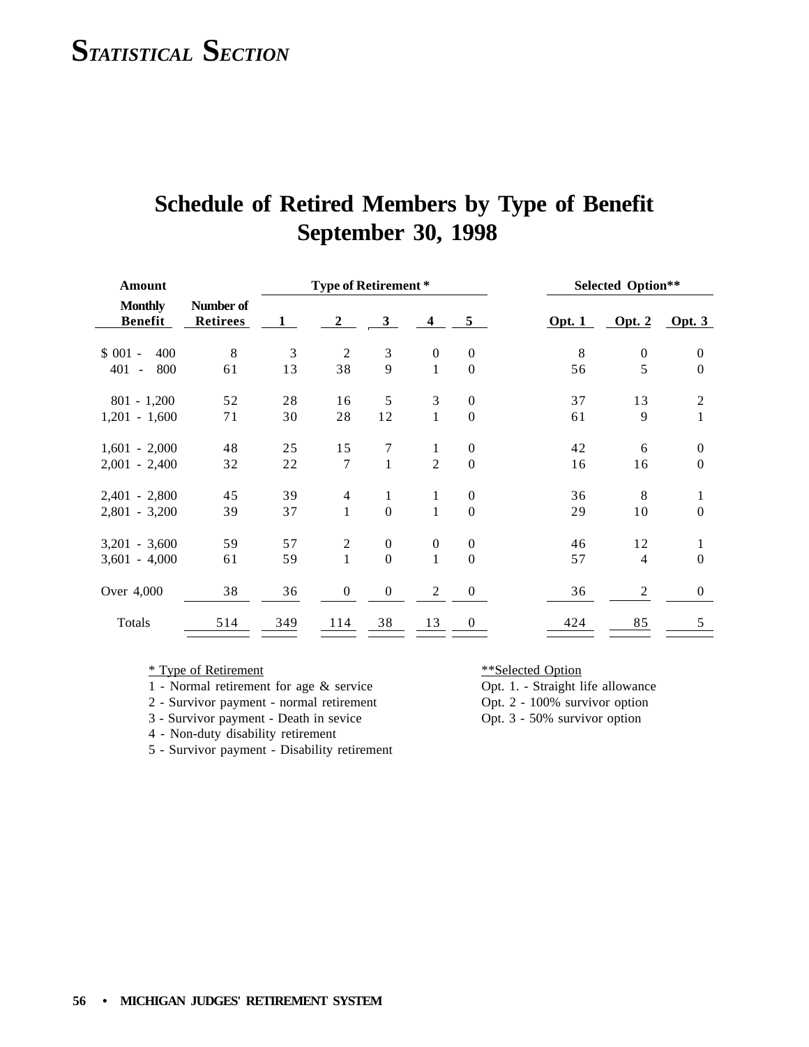# Schedule of Retired Members by Type of Benefit
## September 30, 1998

| Amount Monthly Benefit | Number of Retirees | Type of Retirement * 1 | 2 | 3 | 4 | 5 | Selected Option** Opt. 1 | Opt. 2 | Opt. 3 |
|---|---|---|---|---|---|---|---|---|---|
| $ 001 - 400 | 8 | 3 | 2 | 3 | 0 | 0 | 8 | 0 | 0 |
| 401 - 800 | 61 | 13 | 38 | 9 | 1 | 0 | 56 | 5 | 0 |
| 801 - 1,200 | 52 | 28 | 16 | 5 | 3 | 0 | 37 | 13 | 2 |
| 1,201 - 1,600 | 71 | 30 | 28 | 12 | 1 | 0 | 61 | 9 | 1 |
| 1,601 - 2,000 | 48 | 25 | 15 | 7 | 1 | 0 | 42 | 6 | 0 |
| 2,001 - 2,400 | 32 | 22 | 7 | 1 | 2 | 0 | 16 | 16 | 0 |
| 2,401 - 2,800 | 45 | 39 | 4 | 1 | 1 | 0 | 36 | 8 | 1 |
| 2,801 - 3,200 | 39 | 37 | 1 | 0 | 1 | 0 | 29 | 10 | 0 |
| 3,201 - 3,600 | 59 | 57 | 2 | 0 | 0 | 0 | 46 | 12 | 1 |
| 3,601 - 4,000 | 61 | 59 | 1 | 0 | 1 | 0 | 57 | 4 | 0 |
| Over 4,000 | 38 | 36 | 0 | 0 | 2 | 0 | 36 | 2 | 0 |
| Totals | 514 | 349 | 114 | 38 | 13 | 0 | 424 | 85 | 5 |

\* Type of Retirement
1 - Normal retirement for age & service
2 - Survivor payment - normal retirement
3 - Survivor payment - Death in sevice
4 - Non-duty disability retirement
5 - Survivor payment - Disability retirement

**Selected Option
Opt. 1. - Straight life allowance
Opt. 2 - 100% survivor option
Opt. 3 - 50% survivor option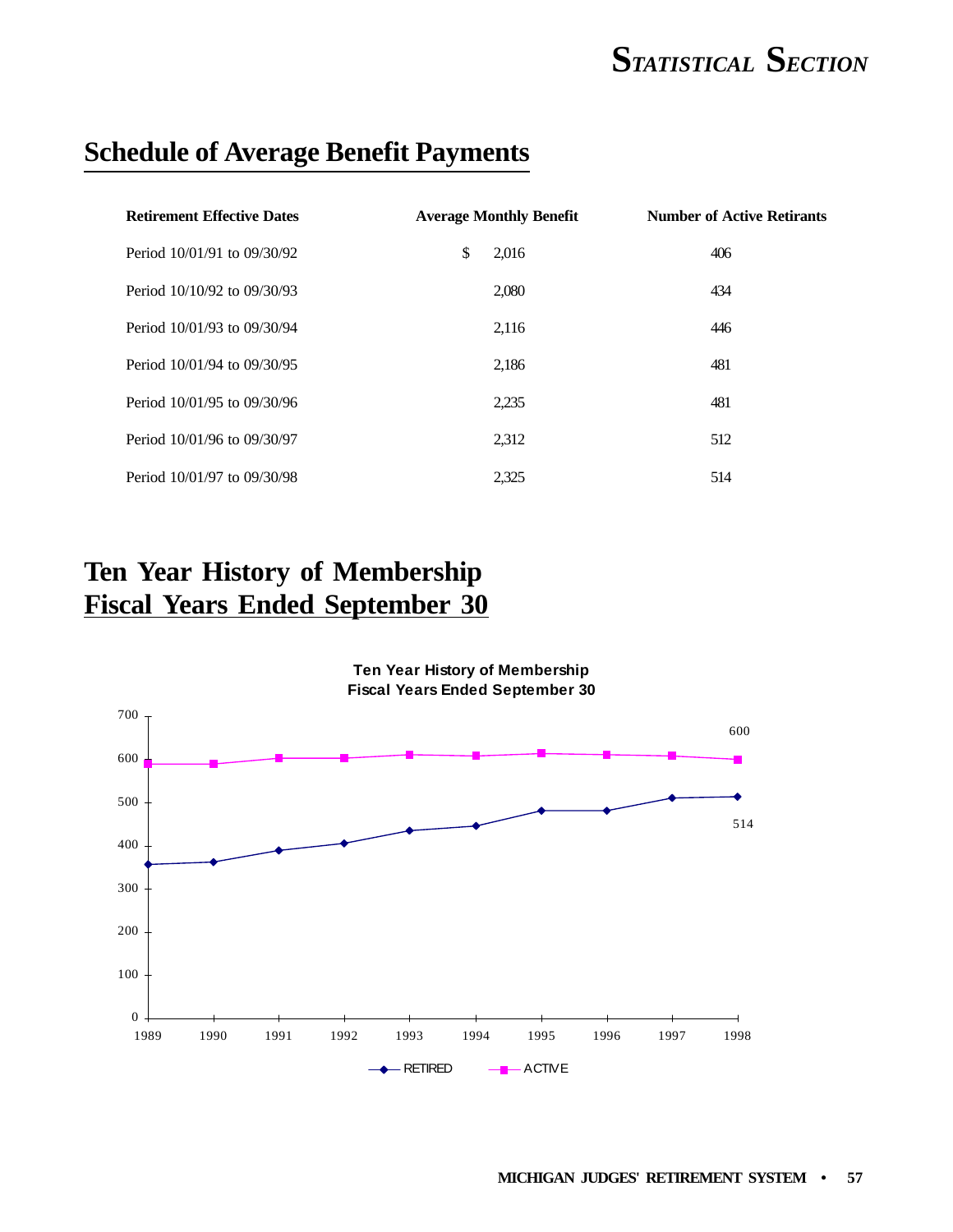## Schedule of Average Benefit Payments

| Retirement Effective Dates | Average Monthly Benefit | Number of Active Retirants |
|---|---|---|
| Period 10/01/91 to 09/30/92 | $ 2,016 | 406 |
| Period 10/10/92 to 09/30/93 | 2,080 | 434 |
| Period 10/01/93 to 09/30/94 | 2,116 | 446 |
| Period 10/01/94 to 09/30/95 | 2,186 | 481 |
| Period 10/01/95 to 09/30/96 | 2,235 | 481 |
| Period 10/01/96 to 09/30/97 | 2,312 | 512 |
| Period 10/01/97 to 09/30/98 | 2,325 | 514 |

## Ten Year History of Membership
## Fiscal Years Ended September 30

**Ten Year History of Membership**
**Fiscal Years Ended September 30**

600

514

RETIRED ACTIVE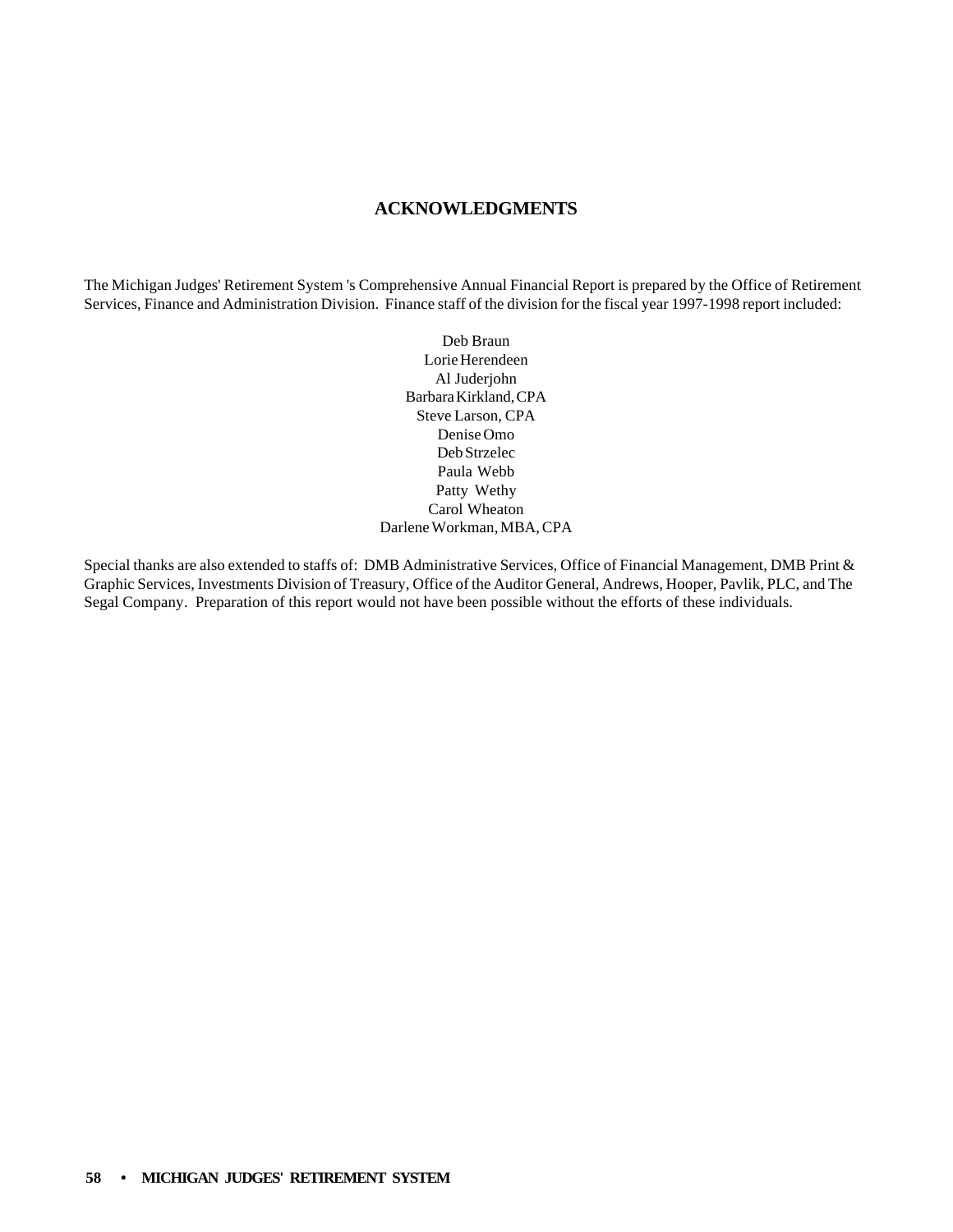## ACKNOWLEDGMENTS

The Michigan Judges' Retirement System 's Comprehensive Annual Financial Report is prepared by the Office of Retirement Services, Finance and Administration Division. Finance staff of the division for the fiscal year 1997-1998 report included:

Deb Braun
Lorie Herendeen
Al Juderjohn
Barbara Kirkland, CPA
Steve Larson, CPA
Denise Omo
Deb Strzelec
Paula Webb
Patty Wethy
Carol Wheaton
Darlene Workman, MBA, CPA

Special thanks are also extended to staffs of: DMB Administrative Services, Office of Financial Management, DMB Print & Graphic Services, Investments Division of Treasury, Office of the Auditor General, Andrews, Hooper, Pavlik, PLC, and The Segal Company. Preparation of this report would not have been possible without the efforts of these individuals.